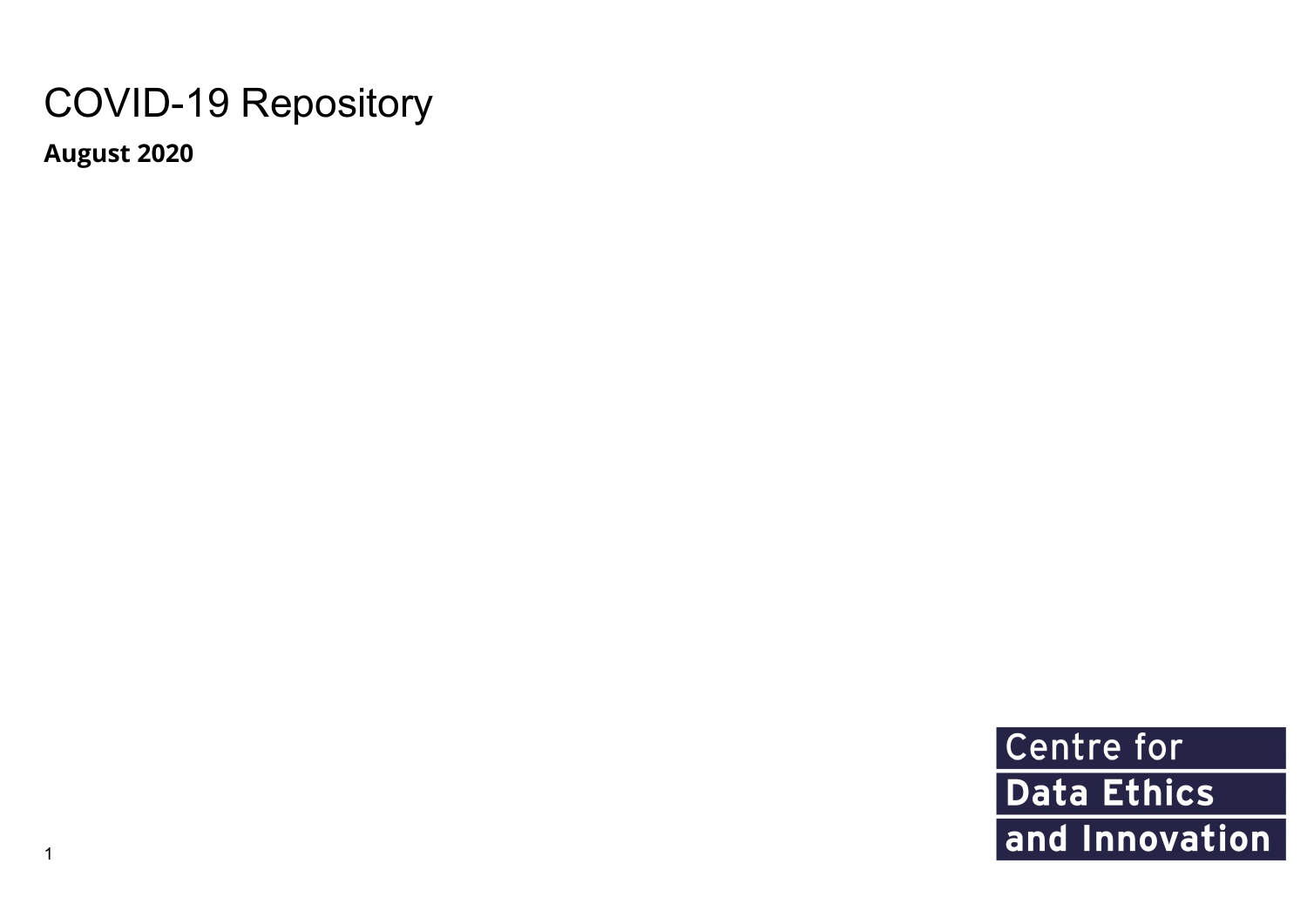# COVID-19 Repository

**August 2020**

Centre for
Data Ethics
and Innovation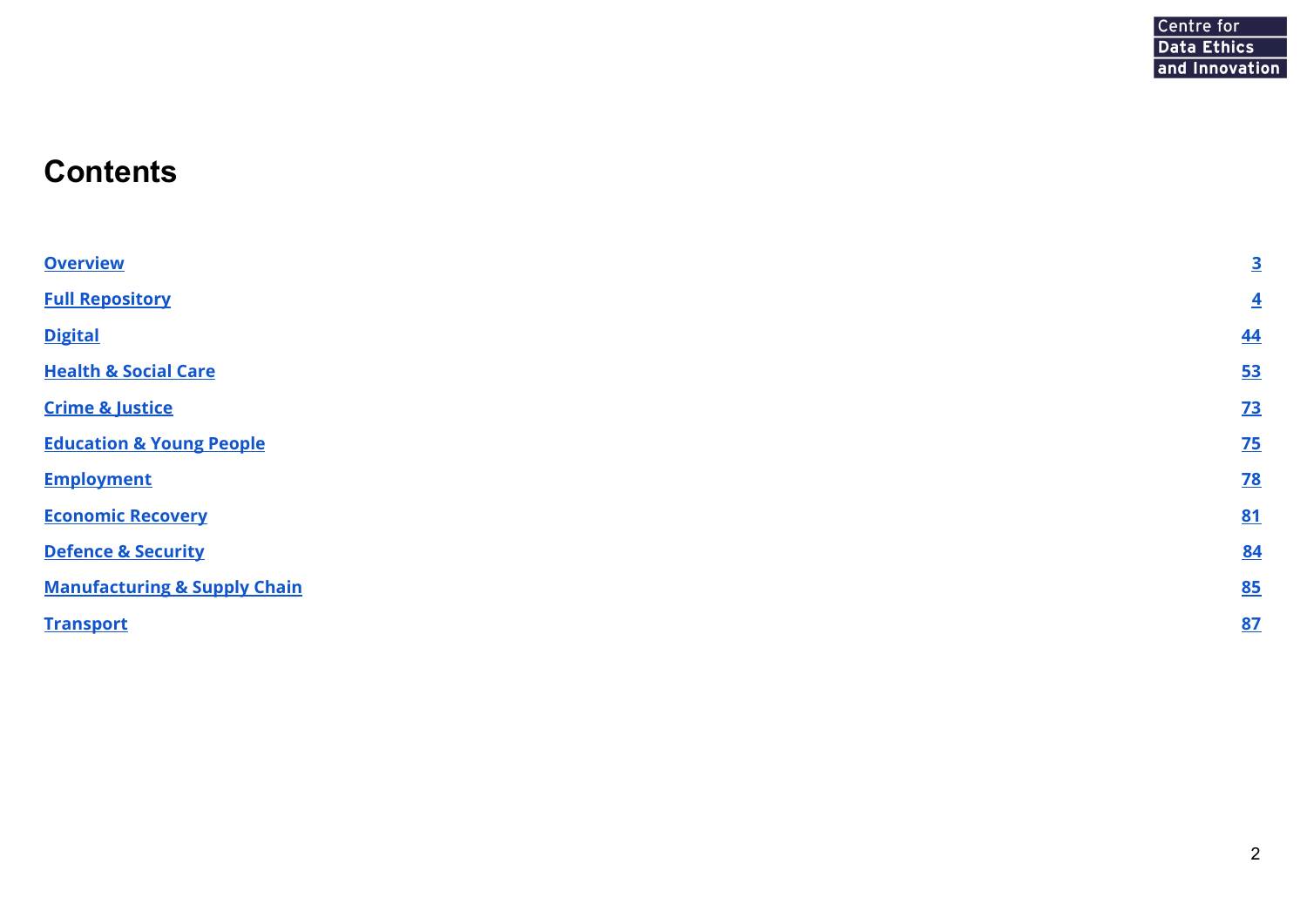# Contents

| | |
|---|---|
| Overview | 3 |
| Full Repository | 4 |
| Digital | 44 |
| Health & Social Care | 53 |
| Crime & Justice | 73 |
| Education & Young People | 75 |
| Employment | 78 |
| Economic Recovery | 81 |
| Defence & Security | 84 |
| Manufacturing & Supply Chain | 85 |
| Transport | 87 |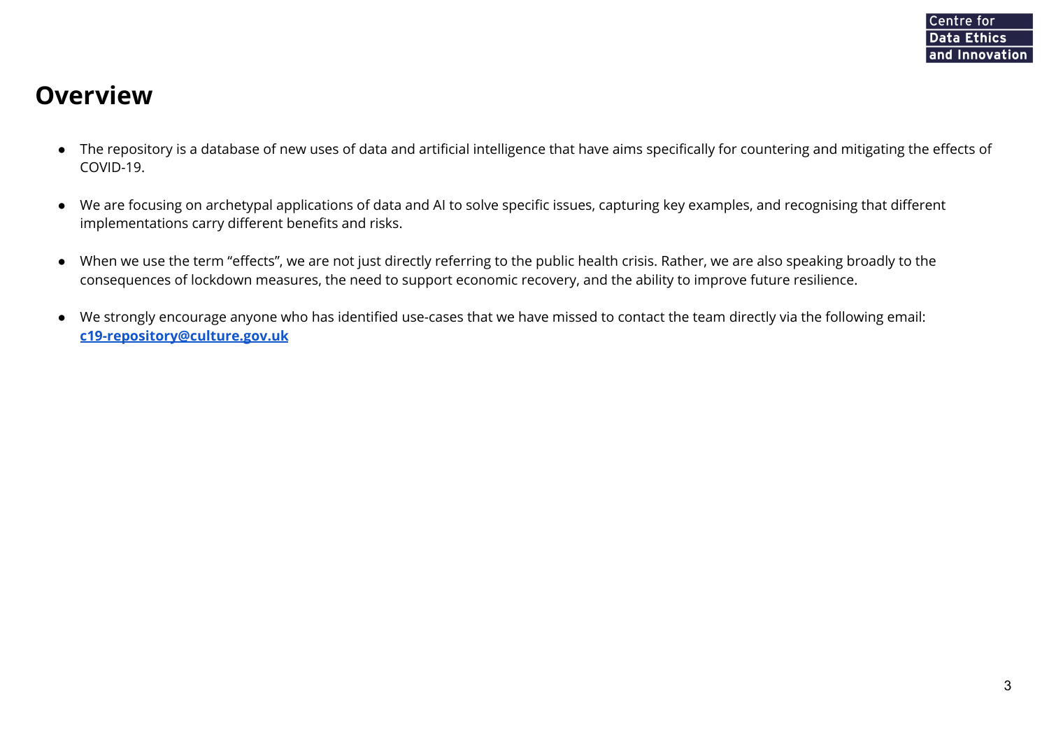# Overview

- The repository is a database of new uses of data and artificial intelligence that have aims specifically for countering and mitigating the effects of COVID-19.

- We are focusing on archetypal applications of data and AI to solve specific issues, capturing key examples, and recognising that different implementations carry different benefits and risks.

- When we use the term "effects", we are not just directly referring to the public health crisis. Rather, we are also speaking broadly to the consequences of lockdown measures, the need to support economic recovery, and the ability to improve future resilience.

- We strongly encourage anyone who has identified use-cases that we have missed to contact the team directly via the following email: **c19-repository@culture.gov.uk**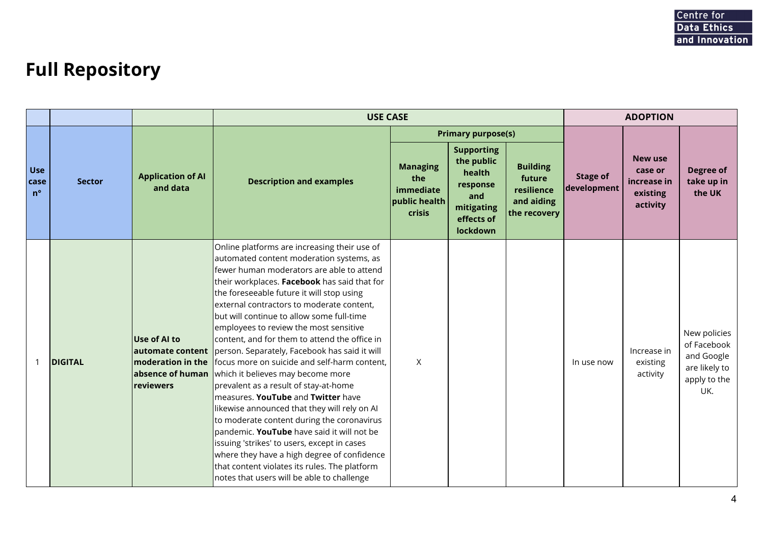# Full Repository

| | | | USE CASE | | | | ADOPTION | | |
|---|---|---|---|---|---|---|---|---|---|
| | | | | Primary purpose(s) | | | | | |
| Use case n° | Sector | Application of AI and data | Description and examples | Managing the immediate public health crisis | Supporting the public health response and mitigating effects of lockdown | Building future resilience and aiding the recovery | Stage of development | New use case or increase in existing activity | Degree of take up in the UK |
| 1 | **DIGITAL** | **Use of AI to automate content moderation in the absence of human reviewers** | Online platforms are increasing their use of automated content moderation systems, as fewer human moderators are able to attend their workplaces. **Facebook** has said that for the foreseeable future it will stop using external contractors to moderate content, but will continue to allow some full-time employees to review the most sensitive content, and for them to attend the office in person. Separately, Facebook has said it will focus more on suicide and self-harm content, which it believes may become more prevalent as a result of stay-at-home measures. **YouTube** and **Twitter** have likewise announced that they will rely on AI to moderate content during the coronavirus pandemic. **YouTube** have said it will not be issuing 'strikes' to users, except in cases where they have a high degree of confidence that content violates its rules. The platform notes that users will be able to challenge | X | | | In use now | Increase in existing activity | New policies of Facebook and Google are likely to apply to the UK. |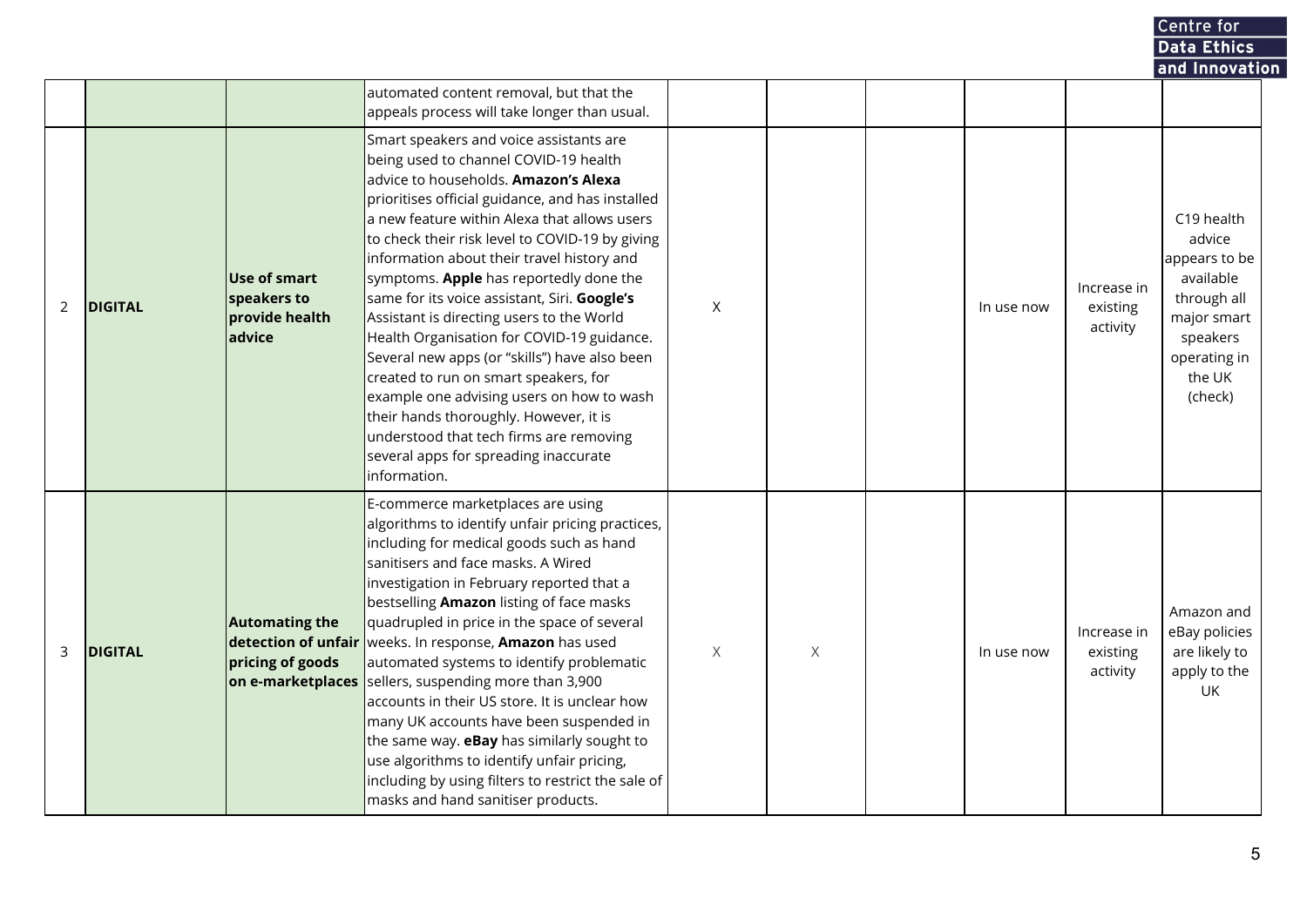| | | | | | | | | | |
|---|---|---|---|---|---|---|---|---|---|
| | | | automated content removal, but that the appeals process will take longer than usual. | | | | | | |
| 2 | **DIGITAL** | **Use of smart speakers to provide health advice** | Smart speakers and voice assistants are being used to channel COVID-19 health advice to households. **Amazon's Alexa** prioritises official guidance, and has installed a new feature within Alexa that allows users to check their risk level to COVID-19 by giving information about their travel history and symptoms. **Apple** has reportedly done the same for its voice assistant, Siri. **Google's** Assistant is directing users to the World Health Organisation for COVID-19 guidance. Several new apps (or "skills") have also been created to run on smart speakers, for example one advising users on how to wash their hands thoroughly. However, it is understood that tech firms are removing several apps for spreading inaccurate information. | X | | | In use now | Increase in existing activity | C19 health advice appears to be available through all major smart speakers operating in the UK (check) |
| 3 | **DIGITAL** | **Automating the detection of unfair pricing of goods on e-marketplaces** | E-commerce marketplaces are using algorithms to identify unfair pricing practices, including for medical goods such as hand sanitisers and face masks. A Wired investigation in February reported that a bestselling **Amazon** listing of face masks quadrupled in price in the space of several weeks. In response, **Amazon** has used automated systems to identify problematic sellers, suspending more than 3,900 accounts in their US store. It is unclear how many UK accounts have been suspended in the same way. **eBay** has similarly sought to use algorithms to identify unfair pricing, including by using filters to restrict the sale of masks and hand sanitiser products. | X | X | | In use now | Increase in existing activity | Amazon and eBay policies are likely to apply to the UK |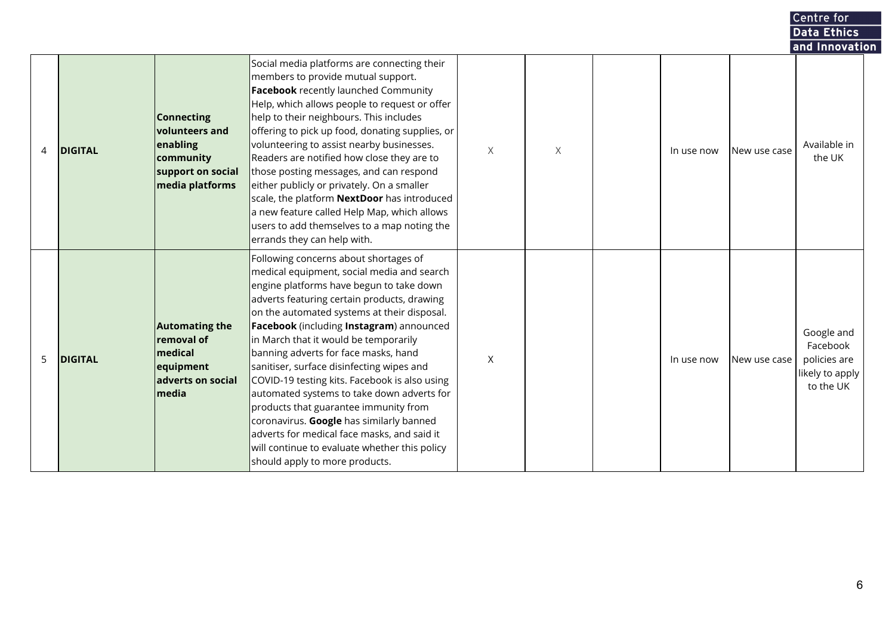| | | | | | | | | | |
|---|---|---|---|---|---|---|---|---|---|
| 4 | **DIGITAL** | **Connecting volunteers and enabling community support on social media platforms** | Social media platforms are connecting their members to provide mutual support. **Facebook** recently launched Community Help, which allows people to request or offer help to their neighbours. This includes offering to pick up food, donating supplies, or volunteering to assist nearby businesses. Readers are notified how close they are to those posting messages, and can respond either publicly or privately. On a smaller scale, the platform **NextDoor** has introduced a new feature called Help Map, which allows users to add themselves to a map noting the errands they can help with. | X | X | | In use now | New use case | Available in the UK |
| 5 | **DIGITAL** | **Automating the removal of medical equipment adverts on social media** | Following concerns about shortages of medical equipment, social media and search engine platforms have begun to take down adverts featuring certain products, drawing on the automated systems at their disposal. **Facebook** (including **Instagram**) announced in March that it would be temporarily banning adverts for face masks, hand sanitiser, surface disinfecting wipes and COVID-19 testing kits. Facebook is also using automated systems to take down adverts for products that guarantee immunity from coronavirus. **Google** has similarly banned adverts for medical face masks, and said it will continue to evaluate whether this policy should apply to more products. | X | | | In use now | New use case | Google and Facebook policies are likely to apply to the UK |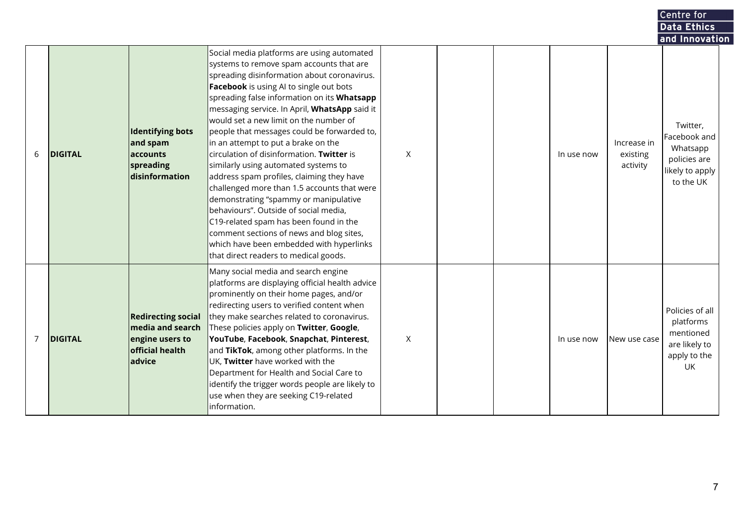| | | | | | | | | | |
|---|---|---|---|---|---|---|---|---|---|
| 6 | **DIGITAL** | **Identifying bots and spam accounts spreading disinformation** | Social media platforms are using automated systems to remove spam accounts that are spreading disinformation about coronavirus. **Facebook** is using AI to single out bots spreading false information on its **Whatsapp** messaging service. In April, **WhatsApp** said it would set a new limit on the number of people that messages could be forwarded to, in an attempt to put a brake on the circulation of disinformation. **Twitter** is similarly using automated systems to address spam profiles, claiming they have challenged more than 1.5 accounts that were demonstrating "spammy or manipulative behaviours". Outside of social media, C19-related spam has been found in the comment sections of news and blog sites, which have been embedded with hyperlinks that direct readers to medical goods. | X | | | In use now | Increase in existing activity | Twitter, Facebook and Whatsapp policies are likely to apply to the UK |
| 7 | **DIGITAL** | **Redirecting social media and search engine users to official health advice** | Many social media and search engine platforms are displaying official health advice prominently on their home pages, and/or redirecting users to verified content when they make searches related to coronavirus. These policies apply on **Twitter**, **Google**, **YouTube**, **Facebook**, **Snapchat**, **Pinterest**, and **TikTok**, among other platforms. In the UK, **Twitter** have worked with the Department for Health and Social Care to identify the trigger words people are likely to use when they are seeking C19-related information. | X | | | In use now | New use case | Policies of all platforms mentioned are likely to apply to the UK |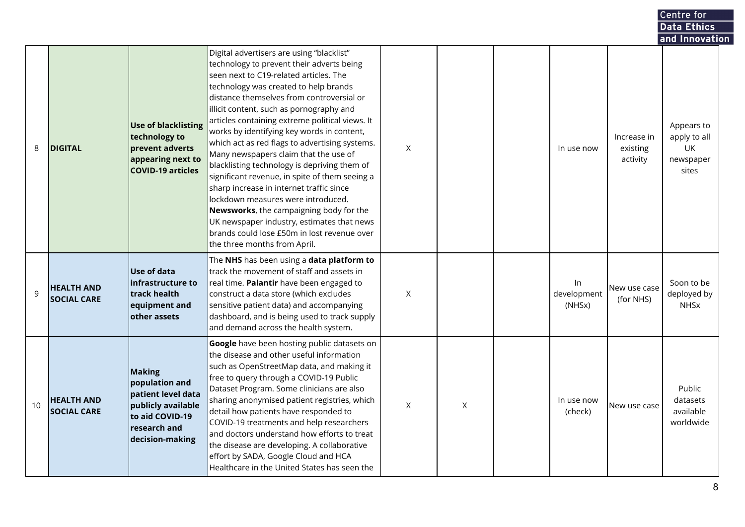| | | | | | | | | | |
|---|---|---|---|---|---|---|---|---|---|
| 8 | **DIGITAL** | **Use of blacklisting technology to prevent adverts appearing next to COVID-19 articles** | Digital advertisers are using "blacklist" technology to prevent their adverts being seen next to C19-related articles. The technology was created to help brands distance themselves from controversial or illicit content, such as pornography and articles containing extreme political views. It works by identifying key words in content, which act as red flags to advertising systems. Many newspapers claim that the use of blacklisting technology is depriving them of significant revenue, in spite of them seeing a sharp increase in internet traffic since lockdown measures were introduced. **Newsworks**, the campaigning body for the UK newspaper industry, estimates that news brands could lose £50m in lost revenue over the three months from April. | X | | | In use now | Increase in existing activity | Appears to apply to all UK newspaper sites |
| 9 | **HEALTH AND SOCIAL CARE** | **Use of data infrastructure to track health equipment and other assets** | The **NHS** has been using a **data platform to** track the movement of staff and assets in real time. **Palantir** have been engaged to construct a data store (which excludes sensitive patient data) and accompanying dashboard, and is being used to track supply and demand across the health system. | X | | | In development (NHSx) | New use case (for NHS) | Soon to be deployed by NHSx |
| 10 | **HEALTH AND SOCIAL CARE** | **Making population and patient level data publicly available to aid COVID-19 research and decision-making** | **Google** have been hosting public datasets on the disease and other useful information such as OpenStreetMap data, and making it free to query through a COVID-19 Public Dataset Program. Some clinicians are also sharing anonymised patient registries, which detail how patients have responded to COVID-19 treatments and help researchers and doctors understand how efforts to treat the disease are developing. A collaborative effort by SADA, Google Cloud and HCA Healthcare in the United States has seen the | X | X | | In use now (check) | New use case | Public datasets available worldwide |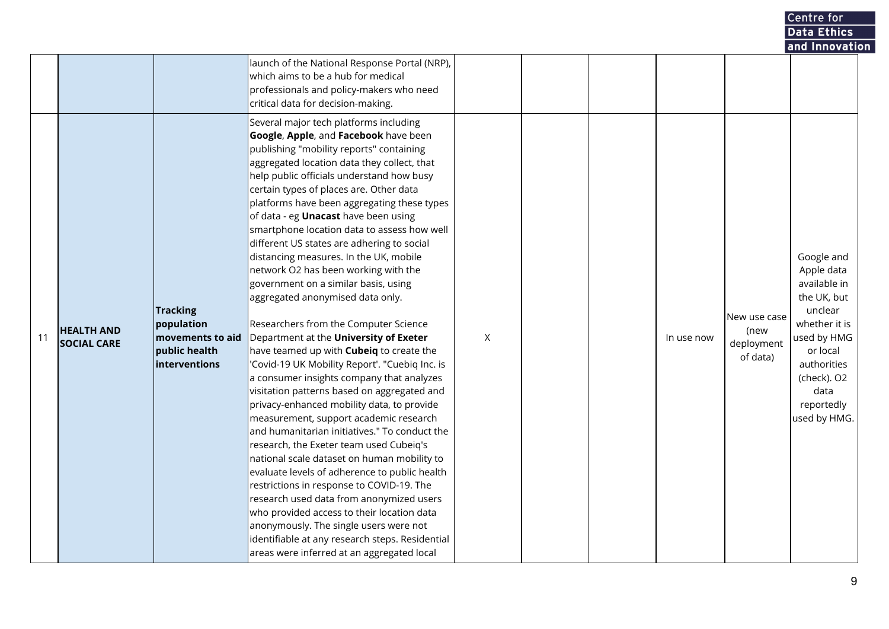| | | | | | | | | | |
|---|---|---|---|---|---|---|---|---|---|
| | | | launch of the National Response Portal (NRP), which aims to be a hub for medical professionals and policy-makers who need critical data for decision-making. | | | | | | |
| 11 | **HEALTH AND SOCIAL CARE** | **Tracking population movements to aid public health interventions** | Several major tech platforms including **Google**, **Apple**, and **Facebook** have been publishing "mobility reports" containing aggregated location data they collect, that help public officials understand how busy certain types of places are. Other data platforms have been aggregating these types of data - eg **Unacast** have been using smartphone location data to assess how well different US states are adhering to social distancing measures. In the UK, mobile network O2 has been working with the government on a similar basis, using aggregated anonymised data only.<br><br>Researchers from the Computer Science Department at the **University of Exeter** have teamed up with **Cubeiq** to create the 'Covid-19 UK Mobility Report'. "Cuebiq Inc. is a consumer insights company that analyzes visitation patterns based on aggregated and privacy-enhanced mobility data, to provide measurement, support academic research and humanitarian initiatives." To conduct the research, the Exeter team used Cubeiq's national scale dataset on human mobility to evaluate levels of adherence to public health restrictions in response to COVID-19. The research used data from anonymized users who provided access to their location data anonymously. The single users were not identifiable at any research steps. Residential areas were inferred at an aggregated local | X | | | In use now | New use case (new deployment of data) | Google and Apple data available in the UK, but unclear whether it is used by HMG or local authorities (check). O2 data reportedly used by HMG. |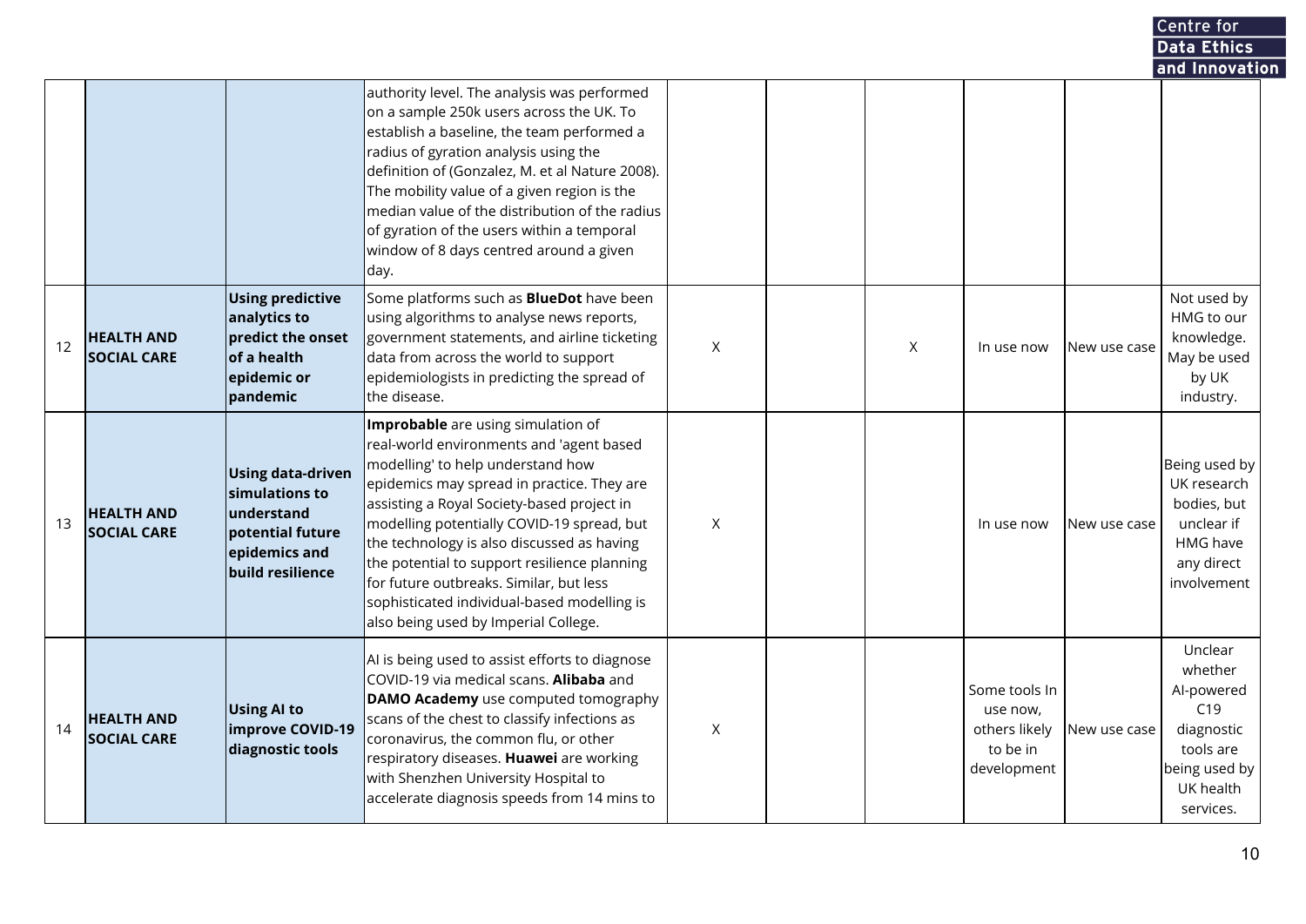| | | | | | | | | | |
|---|---|---|---|---|---|---|---|---|---|
| | | | authority level. The analysis was performed on a sample 250k users across the UK. To establish a baseline, the team performed a radius of gyration analysis using the definition of (Gonzalez, M. et al Nature 2008). The mobility value of a given region is the median value of the distribution of the radius of gyration of the users within a temporal window of 8 days centred around a given day. | | | | | | |
| 12 | **HEALTH AND SOCIAL CARE** | **Using predictive analytics to predict the onset of a health epidemic or pandemic** | Some platforms such as **BlueDot** have been using algorithms to analyse news reports, government statements, and airline ticketing data from across the world to support epidemiologists in predicting the spread of the disease. | X | | X | In use now | New use case | Not used by HMG to our knowledge. May be used by UK industry. |
| 13 | **HEALTH AND SOCIAL CARE** | **Using data-driven simulations to understand potential future epidemics and build resilience** | **Improbable** are using simulation of real-world environments and 'agent based modelling' to help understand how epidemics may spread in practice. They are assisting a Royal Society-based project in modelling potentially COVID-19 spread, but the technology is also discussed as having the potential to support resilience planning for future outbreaks. Similar, but less sophisticated individual-based modelling is also being used by Imperial College. | X | | | In use now | New use case | Being used by UK research bodies, but unclear if HMG have any direct involvement |
| 14 | **HEALTH AND SOCIAL CARE** | **Using AI to improve COVID-19 diagnostic tools** | AI is being used to assist efforts to diagnose COVID-19 via medical scans. **Alibaba** and **DAMO Academy** use computed tomography scans of the chest to classify infections as coronavirus, the common flu, or other respiratory diseases. **Huawei** are working with Shenzhen University Hospital to accelerate diagnosis speeds from 14 mins to | X | | | Some tools In use now, others likely to be in development | New use case | Unclear whether AI-powered C19 diagnostic tools are being used by UK health services. |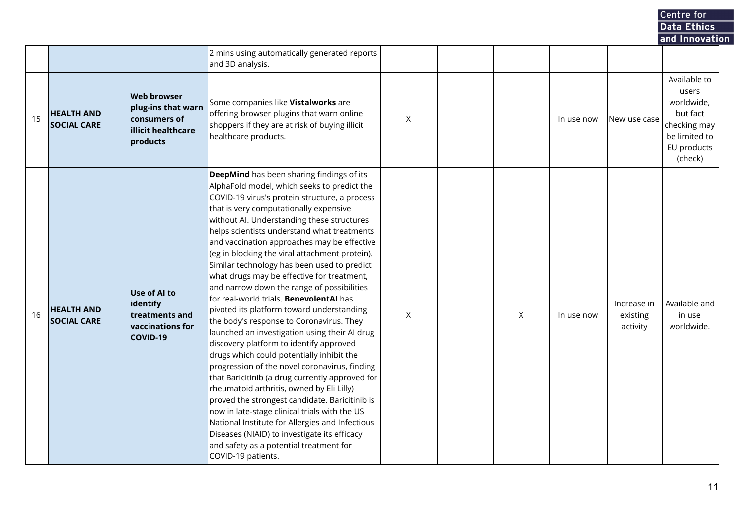| | | | | | | | | | |
|---|---|---|---|---|---|---|---|---|---|
| | | | 2 mins using automatically generated reports and 3D analysis. | | | | | | |
| 15 | **HEALTH AND SOCIAL CARE** | **Web browser plug-ins that warn consumers of illicit healthcare products** | Some companies like **Vistalworks** are offering browser plugins that warn online shoppers if they are at risk of buying illicit healthcare products. | X | | | In use now | New use case | Available to users worldwide, but fact checking may be limited to EU products (check) |
| 16 | **HEALTH AND SOCIAL CARE** | **Use of AI to identify treatments and vaccinations for COVID-19** | **DeepMind** has been sharing findings of its AlphaFold model, which seeks to predict the COVID-19 virus's protein structure, a process that is very computationally expensive without AI. Understanding these structures helps scientists understand what treatments and vaccination approaches may be effective (eg in blocking the viral attachment protein). Similar technology has been used to predict what drugs may be effective for treatment, and narrow down the range of possibilities for real-world trials. **BenevolentAI** has pivoted its platform toward understanding the body's response to Coronavirus. They launched an investigation using their AI drug discovery platform to identify approved drugs which could potentially inhibit the progression of the novel coronavirus, finding that Baricitinib (a drug currently approved for rheumatoid arthritis, owned by Eli Lilly) proved the strongest candidate. Baricitinib is now in late-stage clinical trials with the US National Institute for Allergies and Infectious Diseases (NIAID) to investigate its efficacy and safety as a potential treatment for COVID-19 patients. | X | | X | In use now | Increase in existing activity | Available and in use worldwide. |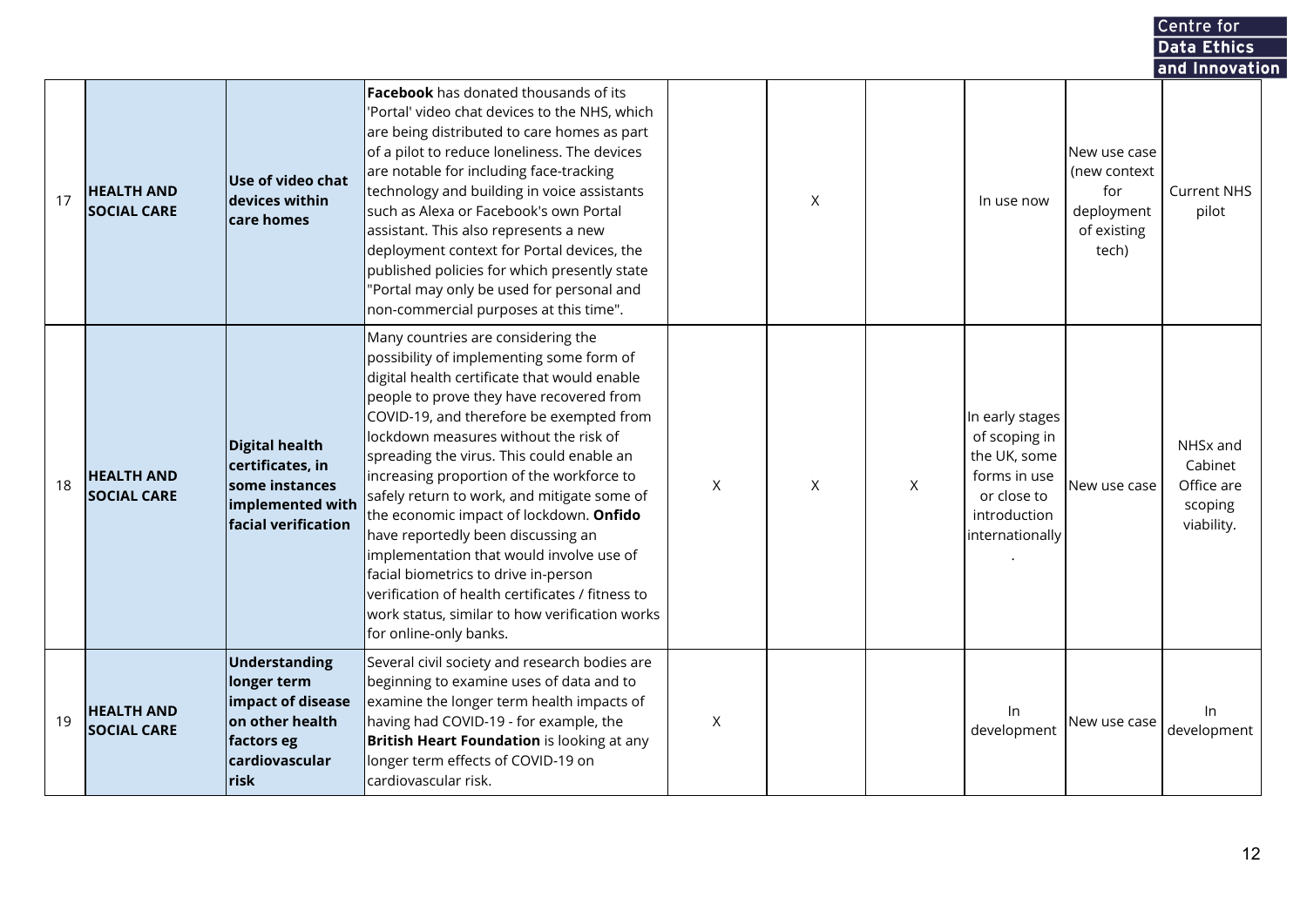| | | | | | | | | | |
|---|---|---|---|---|---|---|---|---|---|
| 17 | **HEALTH AND SOCIAL CARE** | **Use of video chat devices within care homes** | **Facebook** has donated thousands of its 'Portal' video chat devices to the NHS, which are being distributed to care homes as part of a pilot to reduce loneliness. The devices are notable for including face-tracking technology and building in voice assistants such as Alexa or Facebook's own Portal assistant. This also represents a new deployment context for Portal devices, the published policies for which presently state "Portal may only be used for personal and non-commercial purposes at this time". | | X | | In use now | New use case (new context for deployment of existing tech) | Current NHS pilot |
| 18 | **HEALTH AND SOCIAL CARE** | **Digital health certificates, in some instances implemented with facial verification** | Many countries are considering the possibility of implementing some form of digital health certificate that would enable people to prove they have recovered from COVID-19, and therefore be exempted from lockdown measures without the risk of spreading the virus. This could enable an increasing proportion of the workforce to safely return to work, and mitigate some of the economic impact of lockdown. **Onfido** have reportedly been discussing an implementation that would involve use of facial biometrics to drive in-person verification of health certificates / fitness to work status, similar to how verification works for online-only banks. | X | X | X | In early stages of scoping in the UK, some forms in use or close to introduction internationally. | New use case | NHSx and Cabinet Office are scoping viability. |
| 19 | **HEALTH AND SOCIAL CARE** | **Understanding longer term impact of disease on other health factors eg cardiovascular risk** | Several civil society and research bodies are beginning to examine uses of data and to examine the longer term health impacts of having had COVID-19 - for example, the **British Heart Foundation** is looking at any longer term effects of COVID-19 on cardiovascular risk. | X | | | In development | New use case | In development |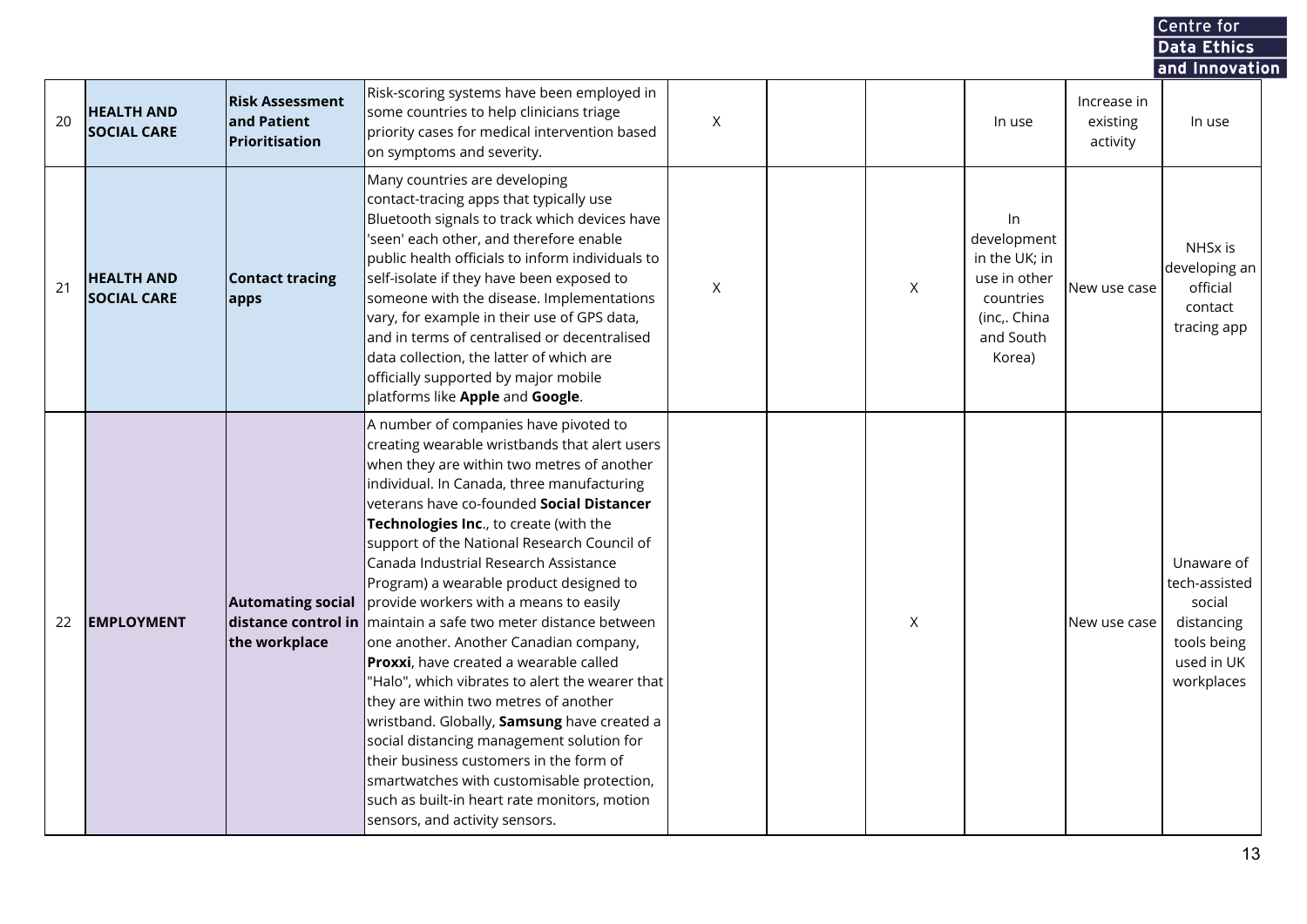| | | | | | | | | | |
|---|---|---|---|---|---|---|---|---|---|
| 20 | **HEALTH AND SOCIAL CARE** | **Risk Assessment and Patient Prioritisation** | Risk-scoring systems have been employed in some countries to help clinicians triage priority cases for medical intervention based on symptoms and severity. | X | | | In use | Increase in existing activity | In use |
| 21 | **HEALTH AND SOCIAL CARE** | **Contact tracing apps** | Many countries are developing contact-tracing apps that typically use Bluetooth signals to track which devices have 'seen' each other, and therefore enable public health officials to inform individuals to self-isolate if they have been exposed to someone with the disease. Implementations vary, for example in their use of GPS data, and in terms of centralised or decentralised data collection, the latter of which are officially supported by major mobile platforms like **Apple** and **Google**. | X | | X | In development in the UK; in use in other countries (inc,. China and South Korea) | New use case | NHSx is developing an official contact tracing app |
| 22 | **EMPLOYMENT** | **Automating social distance control in the workplace** | A number of companies have pivoted to creating wearable wristbands that alert users when they are within two metres of another individual. In Canada, three manufacturing veterans have co-founded **Social Distancer Technologies Inc**., to create (with the support of the National Research Council of Canada Industrial Research Assistance Program) a wearable product designed to provide workers with a means to easily maintain a safe two meter distance between one another. Another Canadian company, **Proxxi**, have created a wearable called "Halo", which vibrates to alert the wearer that they are within two metres of another wristband. Globally, **Samsung** have created a social distancing management solution for their business customers in the form of smartwatches with customisable protection, such as built-in heart rate monitors, motion sensors, and activity sensors. | | | X | | New use case | Unaware of tech-assisted social distancing tools being used in UK workplaces |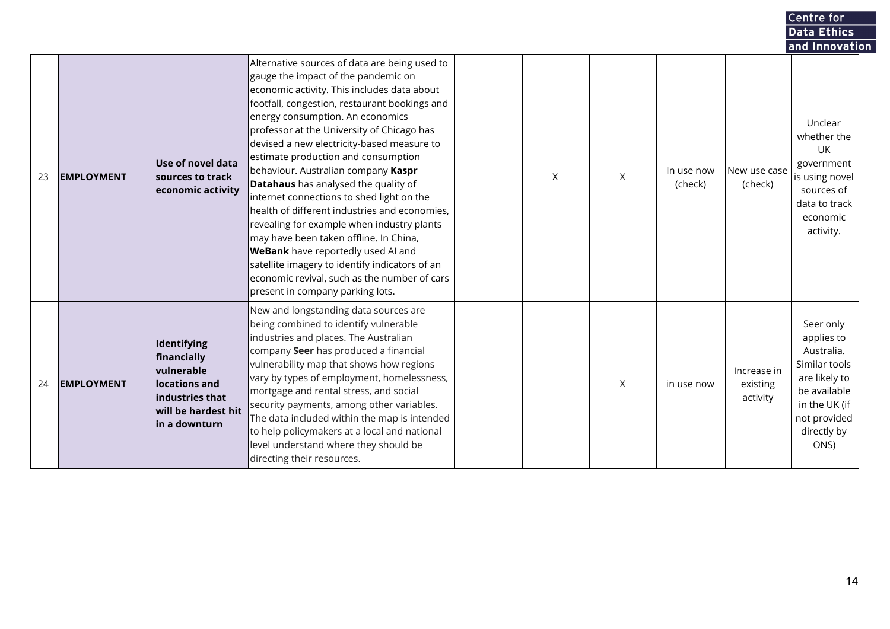| | | | | | | | | | |
|---|---|---|---|---|---|---|---|---|---|
| 23 | **EMPLOYMENT** | **Use of novel data sources to track economic activity** | Alternative sources of data are being used to gauge the impact of the pandemic on economic activity. This includes data about footfall, congestion, restaurant bookings and energy consumption. An economics professor at the University of Chicago has devised a new electricity-based measure to estimate production and consumption behaviour. Australian company **Kaspr Datahaus** has analysed the quality of internet connections to shed light on the health of different industries and economies, revealing for example when industry plants may have been taken offline. In China, **WeBank** have reportedly used AI and satellite imagery to identify indicators of an economic revival, such as the number of cars present in company parking lots. | | X | X | In use now (check) | New use case (check) | Unclear whether the UK government is using novel sources of data to track economic activity. |
| 24 | **EMPLOYMENT** | **Identifying financially vulnerable locations and industries that will be hardest hit in a downturn** | New and longstanding data sources are being combined to identify vulnerable industries and places. The Australian company **Seer** has produced a financial vulnerability map that shows how regions vary by types of employment, homelessness, mortgage and rental stress, and social security payments, among other variables. The data included within the map is intended to help policymakers at a local and national level understand where they should be directing their resources. | | | X | in use now | Increase in existing activity | Seer only applies to Australia. Similar tools are likely to be available in the UK (if not provided directly by ONS) |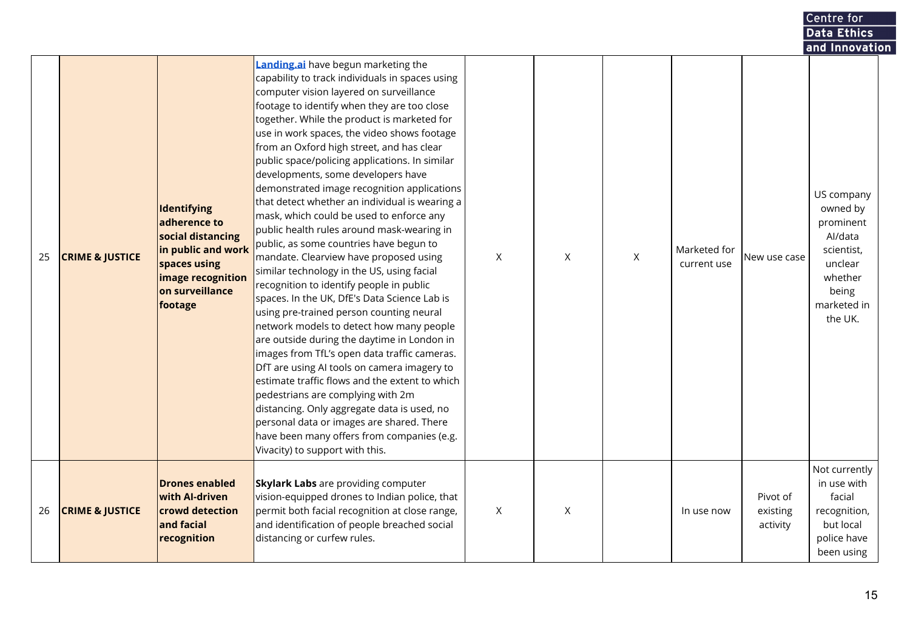| | | | | | | | | | |
|---|---|---|---|---|---|---|---|---|---|
| 25 | **CRIME & JUSTICE** | **Identifying adherence to social distancing in public and work spaces using image recognition on surveillance footage** | [Landing.ai](Landing.ai) have begun marketing the capability to track individuals in spaces using computer vision layered on surveillance footage to identify when they are too close together. While the product is marketed for use in work spaces, the video shows footage from an Oxford high street, and has clear public space/policing applications. In similar developments, some developers have demonstrated image recognition applications that detect whether an individual is wearing a mask, which could be used to enforce any public health rules around mask-wearing in public, as some countries have begun to mandate. Clearview have proposed using similar technology in the US, using facial recognition to identify people in public spaces. In the UK, DfE's Data Science Lab is using pre-trained person counting neural network models to detect how many people are outside during the daytime in London in images from TfL's open data traffic cameras. DfT are using AI tools on camera imagery to estimate traffic flows and the extent to which pedestrians are complying with 2m distancing. Only aggregate data is used, no personal data or images are shared. There have been many offers from companies (e.g. Vivacity) to support with this. | X | X | X | Marketed for current use | New use case | US company owned by prominent AI/data scientist, unclear whether being marketed in the UK. |
| 26 | **CRIME & JUSTICE** | **Drones enabled with AI-driven crowd detection and facial recognition** | **Skylark Labs** are providing computer vision-equipped drones to Indian police, that permit both facial recognition at close range, and identification of people breached social distancing or curfew rules. | X | X | | In use now | Pivot of existing activity | Not currently in use with facial recognition, but local police have been using |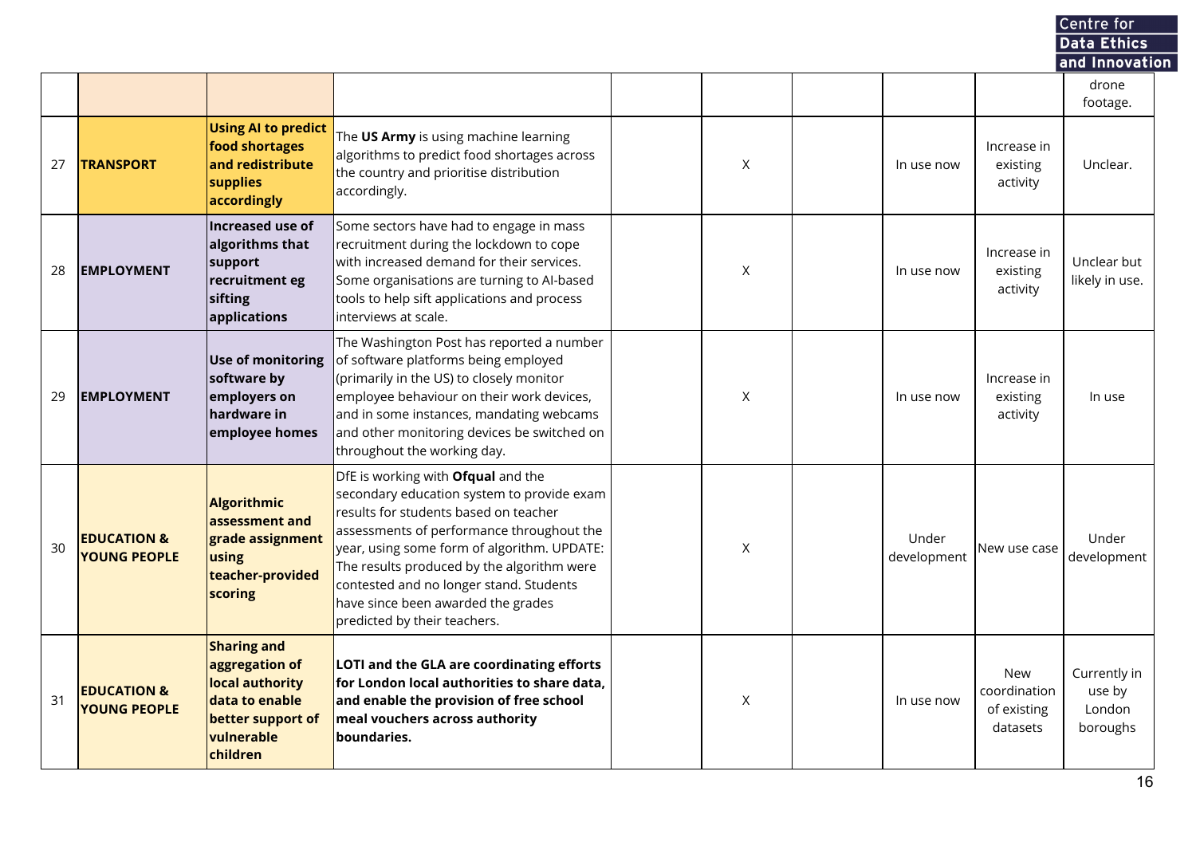| | | | | | | | | | |
|---|---|---|---|---|---|---|---|---|---|
| | | | | | | | | | drone footage. |
| 27 | **TRANSPORT** | **Using AI to predict food shortages and redistribute supplies accordingly** | The **US Army** is using machine learning algorithms to predict food shortages across the country and prioritise distribution accordingly. | | X | | In use now | Increase in existing activity | Unclear. |
| 28 | **EMPLOYMENT** | **Increased use of algorithms that support recruitment eg sifting applications** | Some sectors have had to engage in mass recruitment during the lockdown to cope with increased demand for their services. Some organisations are turning to AI-based tools to help sift applications and process interviews at scale. | | X | | In use now | Increase in existing activity | Unclear but likely in use. |
| 29 | **EMPLOYMENT** | **Use of monitoring software by employers on hardware in employee homes** | The Washington Post has reported a number of software platforms being employed (primarily in the US) to closely monitor employee behaviour on their work devices, and in some instances, mandating webcams and other monitoring devices be switched on throughout the working day. | | X | | In use now | Increase in existing activity | In use |
| 30 | **EDUCATION & YOUNG PEOPLE** | **Algorithmic assessment and grade assignment using teacher-provided scoring** | DfE is working with **Ofqual** and the secondary education system to provide exam results for students based on teacher assessments of performance throughout the year, using some form of algorithm. UPDATE: The results produced by the algorithm were contested and no longer stand. Students have since been awarded the grades predicted by their teachers. | | X | | Under development | New use case | Under development |
| 31 | **EDUCATION & YOUNG PEOPLE** | **Sharing and aggregation of local authority data to enable better support of vulnerable children** | **LOTI and the GLA are coordinating efforts for London local authorities to share data, and enable the provision of free school meal vouchers across authority boundaries.** | | X | | In use now | New coordination of existing datasets | Currently in use by London boroughs |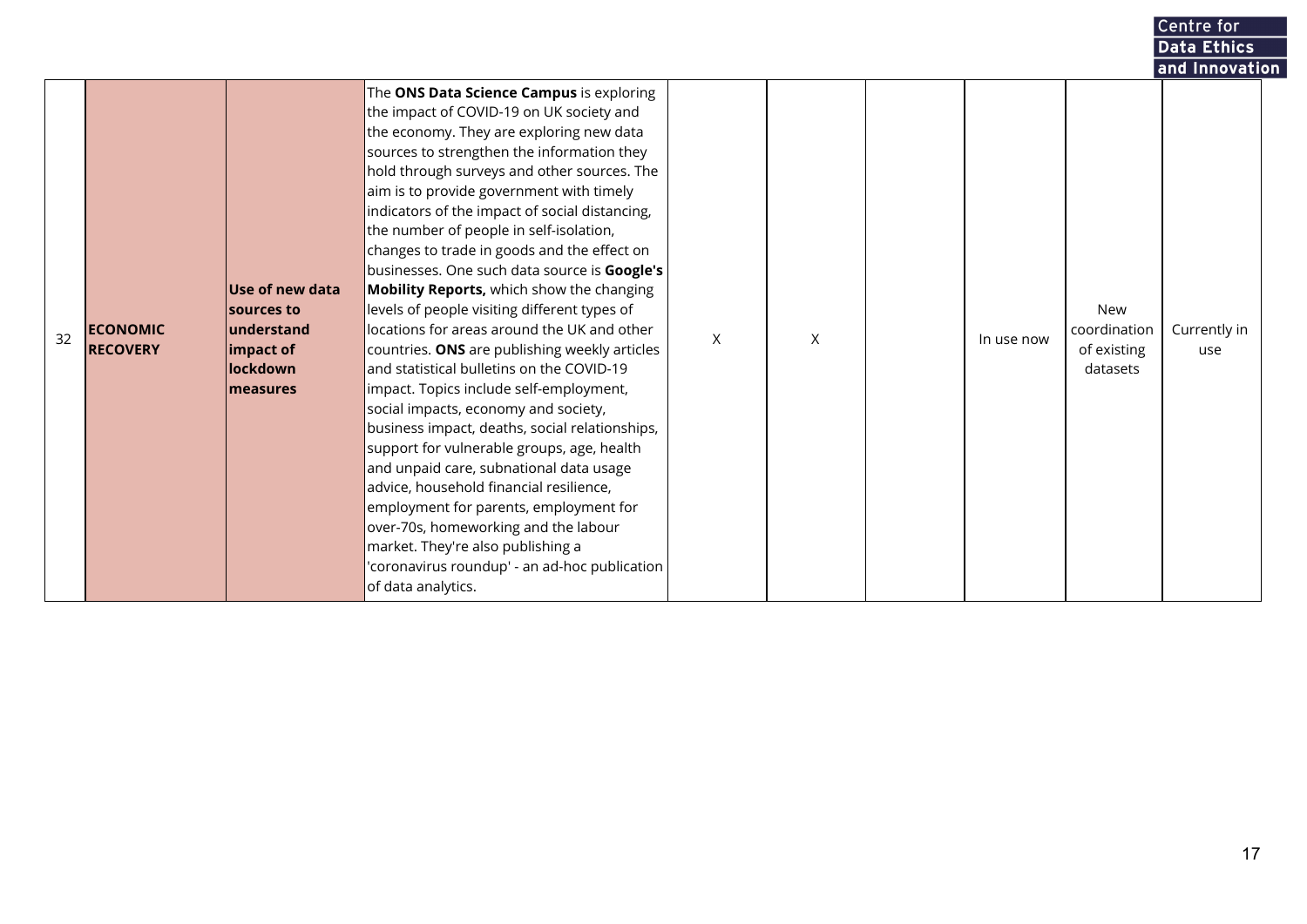| | | | | | | | | | |
|---|---|---|---|---|---|---|---|---|---|
| 32 | **ECONOMIC RECOVERY** | **Use of new data sources to understand impact of lockdown measures** | The **ONS Data Science Campus** is exploring the impact of COVID-19 on UK society and the economy. They are exploring new data sources to strengthen the information they hold through surveys and other sources. The aim is to provide government with timely indicators of the impact of social distancing, the number of people in self-isolation, changes to trade in goods and the effect on businesses. One such data source is **Google's Mobility Reports,** which show the changing levels of people visiting different types of locations for areas around the UK and other countries. **ONS** are publishing weekly articles and statistical bulletins on the COVID-19 impact. Topics include self-employment, social impacts, economy and society, business impact, deaths, social relationships, support for vulnerable groups, age, health and unpaid care, subnational data usage advice, household financial resilience, employment for parents, employment for over-70s, homeworking and the labour market. They're also publishing a 'coronavirus roundup' - an ad-hoc publication of data analytics. | X | X | | In use now | New coordination of existing datasets | Currently in use |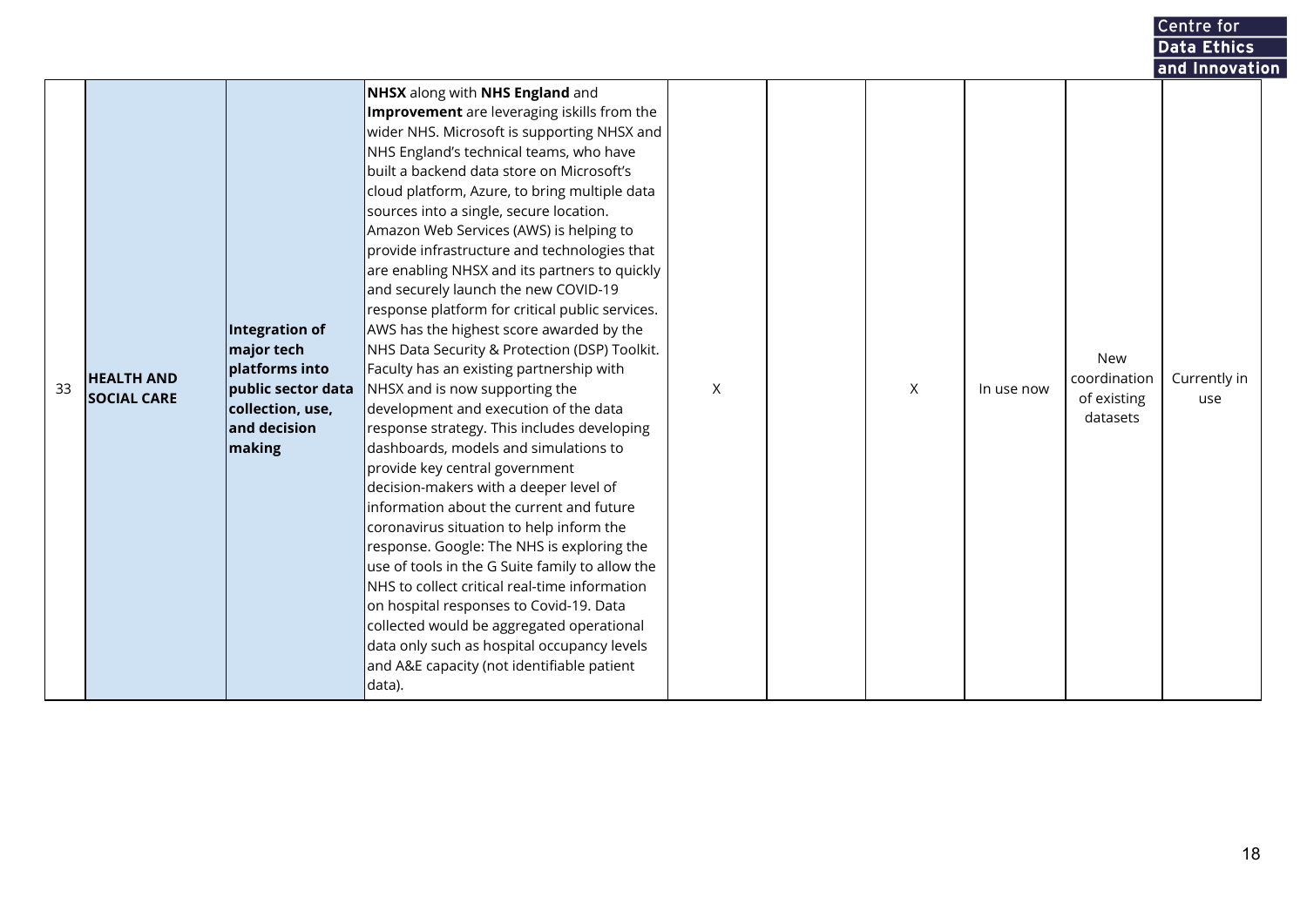| | | | | | | | | | |
|---|---|---|---|---|---|---|---|---|---|
| 33 | **HEALTH AND SOCIAL CARE** | **Integration of major tech platforms into public sector data collection, use, and decision making** | **NHSX** along with **NHS England** and **Improvement** are leveraging iskills from the wider NHS. Microsoft is supporting NHSX and NHS England's technical teams, who have built a backend data store on Microsoft's cloud platform, Azure, to bring multiple data sources into a single, secure location. Amazon Web Services (AWS) is helping to provide infrastructure and technologies that are enabling NHSX and its partners to quickly and securely launch the new COVID-19 response platform for critical public services. AWS has the highest score awarded by the NHS Data Security & Protection (DSP) Toolkit. Faculty has an existing partnership with NHSX and is now supporting the development and execution of the data response strategy. This includes developing dashboards, models and simulations to provide key central government decision-makers with a deeper level of information about the current and future coronavirus situation to help inform the response. Google: The NHS is exploring the use of tools in the G Suite family to allow the NHS to collect critical real-time information on hospital responses to Covid-19. Data collected would be aggregated operational data only such as hospital occupancy levels and A&E capacity (not identifiable patient data). | X | | X | In use now | New coordination of existing datasets | Currently in use |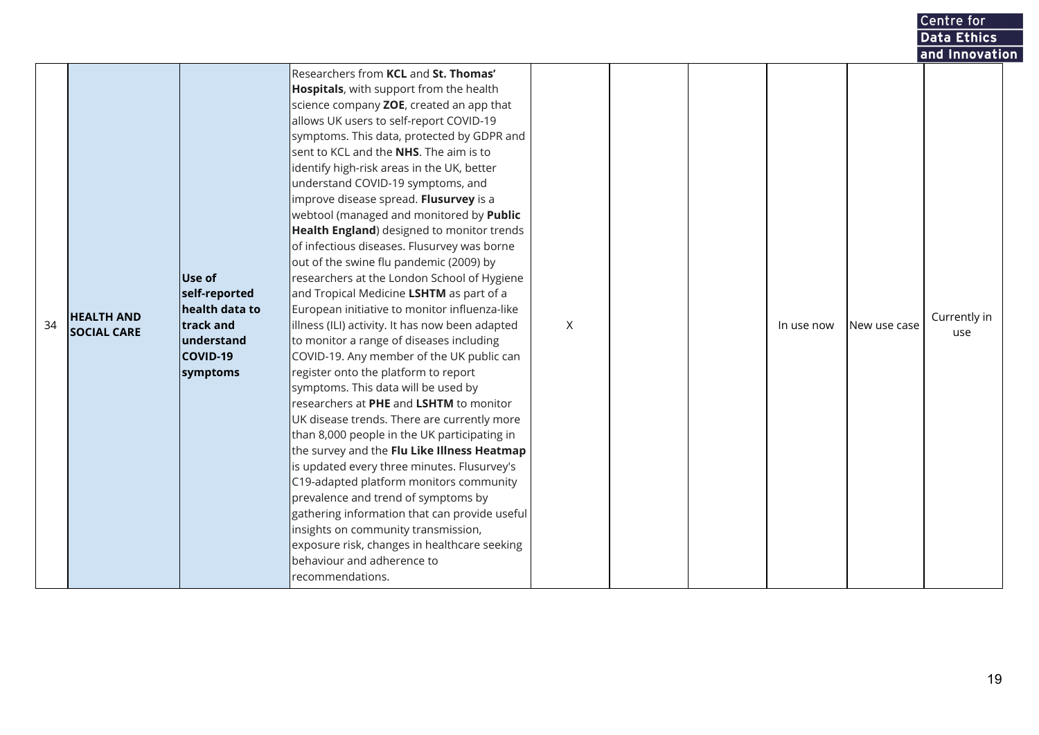| | | | | | | | | | |
|---|---|---|---|---|---|---|---|---|---|
| 34 | **HEALTH AND SOCIAL CARE** | **Use of self-reported health data to track and understand COVID-19 symptoms** | Researchers from **KCL** and **St. Thomas' Hospitals**, with support from the health science company **ZOE**, created an app that allows UK users to self-report COVID-19 symptoms. This data, protected by GDPR and sent to KCL and the **NHS**. The aim is to identify high-risk areas in the UK, better understand COVID-19 symptoms, and improve disease spread. **Flusurvey** is a webtool (managed and monitored by **Public Health England**) designed to monitor trends of infectious diseases. Flusurvey was borne out of the swine flu pandemic (2009) by researchers at the London School of Hygiene and Tropical Medicine **LSHTM** as part of a European initiative to monitor influenza-like illness (ILI) activity. It has now been adapted to monitor a range of diseases including COVID-19. Any member of the UK public can register onto the platform to report symptoms. This data will be used by researchers at **PHE** and **LSHTM** to monitor UK disease trends. There are currently more than 8,000 people in the UK participating in the survey and the **Flu Like Illness Heatmap** is updated every three minutes. Flusurvey's C19-adapted platform monitors community prevalence and trend of symptoms by gathering information that can provide useful insights on community transmission, exposure risk, changes in healthcare seeking behaviour and adherence to recommendations. | X | | | In use now | New use case | Currently in use |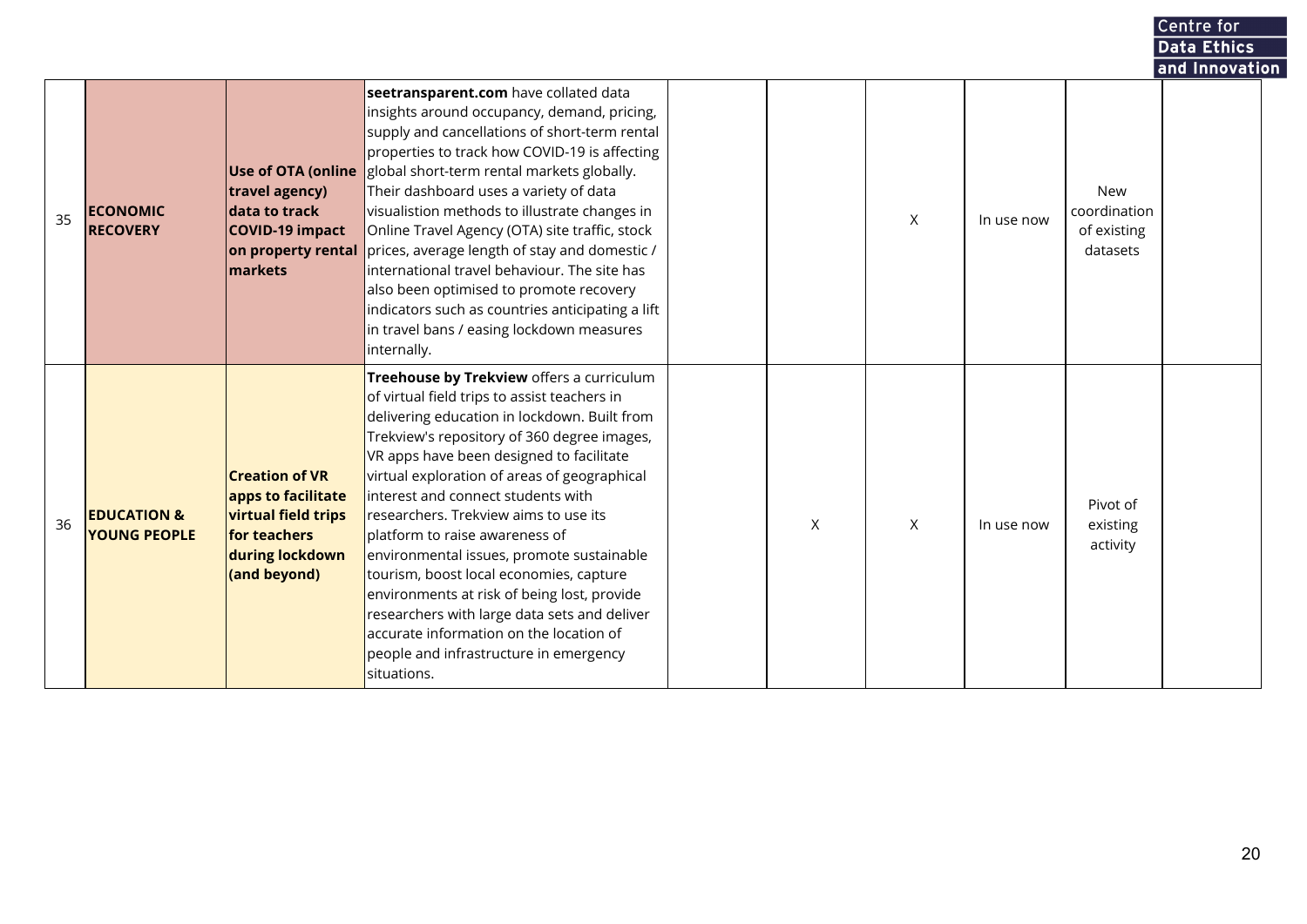| | | | | | | | | | |
|---|---|---|---|---|---|---|---|---|---|
| 35 | **ECONOMIC RECOVERY** | **Use of OTA (online travel agency) data to track COVID-19 impact on property rental markets** | **seetransparent.com** have collated data insights around occupancy, demand, pricing, supply and cancellations of short-term rental properties to track how COVID-19 is affecting global short-term rental markets globally. Their dashboard uses a variety of data visualistion methods to illustrate changes in Online Travel Agency (OTA) site traffic, stock prices, average length of stay and domestic / international travel behaviour. The site has also been optimised to promote recovery indicators such as countries anticipating a lift in travel bans / easing lockdown measures internally. | | | X | In use now | New coordination of existing datasets | |
| 36 | **EDUCATION & YOUNG PEOPLE** | **Creation of VR apps to facilitate virtual field trips for teachers during lockdown (and beyond)** | **Treehouse by Trekview** offers a curriculum of virtual field trips to assist teachers in delivering education in lockdown. Built from Trekview's repository of 360 degree images, VR apps have been designed to facilitate virtual exploration of areas of geographical interest and connect students with researchers. Trekview aims to use its platform to raise awareness of environmental issues, promote sustainable tourism, boost local economies, capture environments at risk of being lost, provide researchers with large data sets and deliver accurate information on the location of people and infrastructure in emergency situations. | | X | X | In use now | Pivot of existing activity | |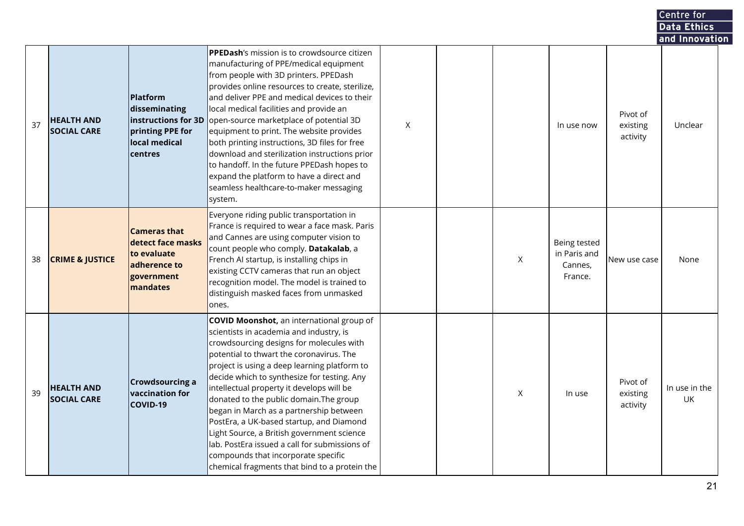| | | | | | | | | | |
|---|---|---|---|---|---|---|---|---|---|
| 37 | **HEALTH AND SOCIAL CARE** | **Platform disseminating instructions for 3D printing PPE for local medical centres** | **PPEDash**'s mission is to crowdsource citizen manufacturing of PPE/medical equipment from people with 3D printers. PPEDash provides online resources to create, sterilize, and deliver PPE and medical devices to their local medical facilities and provide an open-source marketplace of potential 3D equipment to print. The website provides both printing instructions, 3D files for free download and sterilization instructions prior to handoff. In the future PPEDash hopes to expand the platform to have a direct and seamless healthcare-to-maker messaging system. | X | | | In use now | Pivot of existing activity | Unclear |
| 38 | **CRIME & JUSTICE** | **Cameras that detect face masks to evaluate adherence to government mandates** | Everyone riding public transportation in France is required to wear a face mask. Paris and Cannes are using computer vision to count people who comply. **Datakalab**, a French AI startup, is installing chips in existing CCTV cameras that run an object recognition model. The model is trained to distinguish masked faces from unmasked ones. | | | X | Being tested in Paris and Cannes, France. | New use case | None |
| 39 | **HEALTH AND SOCIAL CARE** | **Crowdsourcing a vaccination for COVID-19** | **COVID Moonshot,** an international group of scientists in academia and industry, is crowdsourcing designs for molecules with potential to thwart the coronavirus. The project is using a deep learning platform to decide which to synthesize for testing. Any intellectual property it develops will be donated to the public domain.The group began in March as a partnership between PostEra, a UK-based startup, and Diamond Light Source, a British government science lab. PostEra issued a call for submissions of compounds that incorporate specific chemical fragments that bind to a protein the | | | X | In use | Pivot of existing activity | In use in the UK |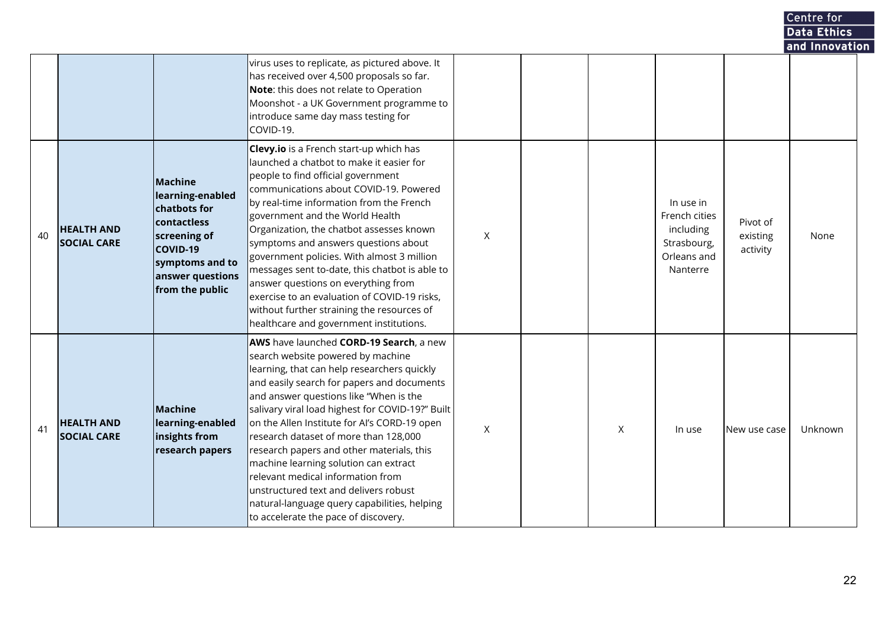| | | | | | | | | | |
|---|---|---|---|---|---|---|---|---|---|
| | | | virus uses to replicate, as pictured above. It has received over 4,500 proposals so far. **Note**: this does not relate to Operation Moonshot - a UK Government programme to introduce same day mass testing for COVID-19. | | | | | | |
| 40 | **HEALTH AND SOCIAL CARE** | **Machine learning-enabled chatbots for contactless screening of COVID-19 symptoms and to answer questions from the public** | **Clevy.io** is a French start-up which has launched a chatbot to make it easier for people to find official government communications about COVID-19. Powered by real-time information from the French government and the World Health Organization, the chatbot assesses known symptoms and answers questions about government policies. With almost 3 million messages sent to-date, this chatbot is able to answer questions on everything from exercise to an evaluation of COVID-19 risks, without further straining the resources of healthcare and government institutions. | X | | | In use in French cities including Strasbourg, Orleans and Nanterre | Pivot of existing activity | None |
| 41 | **HEALTH AND SOCIAL CARE** | **Machine learning-enabled insights from research papers** | **AWS** have launched **CORD-19 Search**, a new search website powered by machine learning, that can help researchers quickly and easily search for papers and documents and answer questions like "When is the salivary viral load highest for COVID-19?" Built on the Allen Institute for AI's CORD-19 open research dataset of more than 128,000 research papers and other materials, this machine learning solution can extract relevant medical information from unstructured text and delivers robust natural-language query capabilities, helping to accelerate the pace of discovery. | X | | X | In use | New use case | Unknown |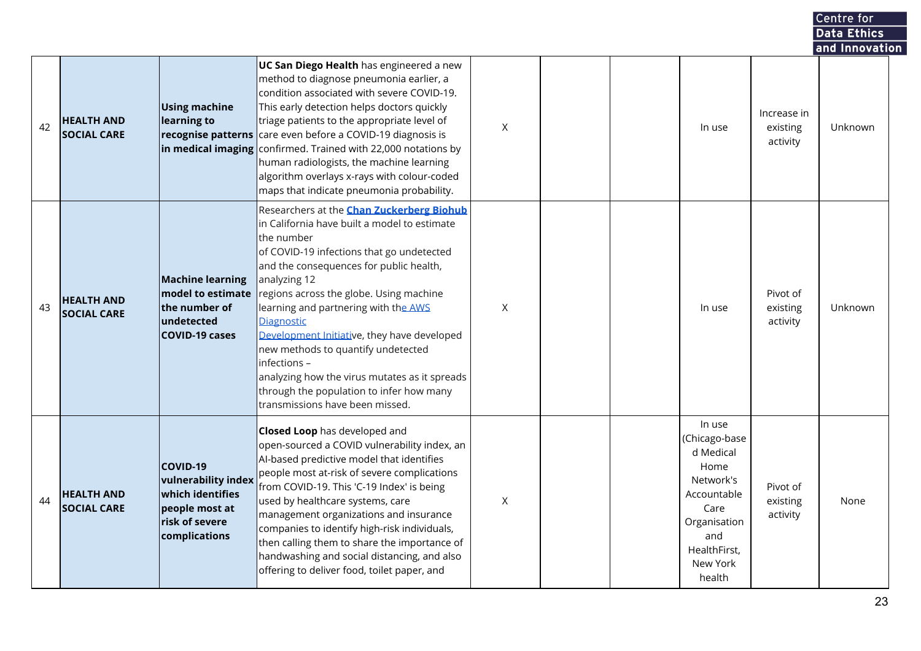| | | | | | | | | | |
|---|---|---|---|---|---|---|---|---|---|
| 42 | **HEALTH AND SOCIAL CARE** | **Using machine learning to recognise patterns in medical imaging** | **UC San Diego Health** has engineered a new method to diagnose pneumonia earlier, a condition associated with severe COVID-19. This early detection helps doctors quickly triage patients to the appropriate level of care even before a COVID-19 diagnosis is confirmed. Trained with 22,000 notations by human radiologists, the machine learning algorithm overlays x-rays with colour-coded maps that indicate pneumonia probability. | X | | | In use | Increase in existing activity | Unknown |
| 43 | **HEALTH AND SOCIAL CARE** | **Machine learning model to estimate the number of undetected COVID-19 cases** | Researchers at the **Chan Zuckerberg Biohub** in California have built a model to estimate the number of COVID-19 infections that go undetected and the consequences for public health, analyzing 12 regions across the globe. Using machine learning and partnering with the AWS Diagnostic Development Initiative, they have developed new methods to quantify undetected infections – analyzing how the virus mutates as it spreads through the population to infer how many transmissions have been missed. | X | | | In use | Pivot of existing activity | Unknown |
| 44 | **HEALTH AND SOCIAL CARE** | **COVID-19 vulnerability index which identifies people most at risk of severe complications** | **Closed Loop** has developed and open-sourced a COVID vulnerability index, an AI-based predictive model that identifies people most at-risk of severe complications from COVID-19. This 'C-19 Index' is being used by healthcare systems, care management organizations and insurance companies to identify high-risk individuals, then calling them to share the importance of handwashing and social distancing, and also offering to deliver food, toilet paper, and | X | | | In use (Chicago-based Medical Home Network's Accountable Care Organisation and HealthFirst, New York health | Pivot of existing activity | None |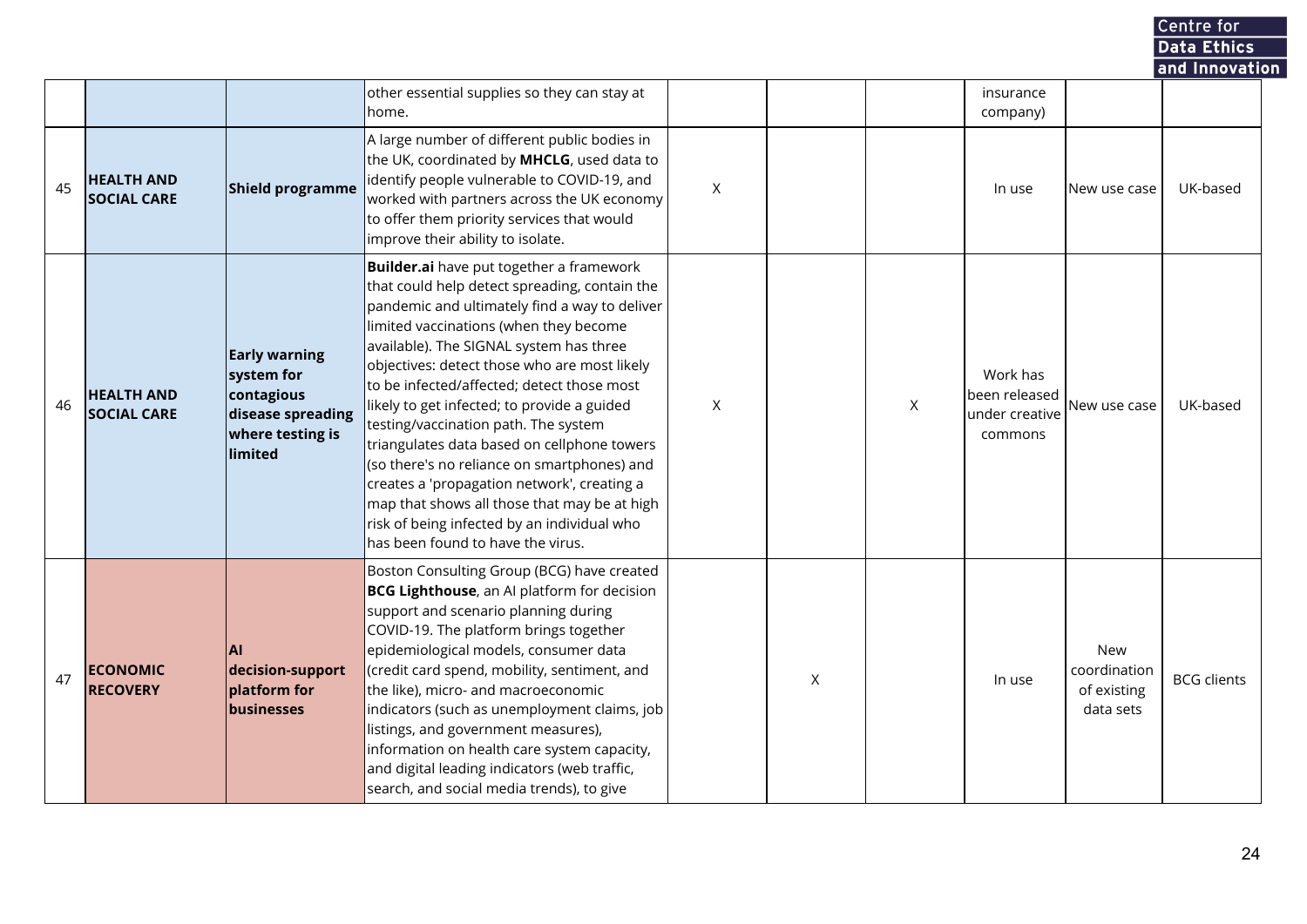| | | | | | | | | | |
|---|---|---|---|---|---|---|---|---|---|
| | | | other essential supplies so they can stay at home. | | | | insurance company) | | |
| 45 | **HEALTH AND SOCIAL CARE** | **Shield programme** | A large number of different public bodies in the UK, coordinated by **MHCLG**, used data to identify people vulnerable to COVID-19, and worked with partners across the UK economy to offer them priority services that would improve their ability to isolate. | X | | | In use | New use case | UK-based |
| 46 | **HEALTH AND SOCIAL CARE** | **Early warning system for contagious disease spreading where testing is limited** | **Builder.ai** have put together a framework that could help detect spreading, contain the pandemic and ultimately find a way to deliver limited vaccinations (when they become available). The SIGNAL system has three objectives: detect those who are most likely to be infected/affected; detect those most likely to get infected; to provide a guided testing/vaccination path. The system triangulates data based on cellphone towers (so there's no reliance on smartphones) and creates a 'propagation network', creating a map that shows all those that may be at high risk of being infected by an individual who has been found to have the virus. | X | | X | Work has been released under creative commons | New use case | UK-based |
| 47 | **ECONOMIC RECOVERY** | **AI decision-support platform for businesses** | Boston Consulting Group (BCG) have created **BCG Lighthouse**, an AI platform for decision support and scenario planning during COVID-19. The platform brings together epidemiological models, consumer data (credit card spend, mobility, sentiment, and the like), micro- and macroeconomic indicators (such as unemployment claims, job listings, and government measures), information on health care system capacity, and digital leading indicators (web traffic, search, and social media trends), to give | | X | | In use | New coordination of existing data sets | BCG clients |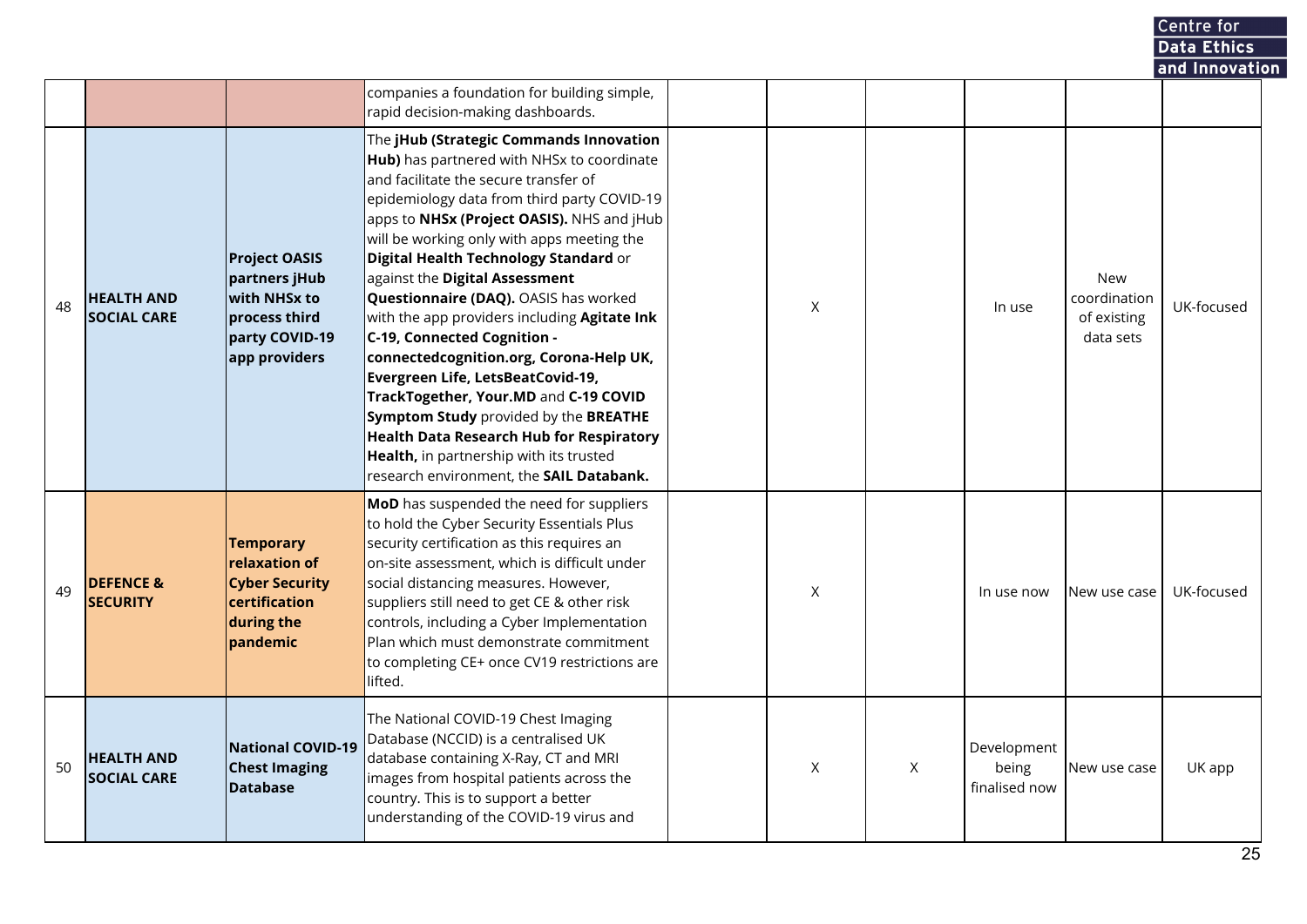| | | | | | | | | |
|---|---|---|---|---|---|---|---|---|
| | | | companies a foundation for building simple, rapid decision-making dashboards. | | | | | |
| 48 | **HEALTH AND SOCIAL CARE** | **Project OASIS partners jHub with NHSx to process third party COVID-19 app providers** | The **jHub (Strategic Commands Innovation Hub)** has partnered with NHSx to coordinate and facilitate the secure transfer of epidemiology data from third party COVID-19 apps to **NHSx (Project OASIS).** NHS and jHub will be working only with apps meeting the **Digital Health Technology Standard** or against the **Digital Assessment Questionnaire (DAQ).** OASIS has worked with the app providers including **Agitate Ink C-19, Connected Cognition - connectedcognition.org, Corona-Help UK, Evergreen Life, LetsBeatCovid-19, TrackTogether, Your.MD** and **C-19 COVID Symptom Study** provided by the **BREATHE Health Data Research Hub for Respiratory Health,** in partnership with its trusted research environment, the **SAIL Databank.** | | X | | In use | New coordination of existing data sets | UK-focused |
| 49 | **DEFENCE & SECURITY** | **Temporary relaxation of Cyber Security certification during the pandemic** | **MoD** has suspended the need for suppliers to hold the Cyber Security Essentials Plus security certification as this requires an on-site assessment, which is difficult under social distancing measures. However, suppliers still need to get CE & other risk controls, including a Cyber Implementation Plan which must demonstrate commitment to completing CE+ once CV19 restrictions are lifted. | | X | | In use now | New use case | UK-focused |
| 50 | **HEALTH AND SOCIAL CARE** | **National COVID-19 Chest Imaging Database** | The National COVID-19 Chest Imaging Database (NCCID) is a centralised UK database containing X-Ray, CT and MRI images from hospital patients across the country. This is to support a better understanding of the COVID-19 virus and | | X | X | Development being finalised now | New use case | UK app |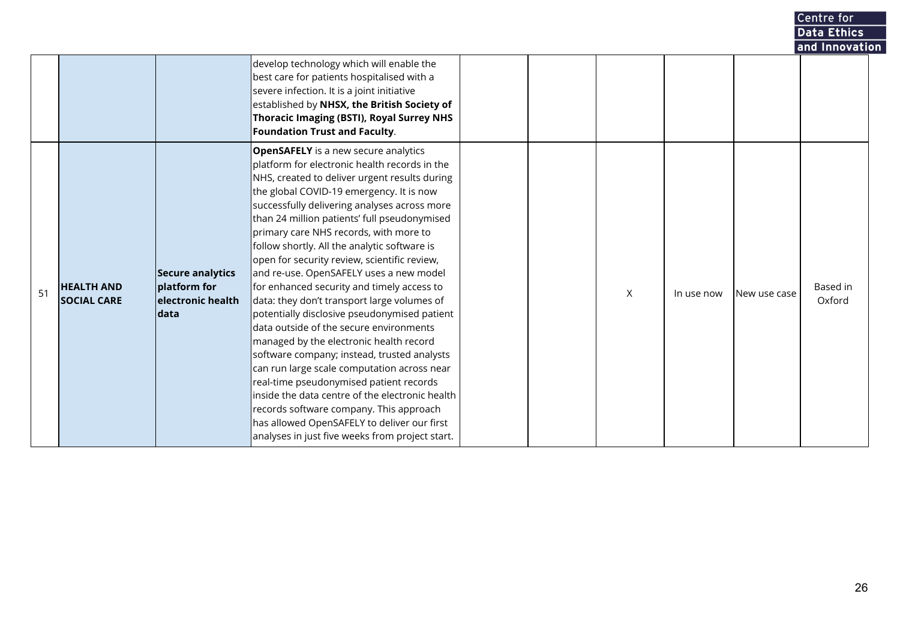| | | | | | | | | | |
|---|---|---|---|---|---|---|---|---|---|
| | | | develop technology which will enable the best care for patients hospitalised with a severe infection. It is a joint initiative established by **NHSX, the British Society of Thoracic Imaging (BSTI), Royal Surrey NHS Foundation Trust and Faculty**. | | | | | | |
| 51 | **HEALTH AND SOCIAL CARE** | **Secure analytics platform for electronic health data** | **OpenSAFELY** is a new secure analytics platform for electronic health records in the NHS, created to deliver urgent results during the global COVID-19 emergency. It is now successfully delivering analyses across more than 24 million patients' full pseudonymised primary care NHS records, with more to follow shortly. All the analytic software is open for security review, scientific review, and re-use. OpenSAFELY uses a new model for enhanced security and timely access to data: they don't transport large volumes of potentially disclosive pseudonymised patient data outside of the secure environments managed by the electronic health record software company; instead, trusted analysts can run large scale computation across near real-time pseudonymised patient records inside the data centre of the electronic health records software company. This approach has allowed OpenSAFELY to deliver our first analyses in just five weeks from project start. | | | X | In use now | New use case | Based in Oxford |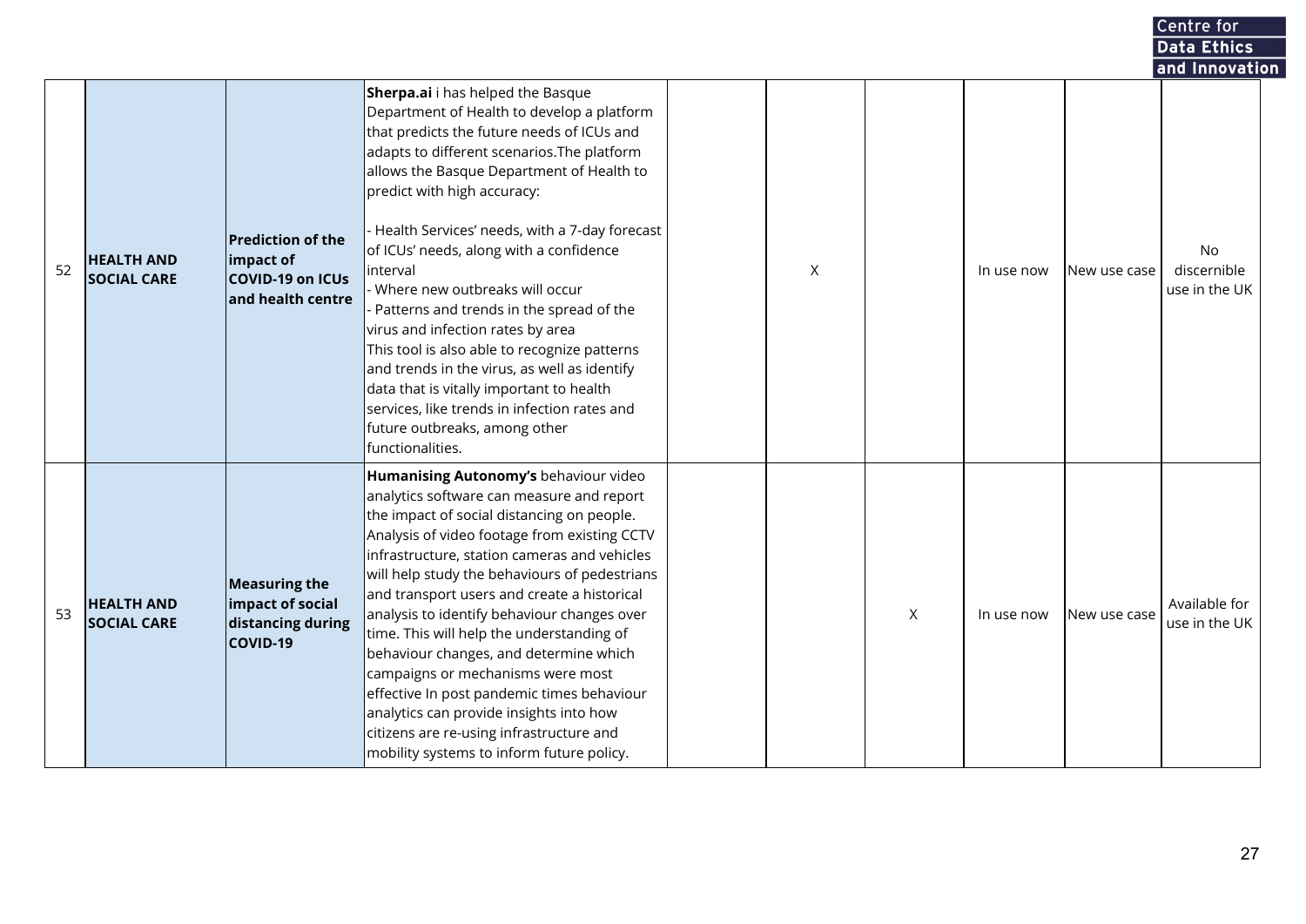| | | | | | | | | | |
|---|---|---|---|---|---|---|---|---|---|
| 52 | **HEALTH AND SOCIAL CARE** | **Prediction of the impact of COVID-19 on ICUs and health centre** | **Sherpa.ai** i has helped the Basque Department of Health to develop a platform that predicts the future needs of ICUs and adapts to different scenarios.The platform allows the Basque Department of Health to predict with high accuracy:<br><br>- Health Services' needs, with a 7-day forecast of ICUs' needs, along with a confidence interval<br>- Where new outbreaks will occur<br>- Patterns and trends in the spread of the virus and infection rates by area<br>This tool is also able to recognize patterns and trends in the virus, as well as identify data that is vitally important to health services, like trends in infection rates and future outbreaks, among other functionalities. | | X | | In use now | New use case | No discernible use in the UK |
| 53 | **HEALTH AND SOCIAL CARE** | **Measuring the impact of social distancing during COVID-19** | **Humanising Autonomy's** behaviour video analytics software can measure and report the impact of social distancing on people. Analysis of video footage from existing CCTV infrastructure, station cameras and vehicles will help study the behaviours of pedestrians and transport users and create a historical analysis to identify behaviour changes over time. This will help the understanding of behaviour changes, and determine which campaigns or mechanisms were most effective In post pandemic times behaviour analytics can provide insights into how citizens are re-using infrastructure and mobility systems to inform future policy. | | | X | In use now | New use case | Available for use in the UK |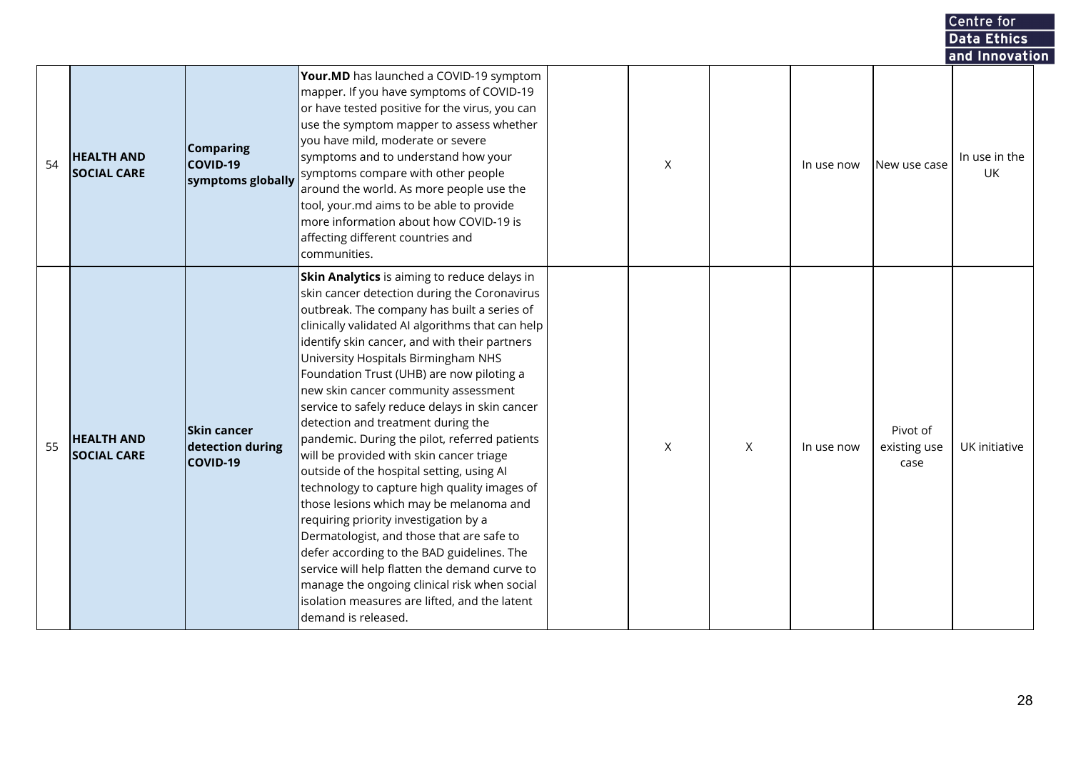| | | | | | | | | | |
|---|---|---|---|---|---|---|---|---|---|
| 54 | **HEALTH AND SOCIAL CARE** | **Comparing COVID-19 symptoms globally** | **Your.MD** has launched a COVID-19 symptom mapper. If you have symptoms of COVID-19 or have tested positive for the virus, you can use the symptom mapper to assess whether you have mild, moderate or severe symptoms and to understand how your symptoms compare with other people around the world. As more people use the tool, your.md aims to be able to provide more information about how COVID-19 is affecting different countries and communities. | | X | | In use now | New use case | In use in the UK |
| 55 | **HEALTH AND SOCIAL CARE** | **Skin cancer detection during COVID-19** | **Skin Analytics** is aiming to reduce delays in skin cancer detection during the Coronavirus outbreak. The company has built a series of clinically validated AI algorithms that can help identify skin cancer, and with their partners University Hospitals Birmingham NHS Foundation Trust (UHB) are now piloting a new skin cancer community assessment service to safely reduce delays in skin cancer detection and treatment during the pandemic. During the pilot, referred patients will be provided with skin cancer triage outside of the hospital setting, using AI technology to capture high quality images of those lesions which may be melanoma and requiring priority investigation by a Dermatologist, and those that are safe to defer according to the BAD guidelines. The service will help flatten the demand curve to manage the ongoing clinical risk when social isolation measures are lifted, and the latent demand is released. | | X | X | In use now | Pivot of existing use case | UK initiative |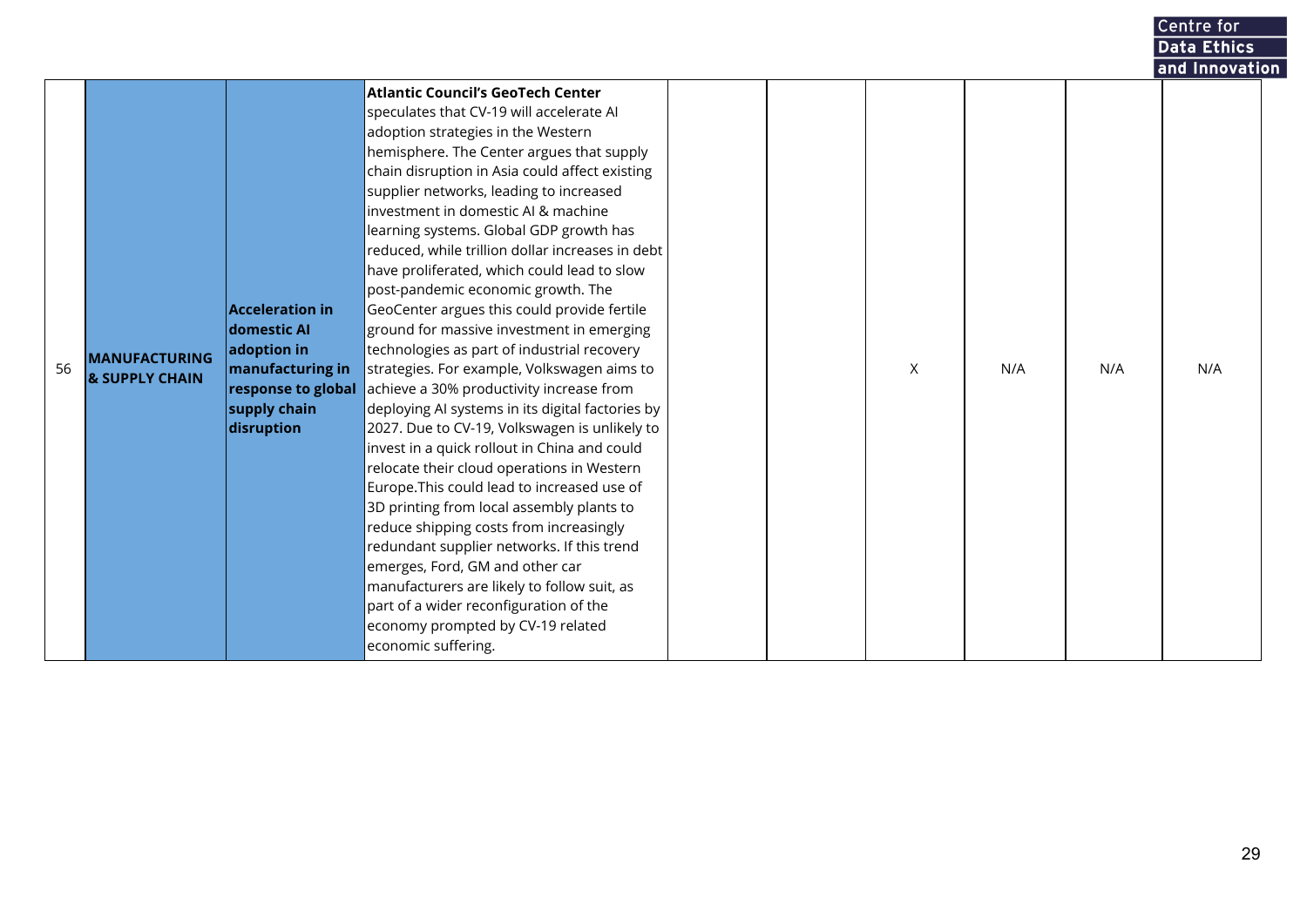| | | | | | | | | | |
|---|---|---|---|---|---|---|---|---|---|
| 56 | **MANUFACTURING & SUPPLY CHAIN** | **Acceleration in domestic AI adoption in manufacturing in response to global supply chain disruption** | **Atlantic Council's GeoTech Center** speculates that CV-19 will accelerate AI adoption strategies in the Western hemisphere. The Center argues that supply chain disruption in Asia could affect existing supplier networks, leading to increased investment in domestic AI & machine learning systems. Global GDP growth has reduced, while trillion dollar increases in debt have proliferated, which could lead to slow post-pandemic economic growth. The GeoCenter argues this could provide fertile ground for massive investment in emerging technologies as part of industrial recovery strategies. For example, Volkswagen aims to achieve a 30% productivity increase from deploying AI systems in its digital factories by 2027. Due to CV-19, Volkswagen is unlikely to invest in a quick rollout in China and could relocate their cloud operations in Western Europe.This could lead to increased use of 3D printing from local assembly plants to reduce shipping costs from increasingly redundant supplier networks. If this trend emerges, Ford, GM and other car manufacturers are likely to follow suit, as part of a wider reconfiguration of the economy prompted by CV-19 related economic suffering. | | | X | N/A | N/A | N/A |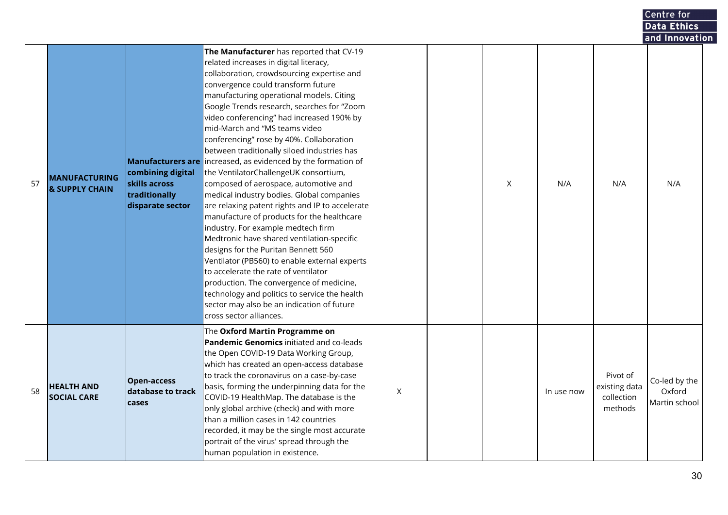| | | | | | | | | | |
|---|---|---|---|---|---|---|---|---|---|
| 57 | **MANUFACTURING & SUPPLY CHAIN** | **Manufacturers are combining digital skills across traditionally disparate sector** | **The Manufacturer** has reported that CV-19 related increases in digital literacy, collaboration, crowdsourcing expertise and convergence could transform future manufacturing operational models. Citing Google Trends research, searches for "Zoom video conferencing" had increased 190% by mid-March and "MS teams video conferencing" rose by 40%. Collaboration between traditionally siloed industries has increased, as evidenced by the formation of the VentilatorChallengeUK consortium, composed of aerospace, automotive and medical industry bodies. Global companies are relaxing patent rights and IP to accelerate manufacture of products for the healthcare industry. For example medtech firm Medtronic have shared ventilation-specific designs for the Puritan Bennett 560 Ventilator (PB560) to enable external experts to accelerate the rate of ventilator production. The convergence of medicine, technology and politics to service the health sector may also be an indication of future cross sector alliances. | | | X | N/A | N/A | N/A |
| 58 | **HEALTH AND SOCIAL CARE** | **Open-access database to track cases** | The **Oxford Martin Programme on Pandemic Genomics** initiated and co-leads the Open COVID-19 Data Working Group, which has created an open-access database to track the coronavirus on a case-by-case basis, forming the underpinning data for the COVID-19 HealthMap. The database is the only global archive (check) and with more than a million cases in 142 countries recorded, it may be the single most accurate portrait of the virus' spread through the human population in existence. | X | | | In use now | Pivot of existing data collection methods | Co-led by the Oxford Martin school |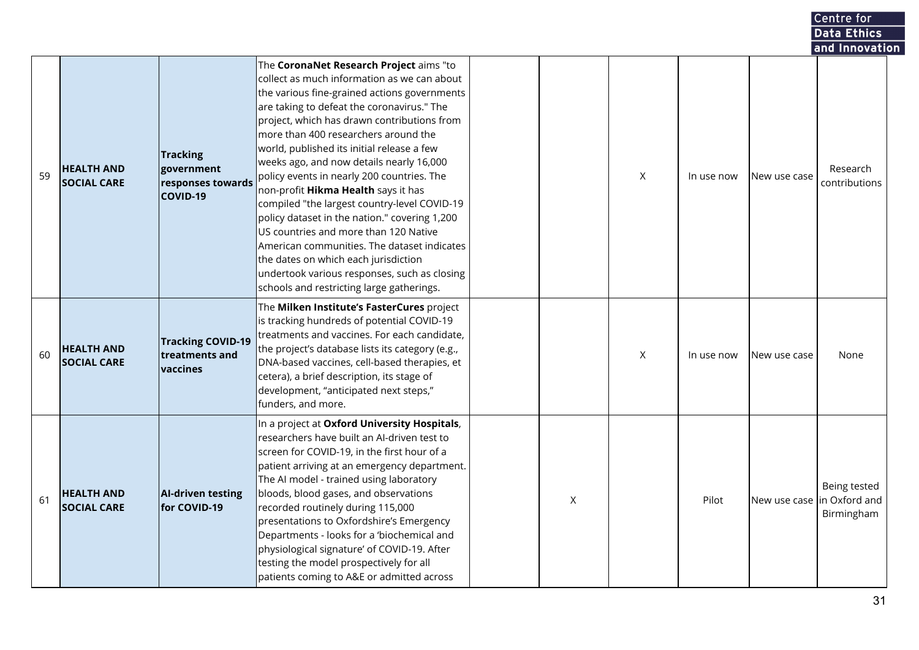| | | | | | | | | | |
|---|---|---|---|---|---|---|---|---|---|
| 59 | **HEALTH AND SOCIAL CARE** | **Tracking government responses towards COVID-19** | The **CoronaNet Research Project** aims "to collect as much information as we can about the various fine-grained actions governments are taking to defeat the coronavirus." The project, which has drawn contributions from more than 400 researchers around the world, published its initial release a few weeks ago, and now details nearly 16,000 policy events in nearly 200 countries. The non-profit **Hikma Health** says it has compiled "the largest country-level COVID-19 policy dataset in the nation." covering 1,200 US countries and more than 120 Native American communities. The dataset indicates the dates on which each jurisdiction undertook various responses, such as closing schools and restricting large gatherings. | | | X | In use now | New use case | Research contributions |
| 60 | **HEALTH AND SOCIAL CARE** | **Tracking COVID-19 treatments and vaccines** | The **Milken Institute's FasterCures** project is tracking hundreds of potential COVID-19 treatments and vaccines. For each candidate, the project's database lists its category (e.g., DNA-based vaccines, cell-based therapies, et cetera), a brief description, its stage of development, "anticipated next steps," funders, and more. | | | X | In use now | New use case | None |
| 61 | **HEALTH AND SOCIAL CARE** | **AI-driven testing for COVID-19** | In a project at **Oxford University Hospitals**, researchers have built an AI-driven test to screen for COVID-19, in the first hour of a patient arriving at an emergency department. The AI model - trained using laboratory bloods, blood gases, and observations recorded routinely during 115,000 presentations to Oxfordshire's Emergency Departments - looks for a 'biochemical and physiological signature' of COVID-19. After testing the model prospectively for all patients coming to A&E or admitted across | | X | | Pilot | New use case | Being tested in Oxford and Birmingham |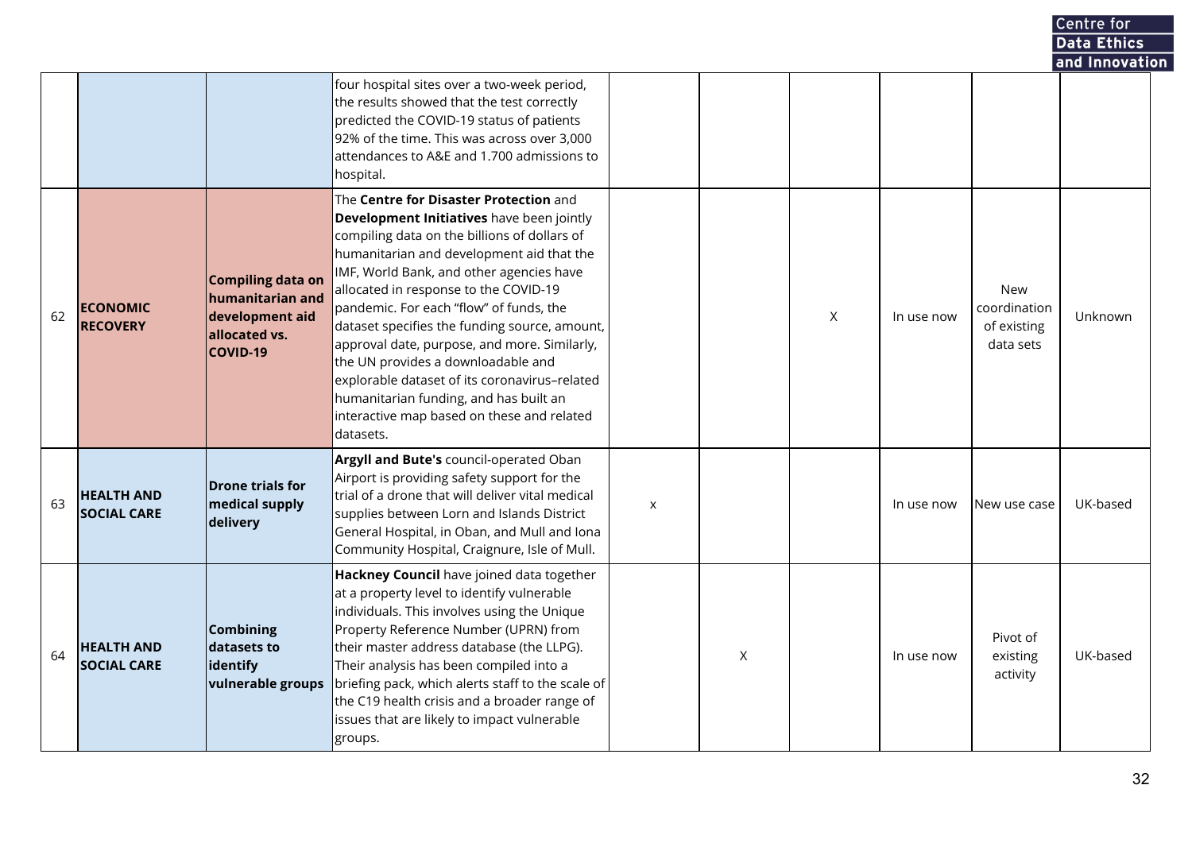| | | | | | | | | | |
|---|---|---|---|---|---|---|---|---|---|
| | | | four hospital sites over a two-week period, the results showed that the test correctly predicted the COVID-19 status of patients 92% of the time. This was across over 3,000 attendances to A&E and 1.700 admissions to hospital. | | | | | | |
| 62 | **ECONOMIC RECOVERY** | **Compiling data on humanitarian and development aid allocated vs. COVID-19** | The **Centre for Disaster Protection** and **Development Initiatives** have been jointly compiling data on the billions of dollars of humanitarian and development aid that the IMF, World Bank, and other agencies have allocated in response to the COVID-19 pandemic. For each "flow" of funds, the dataset specifies the funding source, amount, approval date, purpose, and more. Similarly, the UN provides a downloadable and explorable dataset of its coronavirus–related humanitarian funding, and has built an interactive map based on these and related datasets. | | | X | In use now | New coordination of existing data sets | Unknown |
| 63 | **HEALTH AND SOCIAL CARE** | **Drone trials for medical supply delivery** | **Argyll and Bute's** council-operated Oban Airport is providing safety support for the trial of a drone that will deliver vital medical supplies between Lorn and Islands District General Hospital, in Oban, and Mull and Iona Community Hospital, Craignure, Isle of Mull. | x | | | In use now | New use case | UK-based |
| 64 | **HEALTH AND SOCIAL CARE** | **Combining datasets to identify vulnerable groups** | **Hackney Council** have joined data together at a property level to identify vulnerable individuals. This involves using the Unique Property Reference Number (UPRN) from their master address database (the LLPG). Their analysis has been compiled into a briefing pack, which alerts staff to the scale of the C19 health crisis and a broader range of issues that are likely to impact vulnerable groups. | | X | | In use now | Pivot of existing activity | UK-based |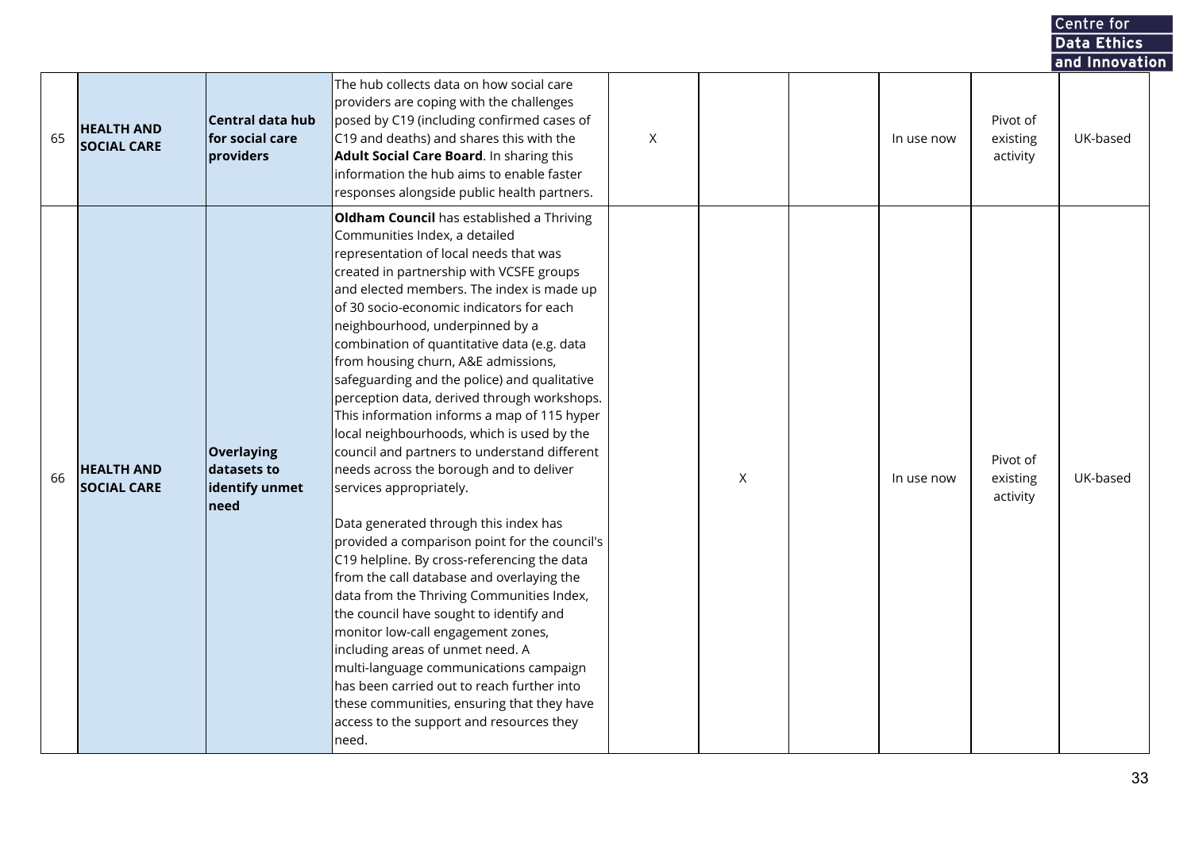| | | | | | | | | | |
|---|---|---|---|---|---|---|---|---|---|
| 65 | **HEALTH AND SOCIAL CARE** | **Central data hub for social care providers** | The hub collects data on how social care providers are coping with the challenges posed by C19 (including confirmed cases of C19 and deaths) and shares this with the **Adult Social Care Board**. In sharing this information the hub aims to enable faster responses alongside public health partners. | X | | | In use now | Pivot of existing activity | UK-based |
| 66 | **HEALTH AND SOCIAL CARE** | **Overlaying datasets to identify unmet need** | **Oldham Council** has established a Thriving Communities Index, a detailed representation of local needs that was created in partnership with VCSFE groups and elected members. The index is made up of 30 socio-economic indicators for each neighbourhood, underpinned by a combination of quantitative data (e.g. data from housing churn, A&E admissions, safeguarding and the police) and qualitative perception data, derived through workshops. This information informs a map of 115 hyper local neighbourhoods, which is used by the council and partners to understand different needs across the borough and to deliver services appropriately.<br><br>Data generated through this index has provided a comparison point for the council's C19 helpline. By cross-referencing the data from the call database and overlaying the data from the Thriving Communities Index, the council have sought to identify and monitor low-call engagement zones, including areas of unmet need. A multi-language communications campaign has been carried out to reach further into these communities, ensuring that they have access to the support and resources they need. | | X | | In use now | Pivot of existing activity | UK-based |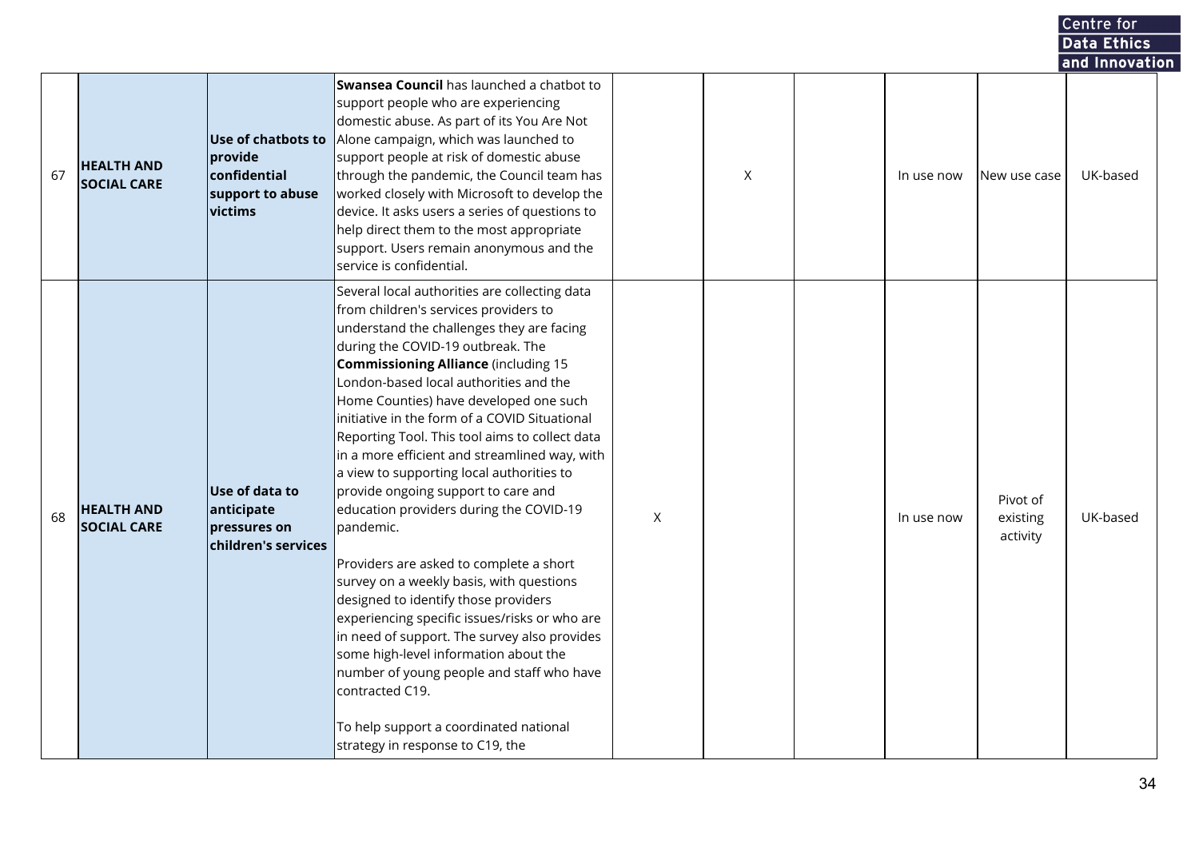| | | | | | | | | | |
|---|---|---|---|---|---|---|---|---|---|
| 67 | **HEALTH AND SOCIAL CARE** | **Use of chatbots to provide confidential support to abuse victims** | **Swansea Council** has launched a chatbot to support people who are experiencing domestic abuse. As part of its You Are Not Alone campaign, which was launched to support people at risk of domestic abuse through the pandemic, the Council team has worked closely with Microsoft to develop the device. It asks users a series of questions to help direct them to the most appropriate support. Users remain anonymous and the service is confidential. | | X | | In use now | New use case | UK-based |
| 68 | **HEALTH AND SOCIAL CARE** | **Use of data to anticipate pressures on children's services** | Several local authorities are collecting data from children's services providers to understand the challenges they are facing during the COVID-19 outbreak. The **Commissioning Alliance** (including 15 London-based local authorities and the Home Counties) have developed one such initiative in the form of a COVID Situational Reporting Tool. This tool aims to collect data in a more efficient and streamlined way, with a view to supporting local authorities to provide ongoing support to care and education providers during the COVID-19 pandemic.<br><br>Providers are asked to complete a short survey on a weekly basis, with questions designed to identify those providers experiencing specific issues/risks or who are in need of support. The survey also provides some high-level information about the number of young people and staff who have contracted C19.<br><br>To help support a coordinated national strategy in response to C19, the | X | | | In use now | Pivot of existing activity | UK-based |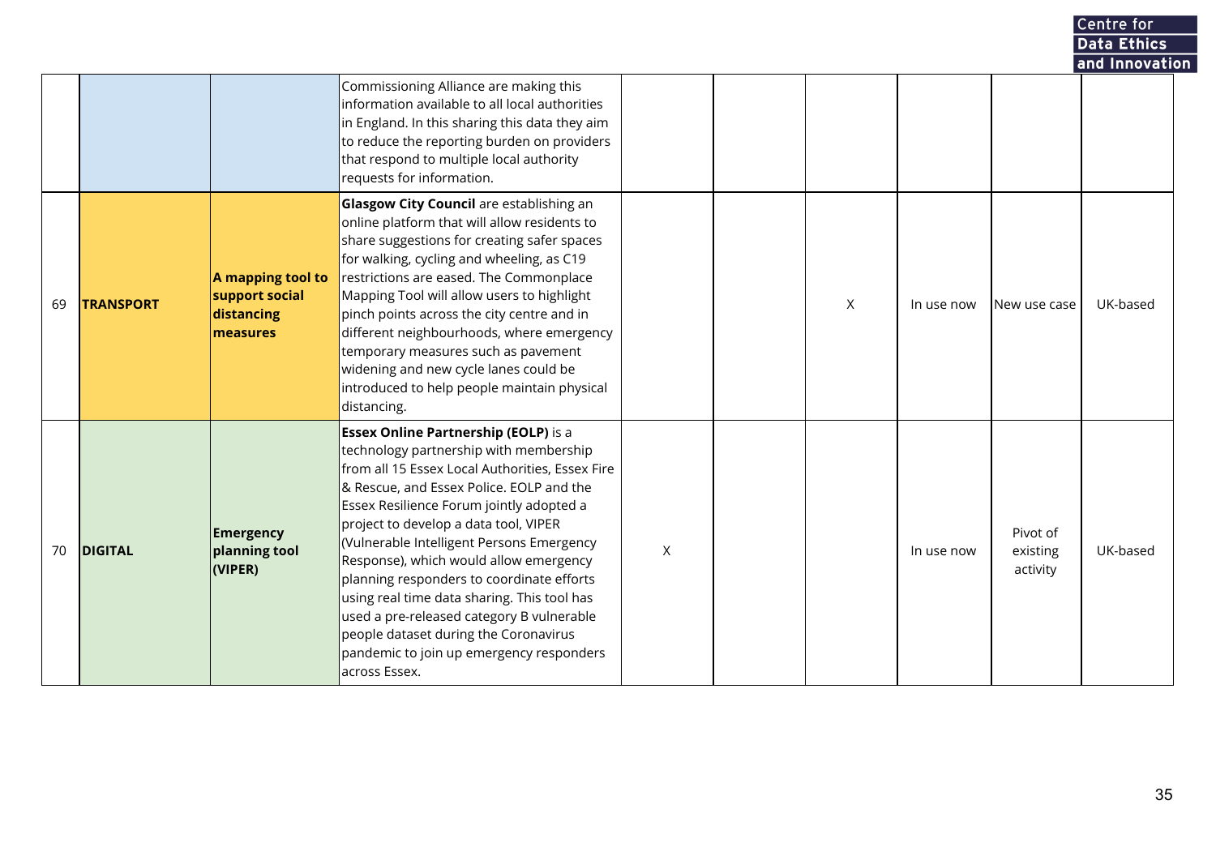| | | | | | | | | | |
|---|---|---|---|---|---|---|---|---|---|
| | | | Commissioning Alliance are making this information available to all local authorities in England. In this sharing this data they aim to reduce the reporting burden on providers that respond to multiple local authority requests for information. | | | | | | |
| 69 | **TRANSPORT** | **A mapping tool to support social distancing measures** | **Glasgow City Council** are establishing an online platform that will allow residents to share suggestions for creating safer spaces for walking, cycling and wheeling, as C19 restrictions are eased. The Commonplace Mapping Tool will allow users to highlight pinch points across the city centre and in different neighbourhoods, where emergency temporary measures such as pavement widening and new cycle lanes could be introduced to help people maintain physical distancing. | | | X | In use now | New use case | UK-based |
| 70 | **DIGITAL** | **Emergency planning tool (VIPER)** | **Essex Online Partnership (EOLP)** is a technology partnership with membership from all 15 Essex Local Authorities, Essex Fire & Rescue, and Essex Police. EOLP and the Essex Resilience Forum jointly adopted a project to develop a data tool, VIPER (Vulnerable Intelligent Persons Emergency Response), which would allow emergency planning responders to coordinate efforts using real time data sharing. This tool has used a pre-released category B vulnerable people dataset during the Coronavirus pandemic to join up emergency responders across Essex. | X | | | In use now | Pivot of existing activity | UK-based |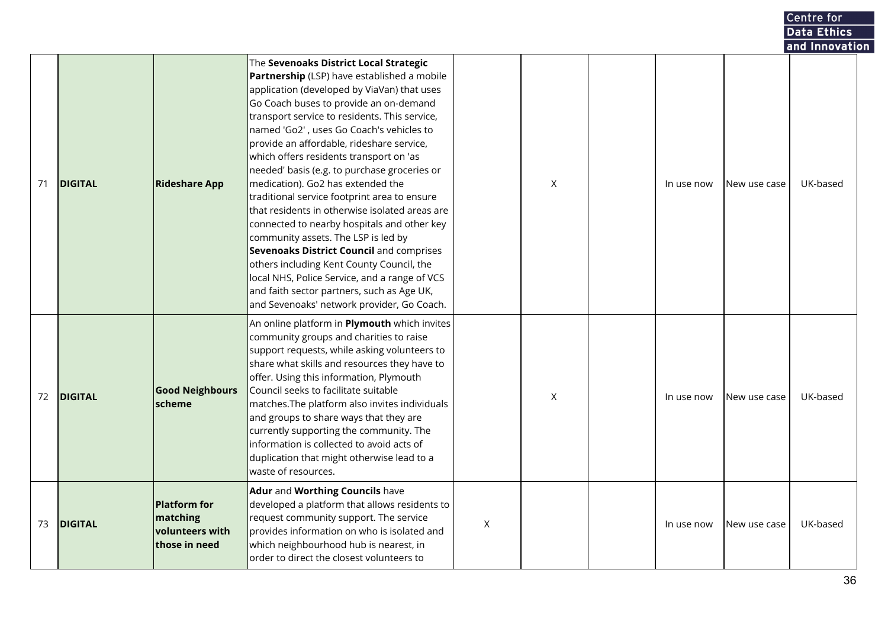| | | | | | | | | | |
|---|---|---|---|---|---|---|---|---|---|
| 71 | **DIGITAL** | **Rideshare App** | The **Sevenoaks District Local Strategic Partnership** (LSP) have established a mobile application (developed by ViaVan) that uses Go Coach buses to provide an on-demand transport service to residents. This service, named 'Go2' , uses Go Coach's vehicles to provide an affordable, rideshare service, which offers residents transport on 'as needed' basis (e.g. to purchase groceries or medication). Go2 has extended the traditional service footprint area to ensure that residents in otherwise isolated areas are connected to nearby hospitals and other key community assets. The LSP is led by **Sevenoaks District Council** and comprises others including Kent County Council, the local NHS, Police Service, and a range of VCS and faith sector partners, such as Age UK, and Sevenoaks' network provider, Go Coach. | | X | | In use now | New use case | UK-based |
| 72 | **DIGITAL** | **Good Neighbours scheme** | An online platform in **Plymouth** which invites community groups and charities to raise support requests, while asking volunteers to share what skills and resources they have to offer. Using this information, Plymouth Council seeks to facilitate suitable matches.The platform also invites individuals and groups to share ways that they are currently supporting the community. The information is collected to avoid acts of duplication that might otherwise lead to a waste of resources. | | X | | In use now | New use case | UK-based |
| 73 | **DIGITAL** | **Platform for matching volunteers with those in need** | **Adur** and **Worthing Councils** have developed a platform that allows residents to request community support. The service provides information on who is isolated and which neighbourhood hub is nearest, in order to direct the closest volunteers to | X | | | In use now | New use case | UK-based |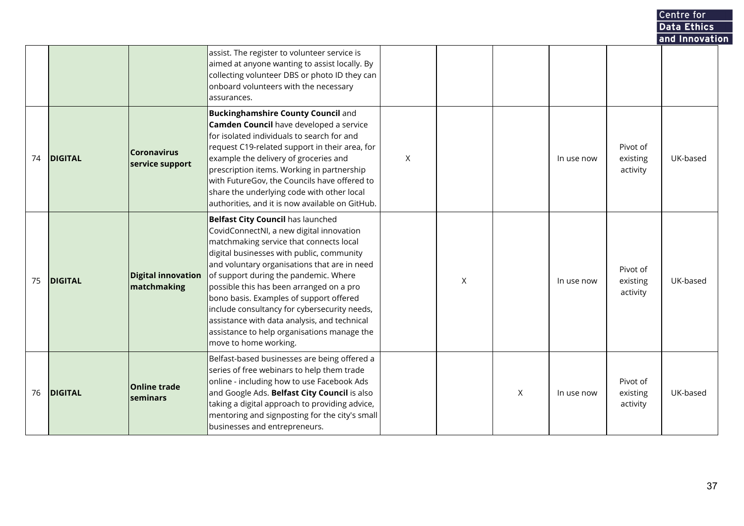| | | | | | | | | | |
|---|---|---|---|---|---|---|---|---|---|
| | | | assist. The register to volunteer service is aimed at anyone wanting to assist locally. By collecting volunteer DBS or photo ID they can onboard volunteers with the necessary assurances. | | | | | | |
| 74 | **DIGITAL** | **Coronavirus service support** | **Buckinghamshire County Council** and **Camden Council** have developed a service for isolated individuals to search for and request C19-related support in their area, for example the delivery of groceries and prescription items. Working in partnership with FutureGov, the Councils have offered to share the underlying code with other local authorities, and it is now available on GitHub. | X | | | In use now | Pivot of existing activity | UK-based |
| 75 | **DIGITAL** | **Digital innovation matchmaking** | **Belfast City Council** has launched CovidConnectNI, a new digital innovation matchmaking service that connects local digital businesses with public, community and voluntary organisations that are in need of support during the pandemic. Where possible this has been arranged on a pro bono basis. Examples of support offered include consultancy for cybersecurity needs, assistance with data analysis, and technical assistance to help organisations manage the move to home working. | | X | | In use now | Pivot of existing activity | UK-based |
| 76 | **DIGITAL** | **Online trade seminars** | Belfast-based businesses are being offered a series of free webinars to help them trade online - including how to use Facebook Ads and Google Ads. **Belfast City Council** is also taking a digital approach to providing advice, mentoring and signposting for the city's small businesses and entrepreneurs. | | | X | In use now | Pivot of existing activity | UK-based |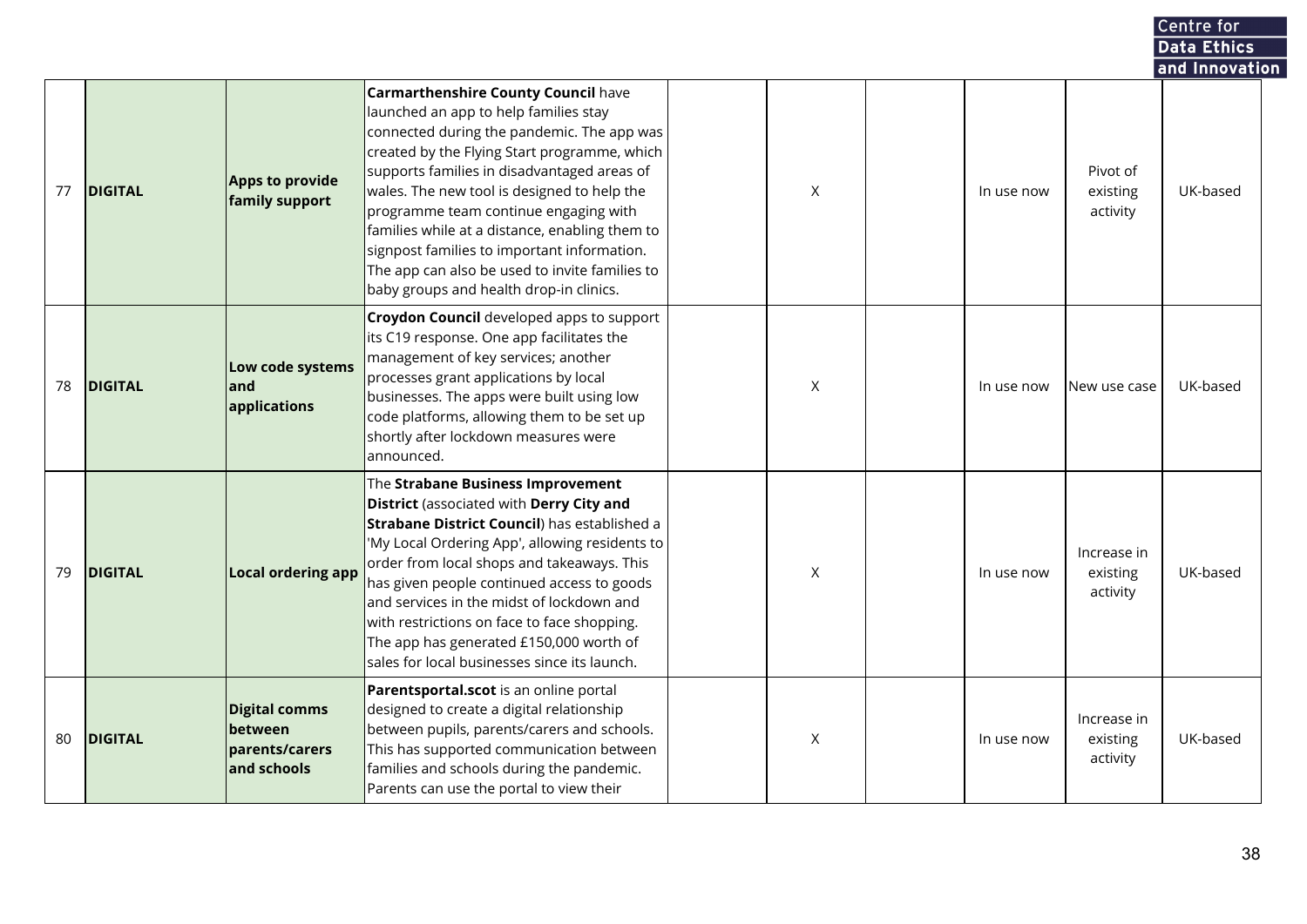| | | | | | | | | | |
|---|---|---|---|---|---|---|---|---|---|
| 77 | **DIGITAL** | **Apps to provide family support** | **Carmarthenshire County Council** have launched an app to help families stay connected during the pandemic. The app was created by the Flying Start programme, which supports families in disadvantaged areas of wales. The new tool is designed to help the programme team continue engaging with families while at a distance, enabling them to signpost families to important information. The app can also be used to invite families to baby groups and health drop-in clinics. | | X | | In use now | Pivot of existing activity | UK-based |
| 78 | **DIGITAL** | **Low code systems and applications** | **Croydon Council** developed apps to support its C19 response. One app facilitates the management of key services; another processes grant applications by local businesses. The apps were built using low code platforms, allowing them to be set up shortly after lockdown measures were announced. | | X | | In use now | New use case | UK-based |
| 79 | **DIGITAL** | **Local ordering app** | The **Strabane Business Improvement District** (associated with **Derry City and Strabane District Council**) has established a 'My Local Ordering App', allowing residents to order from local shops and takeaways. This has given people continued access to goods and services in the midst of lockdown and with restrictions on face to face shopping. The app has generated £150,000 worth of sales for local businesses since its launch. | | X | | In use now | Increase in existing activity | UK-based |
| 80 | **DIGITAL** | **Digital comms between parents/carers and schools** | **Parentsportal.scot** is an online portal designed to create a digital relationship between pupils, parents/carers and schools. This has supported communication between families and schools during the pandemic. Parents can use the portal to view their | | X | | In use now | Increase in existing activity | UK-based |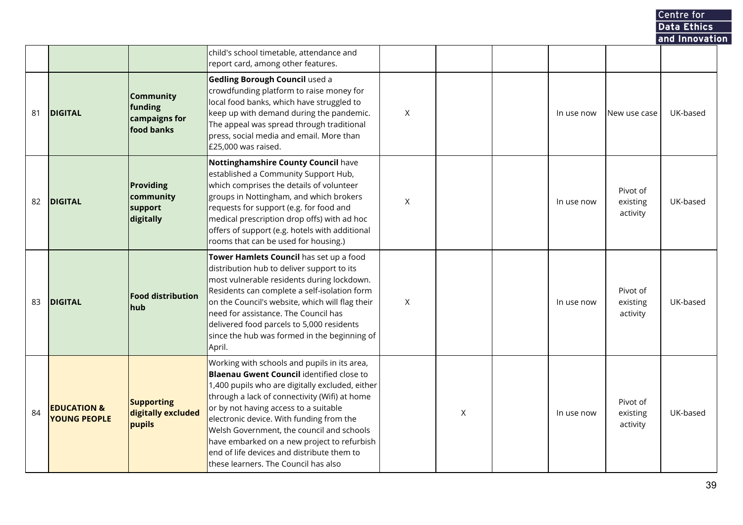| | | | | | | | | | |
|---|---|---|---|---|---|---|---|---|---|
| | | | child's school timetable, attendance and report card, among other features. | | | | | | |
| 81 | **DIGITAL** | **Community funding campaigns for food banks** | **Gedling Borough Council** used a crowdfunding platform to raise money for local food banks, which have struggled to keep up with demand during the pandemic. The appeal was spread through traditional press, social media and email. More than £25,000 was raised. | X | | | In use now | New use case | UK-based |
| 82 | **DIGITAL** | **Providing community support digitally** | **Nottinghamshire County Council** have established a Community Support Hub, which comprises the details of volunteer groups in Nottingham, and which brokers requests for support (e.g. for food and medical prescription drop offs) with ad hoc offers of support (e.g. hotels with additional rooms that can be used for housing.) | X | | | In use now | Pivot of existing activity | UK-based |
| 83 | **DIGITAL** | **Food distribution hub** | **Tower Hamlets Council** has set up a food distribution hub to deliver support to its most vulnerable residents during lockdown. Residents can complete a self-isolation form on the Council's website, which will flag their need for assistance. The Council has delivered food parcels to 5,000 residents since the hub was formed in the beginning of April. | X | | | In use now | Pivot of existing activity | UK-based |
| 84 | **EDUCATION & YOUNG PEOPLE** | **Supporting digitally excluded pupils** | Working with schools and pupils in its area, **Blaenau Gwent Council** identified close to 1,400 pupils who are digitally excluded, either through a lack of connectivity (Wifi) at home or by not having access to a suitable electronic device. With funding from the Welsh Government, the council and schools have embarked on a new project to refurbish end of life devices and distribute them to these learners. The Council has also | | X | | In use now | Pivot of existing activity | UK-based |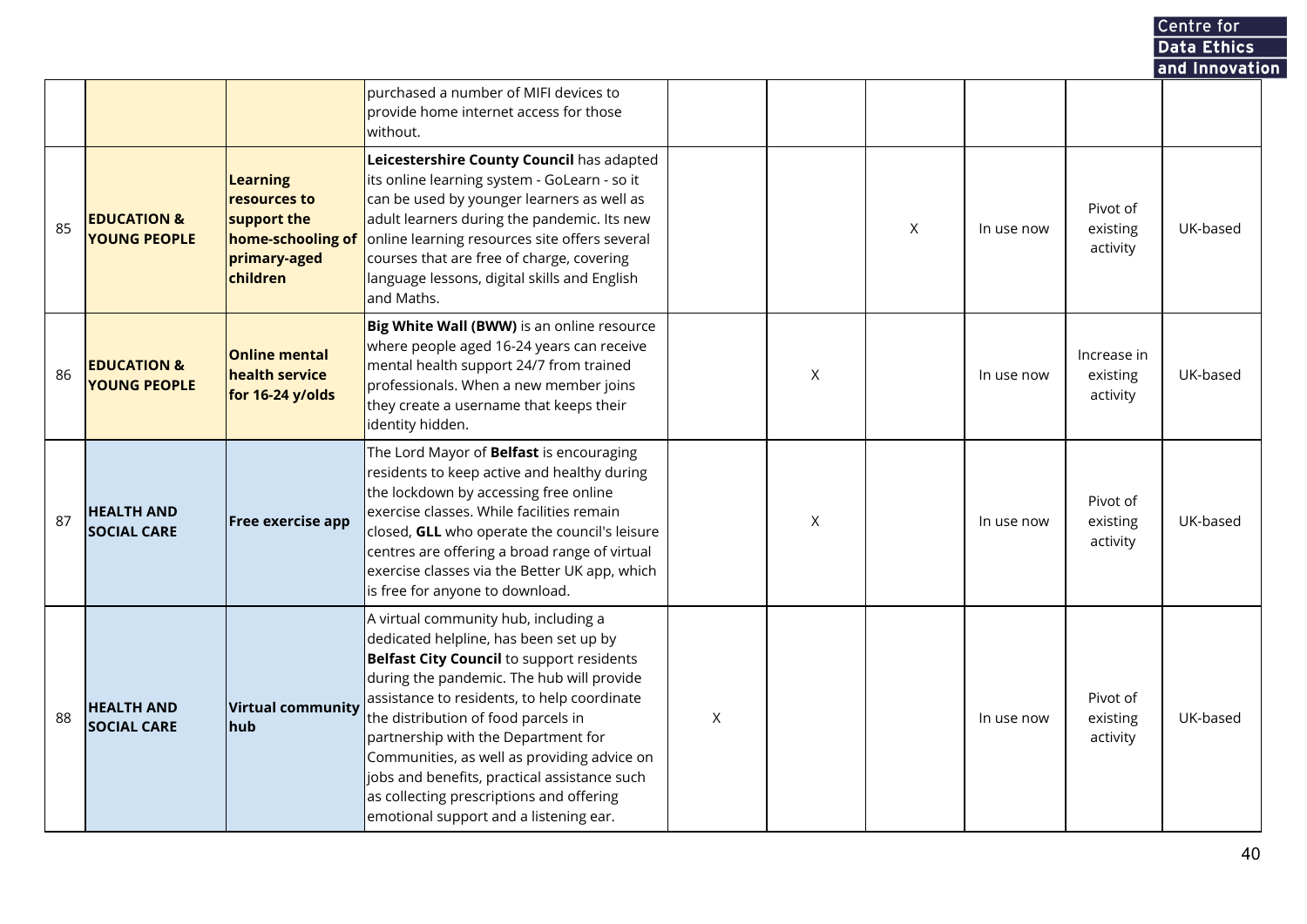| | | | | | | | | | |
|---|---|---|---|---|---|---|---|---|---|
| | | | purchased a number of MIFI devices to provide home internet access for those without. | | | | | | |
| 85 | **EDUCATION & YOUNG PEOPLE** | **Learning resources to support the home-schooling of primary-aged children** | **Leicestershire County Council** has adapted its online learning system - GoLearn - so it can be used by younger learners as well as adult learners during the pandemic. Its new online learning resources site offers several courses that are free of charge, covering language lessons, digital skills and English and Maths. | | | X | In use now | Pivot of existing activity | UK-based |
| 86 | **EDUCATION & YOUNG PEOPLE** | **Online mental health service for 16-24 y/olds** | **Big White Wall (BWW)** is an online resource where people aged 16-24 years can receive mental health support 24/7 from trained professionals. When a new member joins they create a username that keeps their identity hidden. | | X | | In use now | Increase in existing activity | UK-based |
| 87 | **HEALTH AND SOCIAL CARE** | **Free exercise app** | The Lord Mayor of **Belfast** is encouraging residents to keep active and healthy during the lockdown by accessing free online exercise classes. While facilities remain closed, **GLL** who operate the council's leisure centres are offering a broad range of virtual exercise classes via the Better UK app, which is free for anyone to download. | | X | | In use now | Pivot of existing activity | UK-based |
| 88 | **HEALTH AND SOCIAL CARE** | **Virtual community hub** | A virtual community hub, including a dedicated helpline, has been set up by **Belfast City Council** to support residents during the pandemic. The hub will provide assistance to residents, to help coordinate the distribution of food parcels in partnership with the Department for Communities, as well as providing advice on jobs and benefits, practical assistance such as collecting prescriptions and offering emotional support and a listening ear. | X | | | In use now | Pivot of existing activity | UK-based |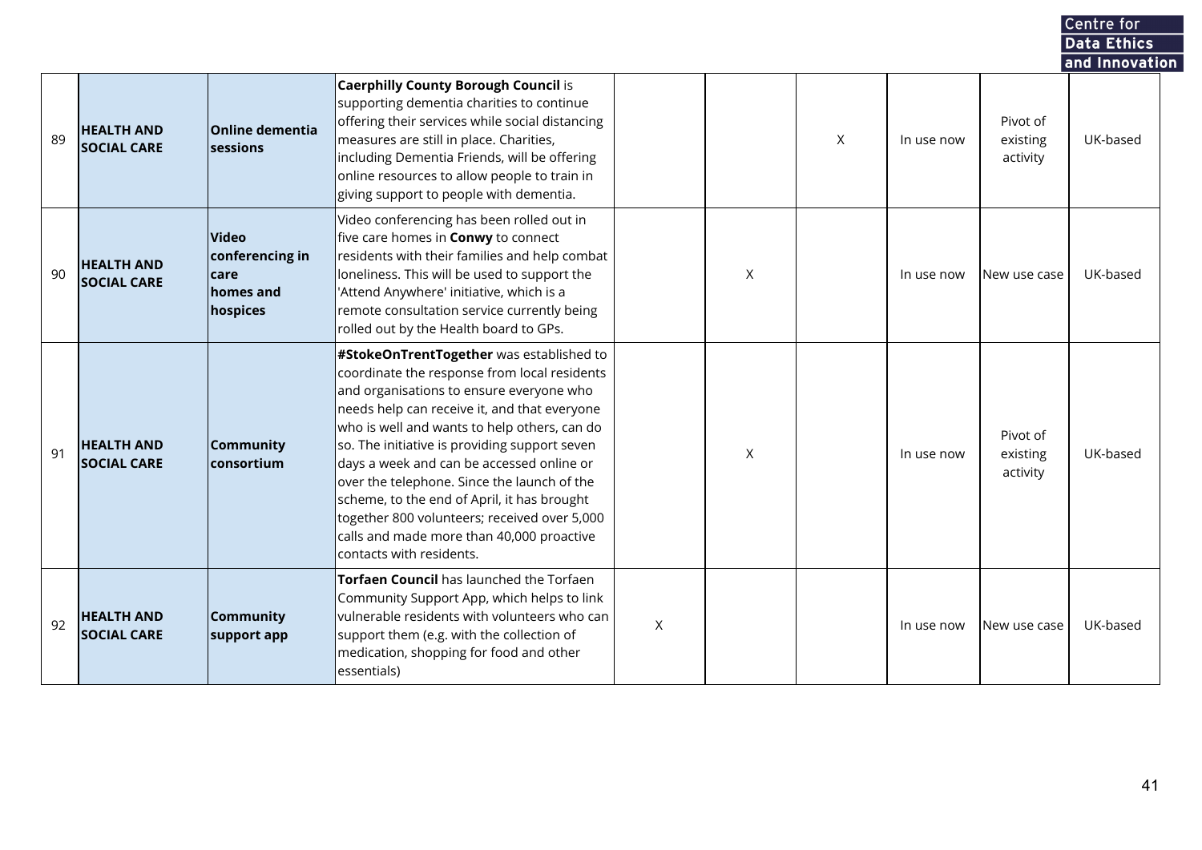| | | | | | | | | | |
|---|---|---|---|---|---|---|---|---|---|
| 89 | **HEALTH AND SOCIAL CARE** | **Online dementia sessions** | **Caerphilly County Borough Council** is supporting dementia charities to continue offering their services while social distancing measures are still in place. Charities, including Dementia Friends, will be offering online resources to allow people to train in giving support to people with dementia. | | | X | In use now | Pivot of existing activity | UK-based |
| 90 | **HEALTH AND SOCIAL CARE** | **Video conferencing in care homes and hospices** | Video conferencing has been rolled out in five care homes in **Conwy** to connect residents with their families and help combat loneliness. This will be used to support the 'Attend Anywhere' initiative, which is a remote consultation service currently being rolled out by the Health board to GPs. | | X | | In use now | New use case | UK-based |
| 91 | **HEALTH AND SOCIAL CARE** | **Community consortium** | **#StokeOnTrentTogether** was established to coordinate the response from local residents and organisations to ensure everyone who needs help can receive it, and that everyone who is well and wants to help others, can do so. The initiative is providing support seven days a week and can be accessed online or over the telephone. Since the launch of the scheme, to the end of April, it has brought together 800 volunteers; received over 5,000 calls and made more than 40,000 proactive contacts with residents. | | X | | In use now | Pivot of existing activity | UK-based |
| 92 | **HEALTH AND SOCIAL CARE** | **Community support app** | **Torfaen Council** has launched the Torfaen Community Support App, which helps to link vulnerable residents with volunteers who can support them (e.g. with the collection of medication, shopping for food and other essentials) | X | | | In use now | New use case | UK-based |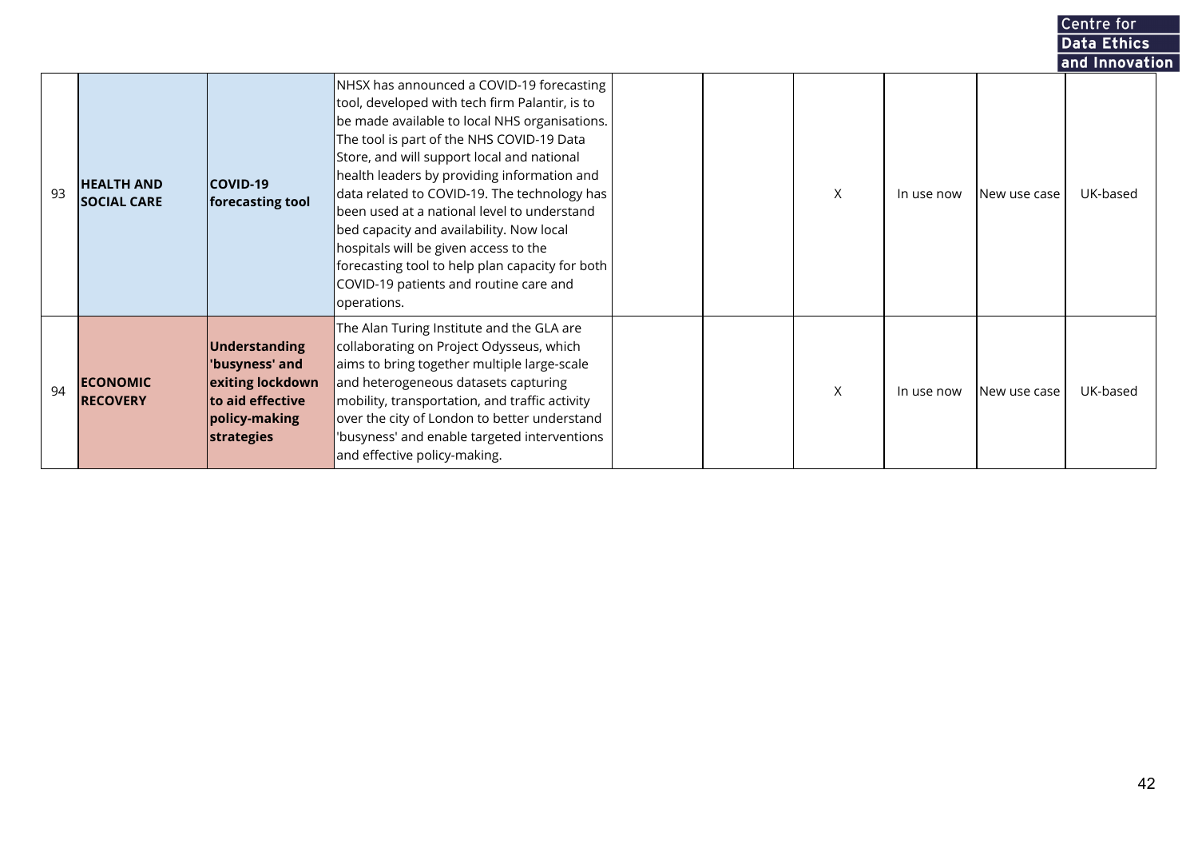| | | | | | | | | | |
|---|---|---|---|---|---|---|---|---|---|
| 93 | **HEALTH AND SOCIAL CARE** | **COVID-19 forecasting tool** | NHSX has announced a COVID-19 forecasting tool, developed with tech firm Palantir, is to be made available to local NHS organisations. The tool is part of the NHS COVID-19 Data Store, and will support local and national health leaders by providing information and data related to COVID-19. The technology has been used at a national level to understand bed capacity and availability. Now local hospitals will be given access to the forecasting tool to help plan capacity for both COVID-19 patients and routine care and operations. | | | X | In use now | New use case | UK-based |
| 94 | **ECONOMIC RECOVERY** | **Understanding 'busyness' and exiting lockdown to aid effective policy-making strategies** | The Alan Turing Institute and the GLA are collaborating on Project Odysseus, which aims to bring together multiple large-scale and heterogeneous datasets capturing mobility, transportation, and traffic activity over the city of London to better understand 'busyness' and enable targeted interventions and effective policy-making. | | | X | In use now | New use case | UK-based |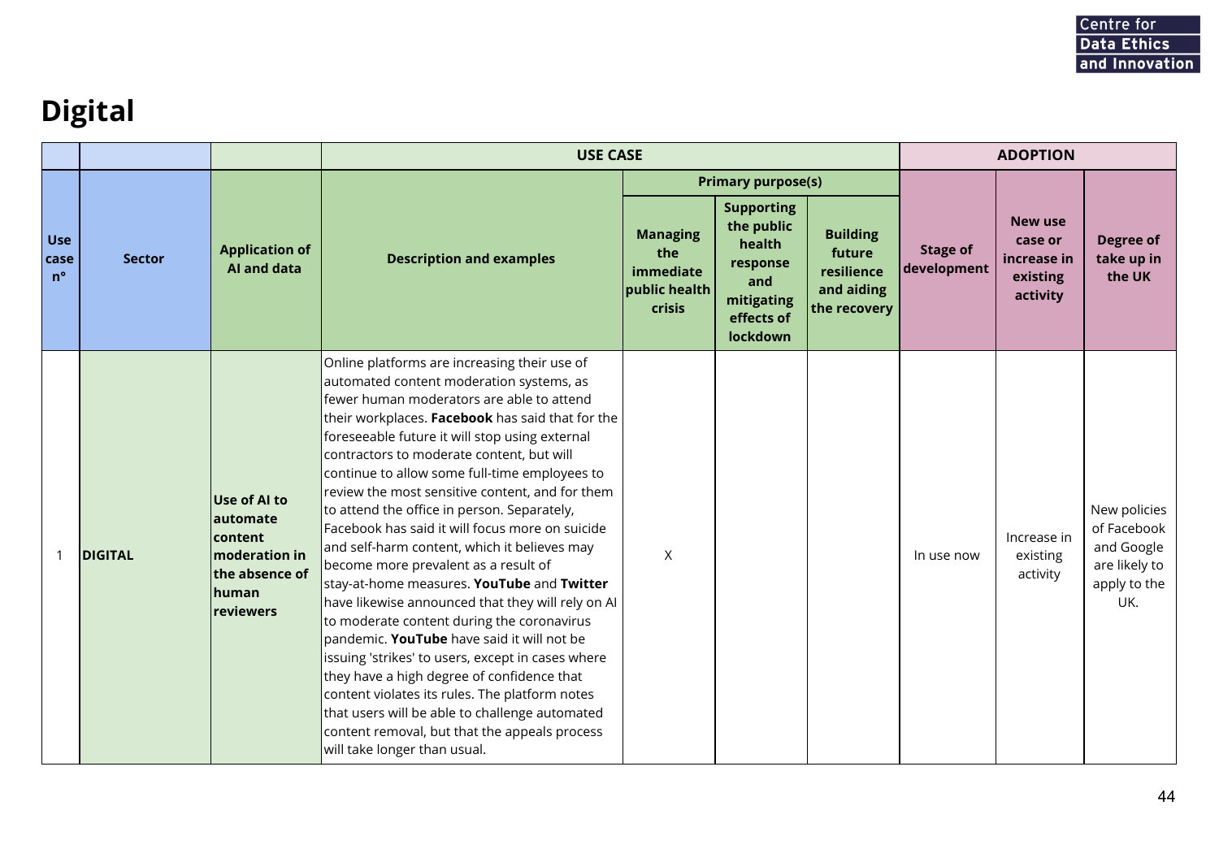# Digital

| | | | USE CASE | | | | ADOPTION | | |
|---|---|---|---|---|---|---|---|---|---|
| | | | | Primary purpose(s) | | | | | |
| Use case n° | Sector | Application of AI and data | Description and examples | Managing the immediate public health crisis | Supporting the public health response and mitigating effects of lockdown | Building future resilience and aiding the recovery | Stage of development | New use case or increase in existing activity | Degree of take up in the UK |
| 1 | **DIGITAL** | **Use of AI to automate content moderation in the absence of human reviewers** | Online platforms are increasing their use of automated content moderation systems, as fewer human moderators are able to attend their workplaces. **Facebook** has said that for the foreseeable future it will stop using external contractors to moderate content, but will continue to allow some full-time employees to review the most sensitive content, and for them to attend the office in person. Separately, Facebook has said it will focus more on suicide and self-harm content, which it believes may become more prevalent as a result of stay-at-home measures. **YouTube** and **Twitter** have likewise announced that they will rely on AI to moderate content during the coronavirus pandemic. **YouTube** have said it will not be issuing 'strikes' to users, except in cases where they have a high degree of confidence that content violates its rules. The platform notes that users will be able to challenge automated content removal, but that the appeals process will take longer than usual. | X | | | In use now | Increase in existing activity | New policies of Facebook and Google are likely to apply to the UK. |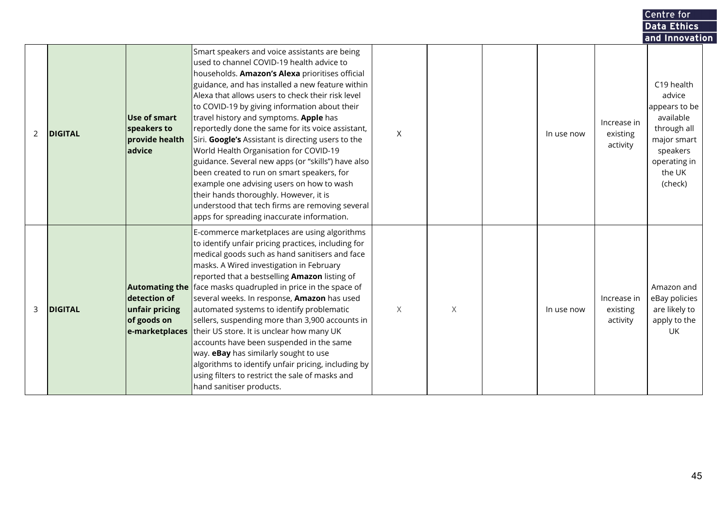| | | | | | | | | | |
|---|---|---|---|---|---|---|---|---|---|
| 2 | **DIGITAL** | **Use of smart speakers to provide health advice** | Smart speakers and voice assistants are being used to channel COVID-19 health advice to households. **Amazon's Alexa** prioritises official guidance, and has installed a new feature within Alexa that allows users to check their risk level to COVID-19 by giving information about their travel history and symptoms. **Apple** has reportedly done the same for its voice assistant, Siri. **Google's** Assistant is directing users to the World Health Organisation for COVID-19 guidance. Several new apps (or "skills") have also been created to run on smart speakers, for example one advising users on how to wash their hands thoroughly. However, it is understood that tech firms are removing several apps for spreading inaccurate information. | X | | | In use now | Increase in existing activity | C19 health advice appears to be available through all major smart speakers operating in the UK (check) |
| 3 | **DIGITAL** | **Automating the detection of unfair pricing of goods on e-marketplaces** | E-commerce marketplaces are using algorithms to identify unfair pricing practices, including for medical goods such as hand sanitisers and face masks. A Wired investigation in February reported that a bestselling **Amazon** listing of face masks quadrupled in price in the space of several weeks. In response, **Amazon** has used automated systems to identify problematic sellers, suspending more than 3,900 accounts in their US store. It is unclear how many UK accounts have been suspended in the same way. **eBay** has similarly sought to use algorithms to identify unfair pricing, including by using filters to restrict the sale of masks and hand sanitiser products. | X | X | | In use now | Increase in existing activity | Amazon and eBay policies are likely to apply to the UK |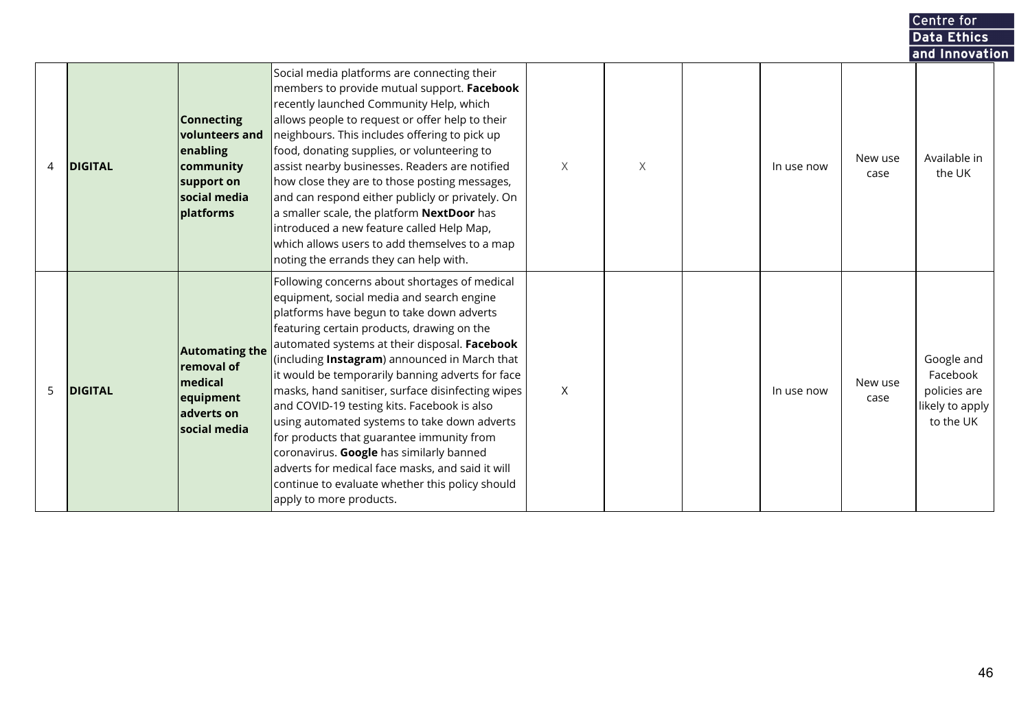| | | | | | | | | | |
|---|---|---|---|---|---|---|---|---|---|
| 4 | **DIGITAL** | **Connecting volunteers and enabling community support on social media platforms** | Social media platforms are connecting their members to provide mutual support. **Facebook** recently launched Community Help, which allows people to request or offer help to their neighbours. This includes offering to pick up food, donating supplies, or volunteering to assist nearby businesses. Readers are notified how close they are to those posting messages, and can respond either publicly or privately. On a smaller scale, the platform **NextDoor** has introduced a new feature called Help Map, which allows users to add themselves to a map noting the errands they can help with. | X | X | | In use now | New use case | Available in the UK |
| 5 | **DIGITAL** | **Automating the removal of medical equipment adverts on social media** | Following concerns about shortages of medical equipment, social media and search engine platforms have begun to take down adverts featuring certain products, drawing on the automated systems at their disposal. **Facebook** (including **Instagram**) announced in March that it would be temporarily banning adverts for face masks, hand sanitiser, surface disinfecting wipes and COVID-19 testing kits. Facebook is also using automated systems to take down adverts for products that guarantee immunity from coronavirus. **Google** has similarly banned adverts for medical face masks, and said it will continue to evaluate whether this policy should apply to more products. | X | | | In use now | New use case | Google and Facebook policies are likely to apply to the UK |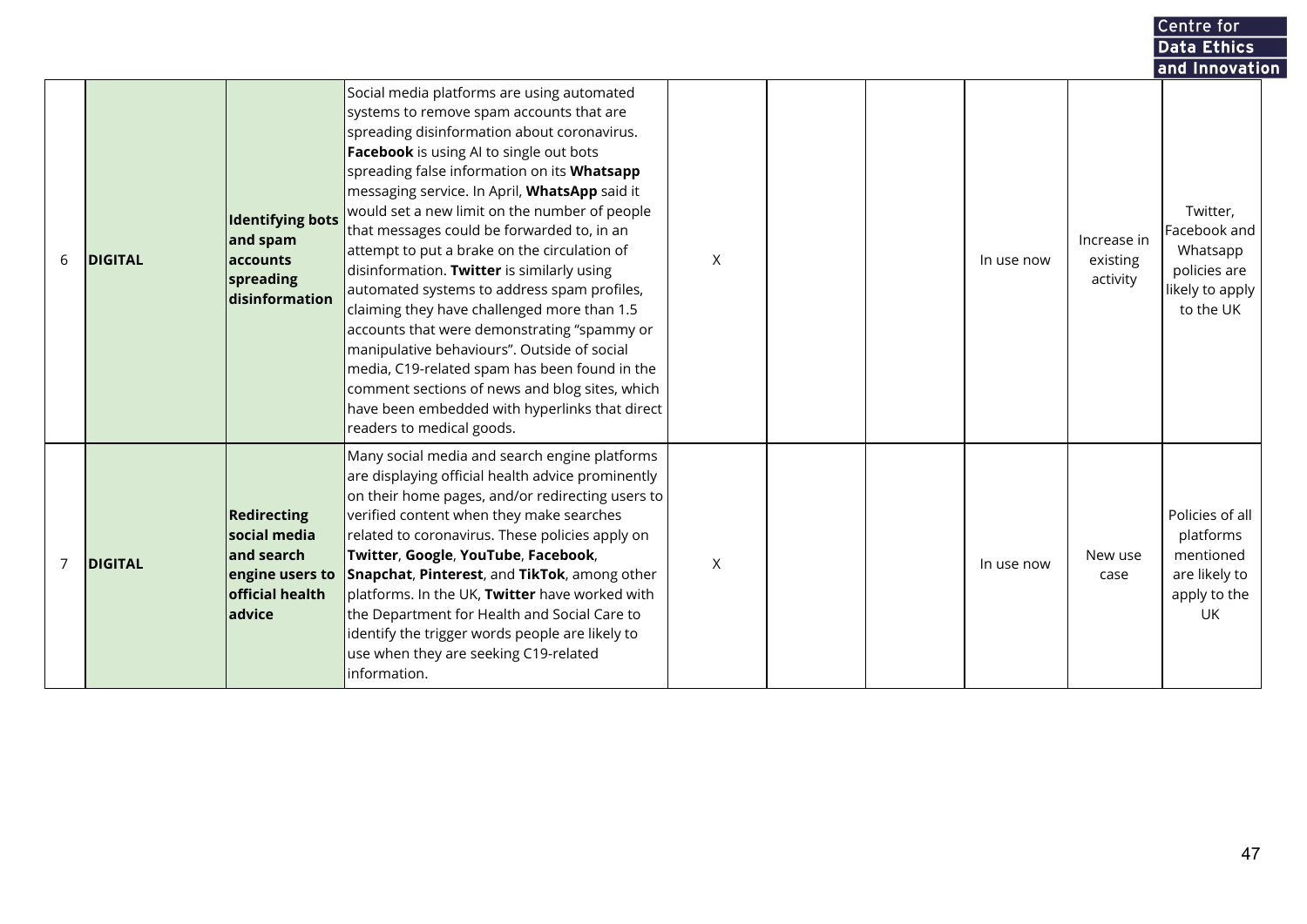| | | | | | | | | | |
|---|---|---|---|---|---|---|---|---|---|
| 6 | **DIGITAL** | **Identifying bots and spam accounts spreading disinformation** | Social media platforms are using automated systems to remove spam accounts that are spreading disinformation about coronavirus. **Facebook** is using AI to single out bots spreading false information on its **Whatsapp** messaging service. In April, **WhatsApp** said it would set a new limit on the number of people that messages could be forwarded to, in an attempt to put a brake on the circulation of disinformation. **Twitter** is similarly using automated systems to address spam profiles, claiming they have challenged more than 1.5 accounts that were demonstrating "spammy or manipulative behaviours". Outside of social media, C19-related spam has been found in the comment sections of news and blog sites, which have been embedded with hyperlinks that direct readers to medical goods. | X | | | In use now | Increase in existing activity | Twitter, Facebook and Whatsapp policies are likely to apply to the UK |
| 7 | **DIGITAL** | **Redirecting social media and search engine users to official health advice** | Many social media and search engine platforms are displaying official health advice prominently on their home pages, and/or redirecting users to verified content when they make searches related to coronavirus. These policies apply on **Twitter**, **Google**, **YouTube**, **Facebook**, **Snapchat**, **Pinterest**, and **TikTok**, among other platforms. In the UK, **Twitter** have worked with the Department for Health and Social Care to identify the trigger words people are likely to use when they are seeking C19-related information. | X | | | In use now | New use case | Policies of all platforms mentioned are likely to apply to the UK |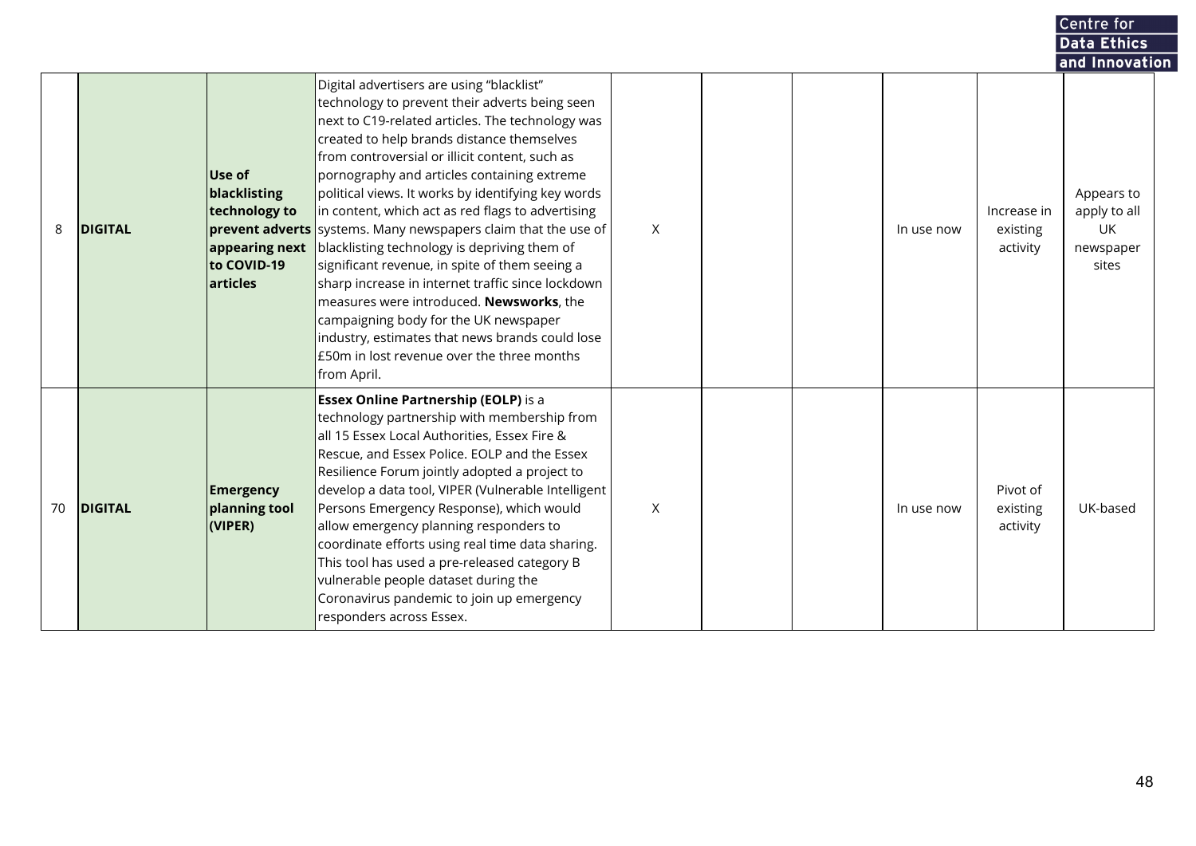| | | | | | | | | | |
|---|---|---|---|---|---|---|---|---|---|
| 8 | **DIGITAL** | **Use of blacklisting technology to prevent adverts appearing next to COVID-19 articles** | Digital advertisers are using "blacklist" technology to prevent their adverts being seen next to C19-related articles. The technology was created to help brands distance themselves from controversial or illicit content, such as pornography and articles containing extreme political views. It works by identifying key words in content, which act as red flags to advertising systems. Many newspapers claim that the use of blacklisting technology is depriving them of significant revenue, in spite of them seeing a sharp increase in internet traffic since lockdown measures were introduced. **Newsworks**, the campaigning body for the UK newspaper industry, estimates that news brands could lose £50m in lost revenue over the three months from April. | X | | | In use now | Increase in existing activity | Appears to apply to all UK newspaper sites |
| 70 | **DIGITAL** | **Emergency planning tool (VIPER)** | **Essex Online Partnership (EOLP)** is a technology partnership with membership from all 15 Essex Local Authorities, Essex Fire & Rescue, and Essex Police. EOLP and the Essex Resilience Forum jointly adopted a project to develop a data tool, VIPER (Vulnerable Intelligent Persons Emergency Response), which would allow emergency planning responders to coordinate efforts using real time data sharing. This tool has used a pre-released category B vulnerable people dataset during the Coronavirus pandemic to join up emergency responders across Essex. | X | | | In use now | Pivot of existing activity | UK-based |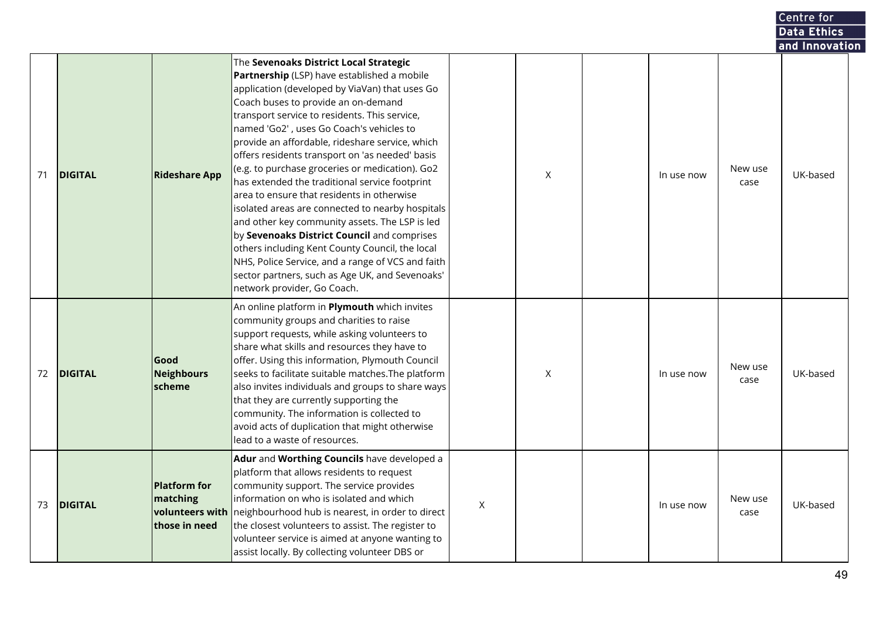| | | | | | | | | | |
|---|---|---|---|---|---|---|---|---|---|
| 71 | **DIGITAL** | **Rideshare App** | The **Sevenoaks District Local Strategic Partnership** (LSP) have established a mobile application (developed by ViaVan) that uses Go Coach buses to provide an on-demand transport service to residents. This service, named 'Go2' , uses Go Coach's vehicles to provide an affordable, rideshare service, which offers residents transport on 'as needed' basis (e.g. to purchase groceries or medication). Go2 has extended the traditional service footprint area to ensure that residents in otherwise isolated areas are connected to nearby hospitals and other key community assets. The LSP is led by **Sevenoaks District Council** and comprises others including Kent County Council, the local NHS, Police Service, and a range of VCS and faith sector partners, such as Age UK, and Sevenoaks' network provider, Go Coach. | | X | | In use now | New use case | UK-based |
| 72 | **DIGITAL** | **Good Neighbours scheme** | An online platform in **Plymouth** which invites community groups and charities to raise support requests, while asking volunteers to share what skills and resources they have to offer. Using this information, Plymouth Council seeks to facilitate suitable matches.The platform also invites individuals and groups to share ways that they are currently supporting the community. The information is collected to avoid acts of duplication that might otherwise lead to a waste of resources. | | X | | In use now | New use case | UK-based |
| 73 | **DIGITAL** | **Platform for matching volunteers with those in need** | **Adur** and **Worthing Councils** have developed a platform that allows residents to request community support. The service provides information on who is isolated and which neighbourhood hub is nearest, in order to direct the closest volunteers to assist. The register to volunteer service is aimed at anyone wanting to assist locally. By collecting volunteer DBS or | X | | | In use now | New use case | UK-based |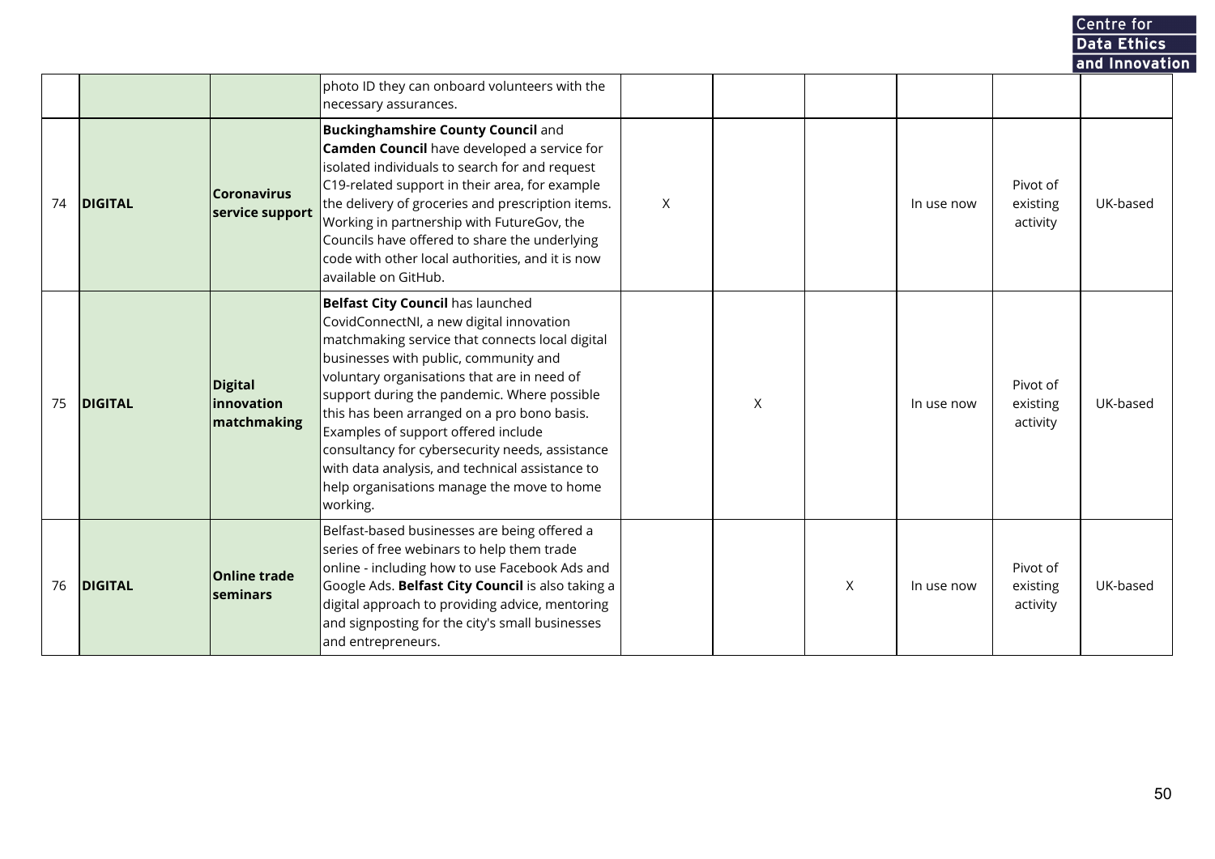| | | | | | | | | | |
|---|---|---|---|---|---|---|---|---|---|
| | | | photo ID they can onboard volunteers with the necessary assurances. | | | | | | |
| 74 | **DIGITAL** | **Coronavirus service support** | **Buckinghamshire County Council** and **Camden Council** have developed a service for isolated individuals to search for and request C19-related support in their area, for example the delivery of groceries and prescription items. Working in partnership with FutureGov, the Councils have offered to share the underlying code with other local authorities, and it is now available on GitHub. | X | | | In use now | Pivot of existing activity | UK-based |
| 75 | **DIGITAL** | **Digital innovation matchmaking** | **Belfast City Council** has launched CovidConnectNI, a new digital innovation matchmaking service that connects local digital businesses with public, community and voluntary organisations that are in need of support during the pandemic. Where possible this has been arranged on a pro bono basis. Examples of support offered include consultancy for cybersecurity needs, assistance with data analysis, and technical assistance to help organisations manage the move to home working. | | X | | In use now | Pivot of existing activity | UK-based |
| 76 | **DIGITAL** | **Online trade seminars** | Belfast-based businesses are being offered a series of free webinars to help them trade online - including how to use Facebook Ads and Google Ads. **Belfast City Council** is also taking a digital approach to providing advice, mentoring and signposting for the city's small businesses and entrepreneurs. | | | X | In use now | Pivot of existing activity | UK-based |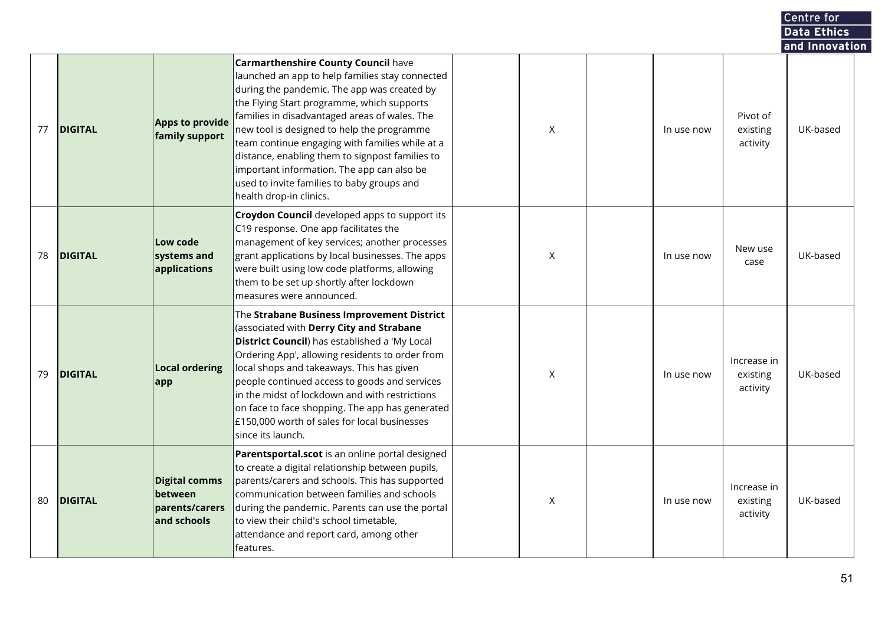| | | | | | | | | | |
|---|---|---|---|---|---|---|---|---|---|
| 77 | **DIGITAL** | **Apps to provide family support** | **Carmarthenshire County Council** have launched an app to help families stay connected during the pandemic. The app was created by the Flying Start programme, which supports families in disadvantaged areas of wales. The new tool is designed to help the programme team continue engaging with families while at a distance, enabling them to signpost families to important information. The app can also be used to invite families to baby groups and health drop-in clinics. | | X | | In use now | Pivot of existing activity | UK-based |
| 78 | **DIGITAL** | **Low code systems and applications** | **Croydon Council** developed apps to support its C19 response. One app facilitates the management of key services; another processes grant applications by local businesses. The apps were built using low code platforms, allowing them to be set up shortly after lockdown measures were announced. | | X | | In use now | New use case | UK-based |
| 79 | **DIGITAL** | **Local ordering app** | The **Strabane Business Improvement District** (associated with **Derry City and Strabane District Council**) has established a 'My Local Ordering App', allowing residents to order from local shops and takeaways. This has given people continued access to goods and services in the midst of lockdown and with restrictions on face to face shopping. The app has generated £150,000 worth of sales for local businesses since its launch. | | X | | In use now | Increase in existing activity | UK-based |
| 80 | **DIGITAL** | **Digital comms between parents/carers and schools** | **Parentsportal.scot** is an online portal designed to create a digital relationship between pupils, parents/carers and schools. This has supported communication between families and schools during the pandemic. Parents can use the portal to view their child's school timetable, attendance and report card, among other features. | | X | | In use now | Increase in existing activity | UK-based |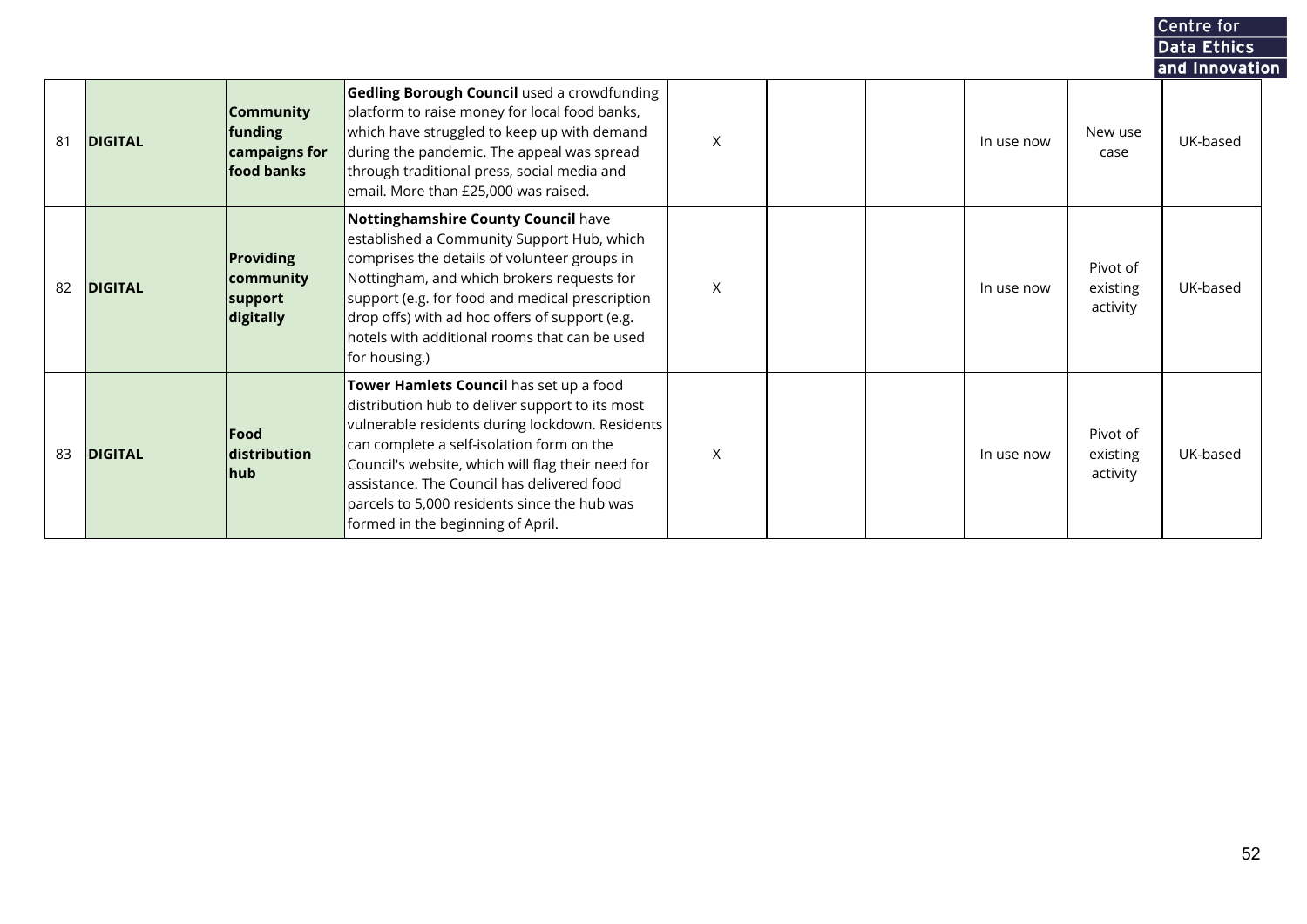| | | | | | | | | | |
|---|---|---|---|---|---|---|---|---|---|
| 81 | **DIGITAL** | **Community funding campaigns for food banks** | **Gedling Borough Council** used a crowdfunding platform to raise money for local food banks, which have struggled to keep up with demand during the pandemic. The appeal was spread through traditional press, social media and email. More than £25,000 was raised. | X | | | In use now | New use case | UK-based |
| 82 | **DIGITAL** | **Providing community support digitally** | **Nottinghamshire County Council** have established a Community Support Hub, which comprises the details of volunteer groups in Nottingham, and which brokers requests for support (e.g. for food and medical prescription drop offs) with ad hoc offers of support (e.g. hotels with additional rooms that can be used for housing.) | X | | | In use now | Pivot of existing activity | UK-based |
| 83 | **DIGITAL** | **Food distribution hub** | **Tower Hamlets Council** has set up a food distribution hub to deliver support to its most vulnerable residents during lockdown. Residents can complete a self-isolation form on the Council's website, which will flag their need for assistance. The Council has delivered food parcels to 5,000 residents since the hub was formed in the beginning of April. | X | | | In use now | Pivot of existing activity | UK-based |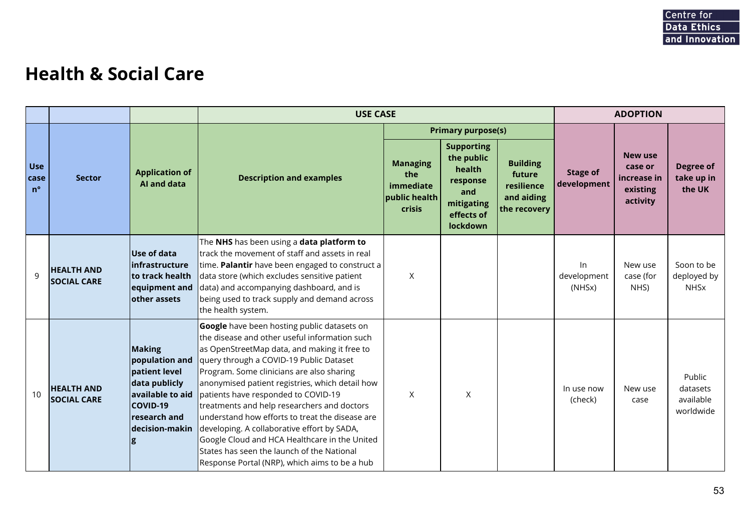# Health & Social Care

| | | | USE CASE | | | | ADOPTION | | |
|---|---|---|---|---|---|---|---|---|---|
| | | | | Primary purpose(s) | | | | | |
| Use case n° | Sector | Application of AI and data | Description and examples | Managing the immediate public health crisis | Supporting the public health response and mitigating effects of lockdown | Building future resilience and aiding the recovery | Stage of development | New use case or increase in existing activity | Degree of take up in the UK |
| 9 | **HEALTH AND SOCIAL CARE** | **Use of data infrastructure to track health equipment and other assets** | The **NHS** has been using a **data platform to** track the movement of staff and assets in real time. **Palantir** have been engaged to construct a data store (which excludes sensitive patient data) and accompanying dashboard, and is being used to track supply and demand across the health system. | X | | | In development (NHSx) | New use case (for NHS) | Soon to be deployed by NHSx |
| 10 | **HEALTH AND SOCIAL CARE** | **Making population and patient level data publicly available to aid COVID-19 research and decision-making** | **Google** have been hosting public datasets on the disease and other useful information such as OpenStreetMap data, and making it free to query through a COVID-19 Public Dataset Program. Some clinicians are also sharing anonymised patient registries, which detail how patients have responded to COVID-19 treatments and help researchers and doctors understand how efforts to treat the disease are developing. A collaborative effort by SADA, Google Cloud and HCA Healthcare in the United States has seen the launch of the National Response Portal (NRP), which aims to be a hub | X | X | | In use now (check) | New use case | Public datasets available worldwide |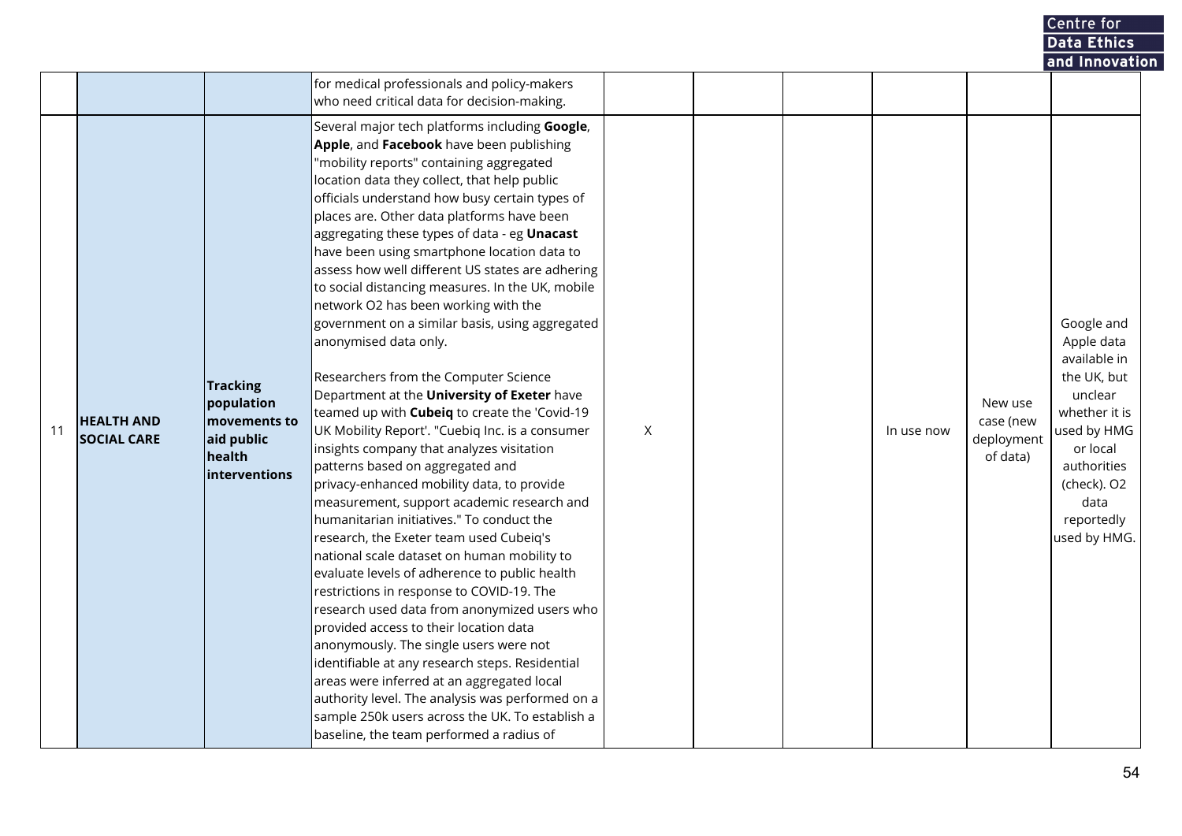| | | | | | | | | | |
|---|---|---|---|---|---|---|---|---|---|
| | | | for medical professionals and policy-makers who need critical data for decision-making. | | | | | | |
| 11 | **HEALTH AND SOCIAL CARE** | **Tracking population movements to aid public health interventions** | Several major tech platforms including **Google**, **Apple**, and **Facebook** have been publishing "mobility reports" containing aggregated location data they collect, that help public officials understand how busy certain types of places are. Other data platforms have been aggregating these types of data - eg **Unacast** have been using smartphone location data to assess how well different US states are adhering to social distancing measures. In the UK, mobile network O2 has been working with the government on a similar basis, using aggregated anonymised data only.<br><br>Researchers from the Computer Science Department at the **University of Exeter** have teamed up with **Cubeiq** to create the 'Covid-19 UK Mobility Report'. "Cuebiq Inc. is a consumer insights company that analyzes visitation patterns based on aggregated and privacy-enhanced mobility data, to provide measurement, support academic research and humanitarian initiatives." To conduct the research, the Exeter team used Cubeiq's national scale dataset on human mobility to evaluate levels of adherence to public health restrictions in response to COVID-19. The research used data from anonymized users who provided access to their location data anonymously. The single users were not identifiable at any research steps. Residential areas were inferred at an aggregated local authority level. The analysis was performed on a sample 250k users across the UK. To establish a baseline, the team performed a radius of | X | | | In use now | New use case (new deployment of data) | Google and Apple data available in the UK, but unclear whether it is used by HMG or local authorities (check). O2 data reportedly used by HMG. |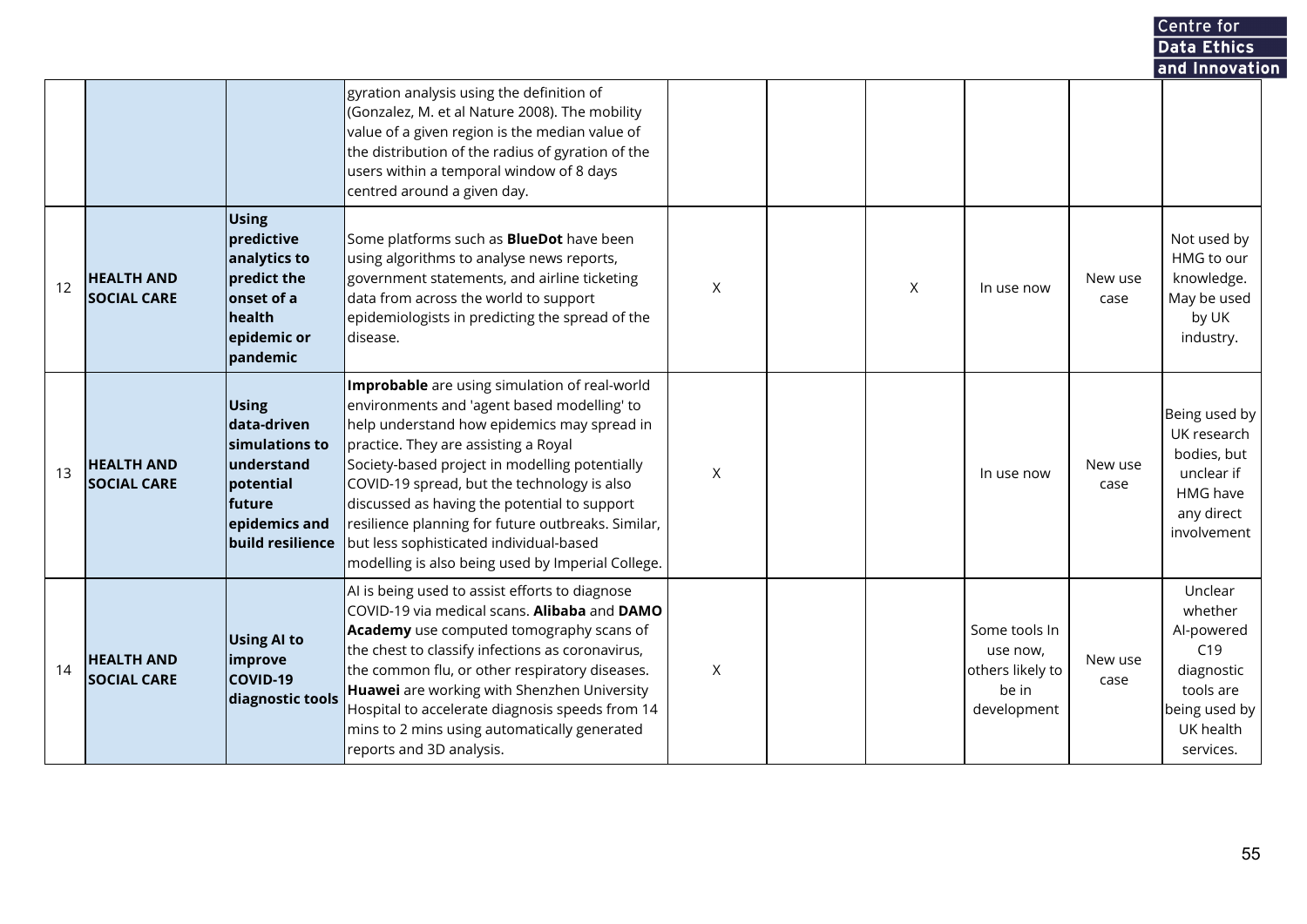| | | | | | | | | | |
|---|---|---|---|---|---|---|---|---|---|
| | | | gyration analysis using the definition of (Gonzalez, M. et al Nature 2008). The mobility value of a given region is the median value of the distribution of the radius of gyration of the users within a temporal window of 8 days centred around a given day. | | | | | | |
| 12 | **HEALTH AND SOCIAL CARE** | **Using predictive analytics to predict the onset of a health epidemic or pandemic** | Some platforms such as **BlueDot** have been using algorithms to analyse news reports, government statements, and airline ticketing data from across the world to support epidemiologists in predicting the spread of the disease. | X | | X | In use now | New use case | Not used by HMG to our knowledge. May be used by UK industry. |
| 13 | **HEALTH AND SOCIAL CARE** | **Using data-driven simulations to understand potential future epidemics and build resilience** | **Improbable** are using simulation of real-world environments and 'agent based modelling' to help understand how epidemics may spread in practice. They are assisting a Royal Society-based project in modelling potentially COVID-19 spread, but the technology is also discussed as having the potential to support resilience planning for future outbreaks. Similar, but less sophisticated individual-based modelling is also being used by Imperial College. | X | | | In use now | New use case | Being used by UK research bodies, but unclear if HMG have any direct involvement |
| 14 | **HEALTH AND SOCIAL CARE** | **Using AI to improve COVID-19 diagnostic tools** | AI is being used to assist efforts to diagnose COVID-19 via medical scans. **Alibaba** and **DAMO Academy** use computed tomography scans of the chest to classify infections as coronavirus, the common flu, or other respiratory diseases. **Huawei** are working with Shenzhen University Hospital to accelerate diagnosis speeds from 14 mins to 2 mins using automatically generated reports and 3D analysis. | X | | | Some tools In use now, others likely to be in development | New use case | Unclear whether AI-powered C19 diagnostic tools are being used by UK health services. |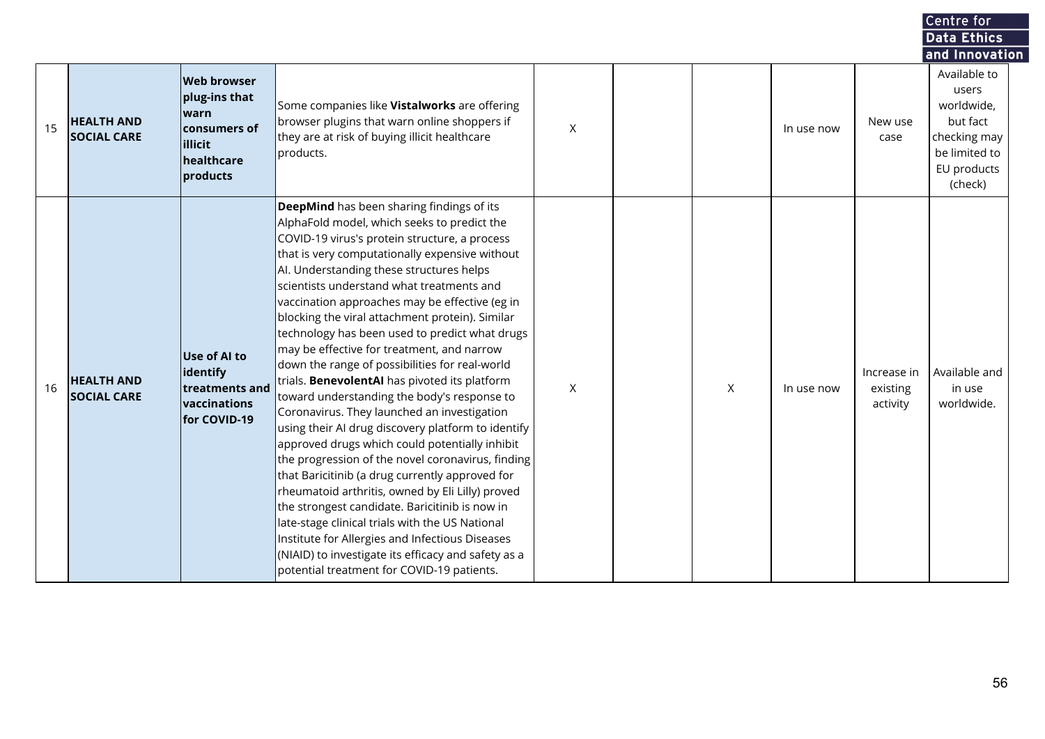| | | | | | | | | | |
|---|---|---|---|---|---|---|---|---|---|
| 15 | **HEALTH AND SOCIAL CARE** | **Web browser plug-ins that warn consumers of illicit healthcare products** | Some companies like **Vistalworks** are offering browser plugins that warn online shoppers if they are at risk of buying illicit healthcare products. | X | | | In use now | New use case | Available to users worldwide, but fact checking may be limited to EU products (check) |
| 16 | **HEALTH AND SOCIAL CARE** | **Use of AI to identify treatments and vaccinations for COVID-19** | **DeepMind** has been sharing findings of its AlphaFold model, which seeks to predict the COVID-19 virus's protein structure, a process that is very computationally expensive without AI. Understanding these structures helps scientists understand what treatments and vaccination approaches may be effective (eg in blocking the viral attachment protein). Similar technology has been used to predict what drugs may be effective for treatment, and narrow down the range of possibilities for real-world trials. **BenevolentAI** has pivoted its platform toward understanding the body's response to Coronavirus. They launched an investigation using their AI drug discovery platform to identify approved drugs which could potentially inhibit the progression of the novel coronavirus, finding that Baricitinib (a drug currently approved for rheumatoid arthritis, owned by Eli Lilly) proved the strongest candidate. Baricitinib is now in late-stage clinical trials with the US National Institute for Allergies and Infectious Diseases (NIAID) to investigate its efficacy and safety as a potential treatment for COVID-19 patients. | X | | X | In use now | Increase in existing activity | Available and in use worldwide. |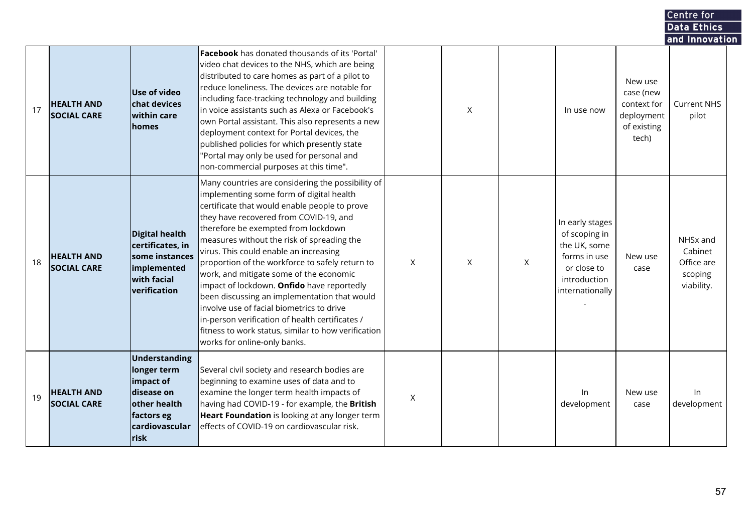| | | | | | | | | | |
|---|---|---|---|---|---|---|---|---|---|
| 17 | **HEALTH AND SOCIAL CARE** | **Use of video chat devices within care homes** | **Facebook** has donated thousands of its 'Portal' video chat devices to the NHS, which are being distributed to care homes as part of a pilot to reduce loneliness. The devices are notable for including face-tracking technology and building in voice assistants such as Alexa or Facebook's own Portal assistant. This also represents a new deployment context for Portal devices, the published policies for which presently state "Portal may only be used for personal and non-commercial purposes at this time". | | X | | In use now | New use case (new context for deployment of existing tech) | Current NHS pilot |
| 18 | **HEALTH AND SOCIAL CARE** | **Digital health certificates, in some instances implemented with facial verification** | Many countries are considering the possibility of implementing some form of digital health certificate that would enable people to prove they have recovered from COVID-19, and therefore be exempted from lockdown measures without the risk of spreading the virus. This could enable an increasing proportion of the workforce to safely return to work, and mitigate some of the economic impact of lockdown. **Onfido** have reportedly been discussing an implementation that would involve use of facial biometrics to drive in-person verification of health certificates / fitness to work status, similar to how verification works for online-only banks. | X | X | X | In early stages of scoping in the UK, some forms in use or close to introduction internationally. | New use case | NHSx and Cabinet Office are scoping viability. |
| 19 | **HEALTH AND SOCIAL CARE** | **Understanding longer term impact of disease on other health factors eg cardiovascular risk** | Several civil society and research bodies are beginning to examine uses of data and to examine the longer term health impacts of having had COVID-19 - for example, the **British Heart Foundation** is looking at any longer term effects of COVID-19 on cardiovascular risk. | X | | | In development | New use case | In development |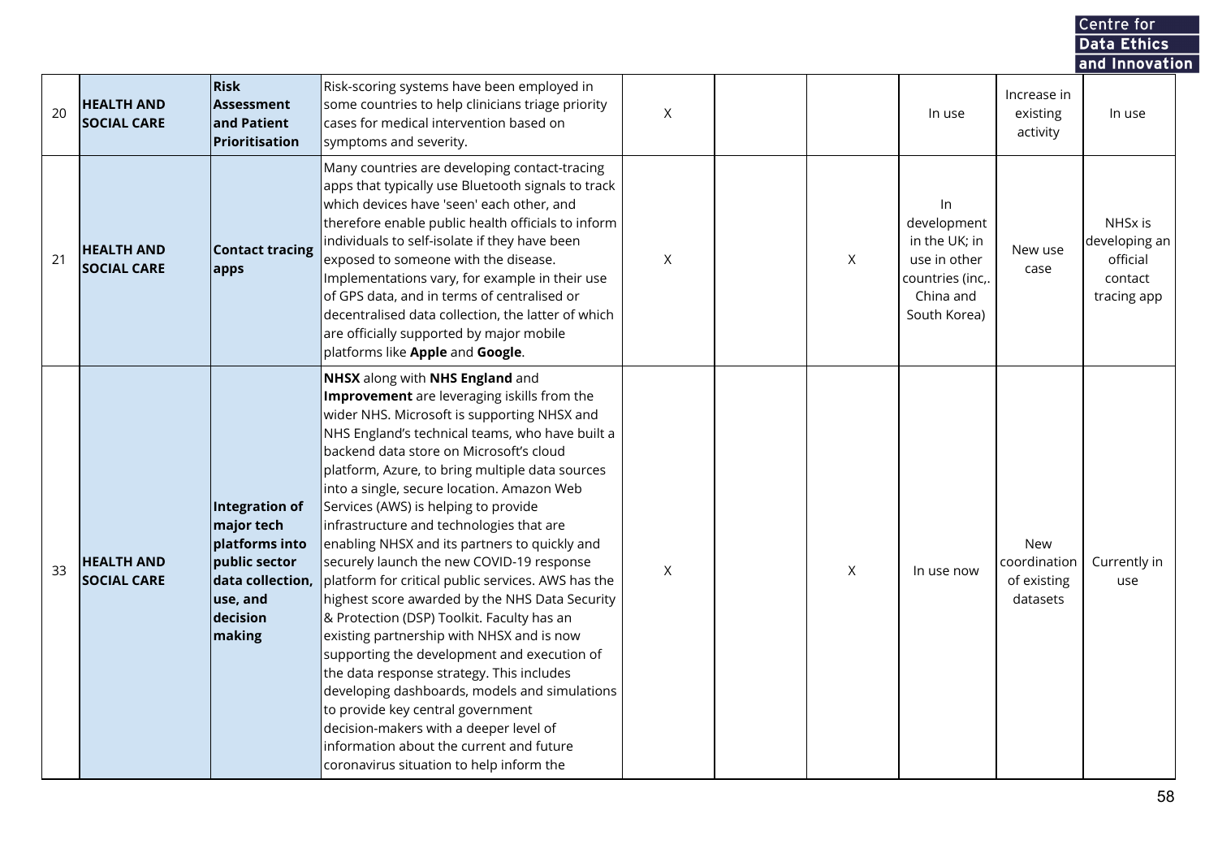| | | | | | | | | | |
|---|---|---|---|---|---|---|---|---|---|
| 20 | **HEALTH AND SOCIAL CARE** | **Risk Assessment and Patient Prioritisation** | Risk-scoring systems have been employed in some countries to help clinicians triage priority cases for medical intervention based on symptoms and severity. | X | | | In use | Increase in existing activity | In use |
| 21 | **HEALTH AND SOCIAL CARE** | **Contact tracing apps** | Many countries are developing contact-tracing apps that typically use Bluetooth signals to track which devices have 'seen' each other, and therefore enable public health officials to inform individuals to self-isolate if they have been exposed to someone with the disease. Implementations vary, for example in their use of GPS data, and in terms of centralised or decentralised data collection, the latter of which are officially supported by major mobile platforms like **Apple** and **Google**. | X | | X | In development in the UK; in use in other countries (inc,. China and South Korea) | New use case | NHSx is developing an official contact tracing app |
| 33 | **HEALTH AND SOCIAL CARE** | **Integration of major tech platforms into public sector data collection, use, and decision making** | **NHSX** along with **NHS England** and **Improvement** are leveraging iskills from the wider NHS. Microsoft is supporting NHSX and NHS England's technical teams, who have built a backend data store on Microsoft's cloud platform, Azure, to bring multiple data sources into a single, secure location. Amazon Web Services (AWS) is helping to provide infrastructure and technologies that are enabling NHSX and its partners to quickly and securely launch the new COVID-19 response platform for critical public services. AWS has the highest score awarded by the NHS Data Security & Protection (DSP) Toolkit. Faculty has an existing partnership with NHSX and is now supporting the development and execution of the data response strategy. This includes developing dashboards, models and simulations to provide key central government decision-makers with a deeper level of information about the current and future coronavirus situation to help inform the | X | | X | In use now | New coordination of existing datasets | Currently in use |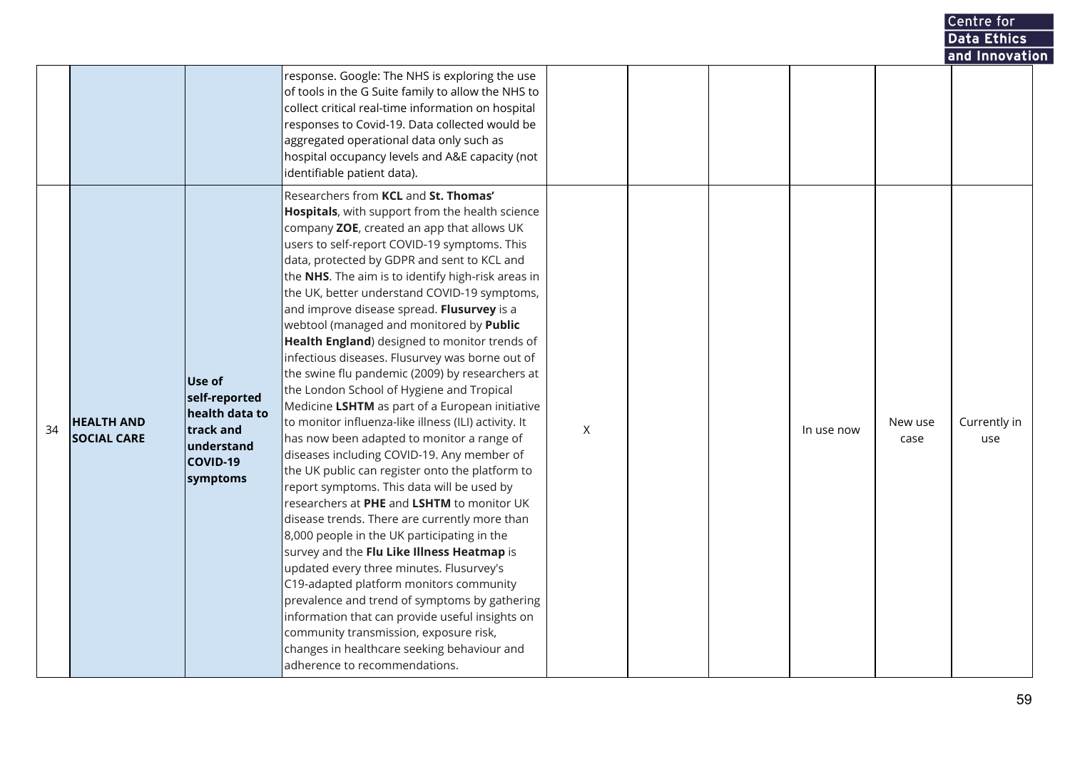| | | | | | | | | | |
|---|---|---|---|---|---|---|---|---|---|
| | | | response. Google: The NHS is exploring the use of tools in the G Suite family to allow the NHS to collect critical real-time information on hospital responses to Covid-19. Data collected would be aggregated operational data only such as hospital occupancy levels and A&E capacity (not identifiable patient data). | | | | | | |
| 34 | **HEALTH AND SOCIAL CARE** | **Use of self-reported health data to track and understand COVID-19 symptoms** | Researchers from **KCL** and **St. Thomas' Hospitals**, with support from the health science company **ZOE**, created an app that allows UK users to self-report COVID-19 symptoms. This data, protected by GDPR and sent to KCL and the **NHS**. The aim is to identify high-risk areas in the UK, better understand COVID-19 symptoms, and improve disease spread. **Flusurvey** is a webtool (managed and monitored by **Public Health England**) designed to monitor trends of infectious diseases. Flusurvey was borne out of the swine flu pandemic (2009) by researchers at the London School of Hygiene and Tropical Medicine **LSHTM** as part of a European initiative to monitor influenza-like illness (ILI) activity. It has now been adapted to monitor a range of diseases including COVID-19. Any member of the UK public can register onto the platform to report symptoms. This data will be used by researchers at **PHE** and **LSHTM** to monitor UK disease trends. There are currently more than 8,000 people in the UK participating in the survey and the **Flu Like Illness Heatmap** is updated every three minutes. Flusurvey's C19-adapted platform monitors community prevalence and trend of symptoms by gathering information that can provide useful insights on community transmission, exposure risk, changes in healthcare seeking behaviour and adherence to recommendations. | X | | | In use now | New use case | Currently in use |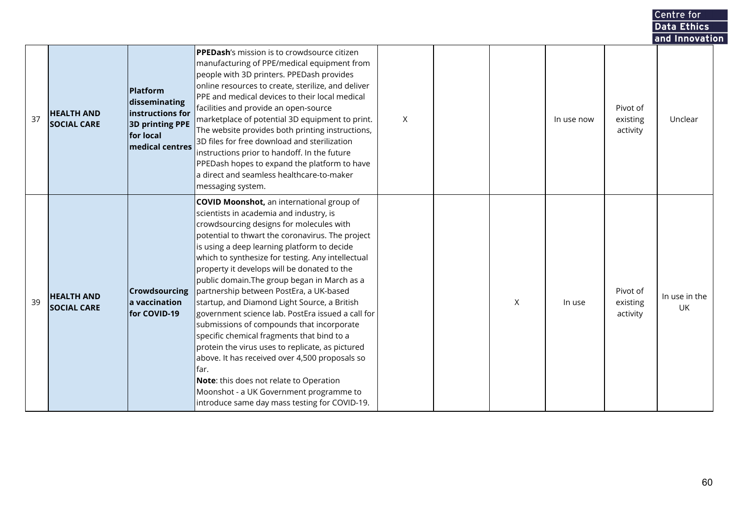| | | | | | | | | | |
|---|---|---|---|---|---|---|---|---|---|
| 37 | **HEALTH AND SOCIAL CARE** | **Platform disseminating instructions for 3D printing PPE for local medical centres** | **PPEDash**'s mission is to crowdsource citizen manufacturing of PPE/medical equipment from people with 3D printers. PPEDash provides online resources to create, sterilize, and deliver PPE and medical devices to their local medical facilities and provide an open-source marketplace of potential 3D equipment to print. The website provides both printing instructions, 3D files for free download and sterilization instructions prior to handoff. In the future PPEDash hopes to expand the platform to have a direct and seamless healthcare-to-maker messaging system. | X | | | In use now | Pivot of existing activity | Unclear |
| 39 | **HEALTH AND SOCIAL CARE** | **Crowdsourcing a vaccination for COVID-19** | **COVID Moonshot,** an international group of scientists in academia and industry, is crowdsourcing designs for molecules with potential to thwart the coronavirus. The project is using a deep learning platform to decide which to synthesize for testing. Any intellectual property it develops will be donated to the public domain.The group began in March as a partnership between PostEra, a UK-based startup, and Diamond Light Source, a British government science lab. PostEra issued a call for submissions of compounds that incorporate specific chemical fragments that bind to a protein the virus uses to replicate, as pictured above. It has received over 4,500 proposals so far.<br>**Note**: this does not relate to Operation Moonshot - a UK Government programme to introduce same day mass testing for COVID-19. | | | X | In use | Pivot of existing activity | In use in the UK |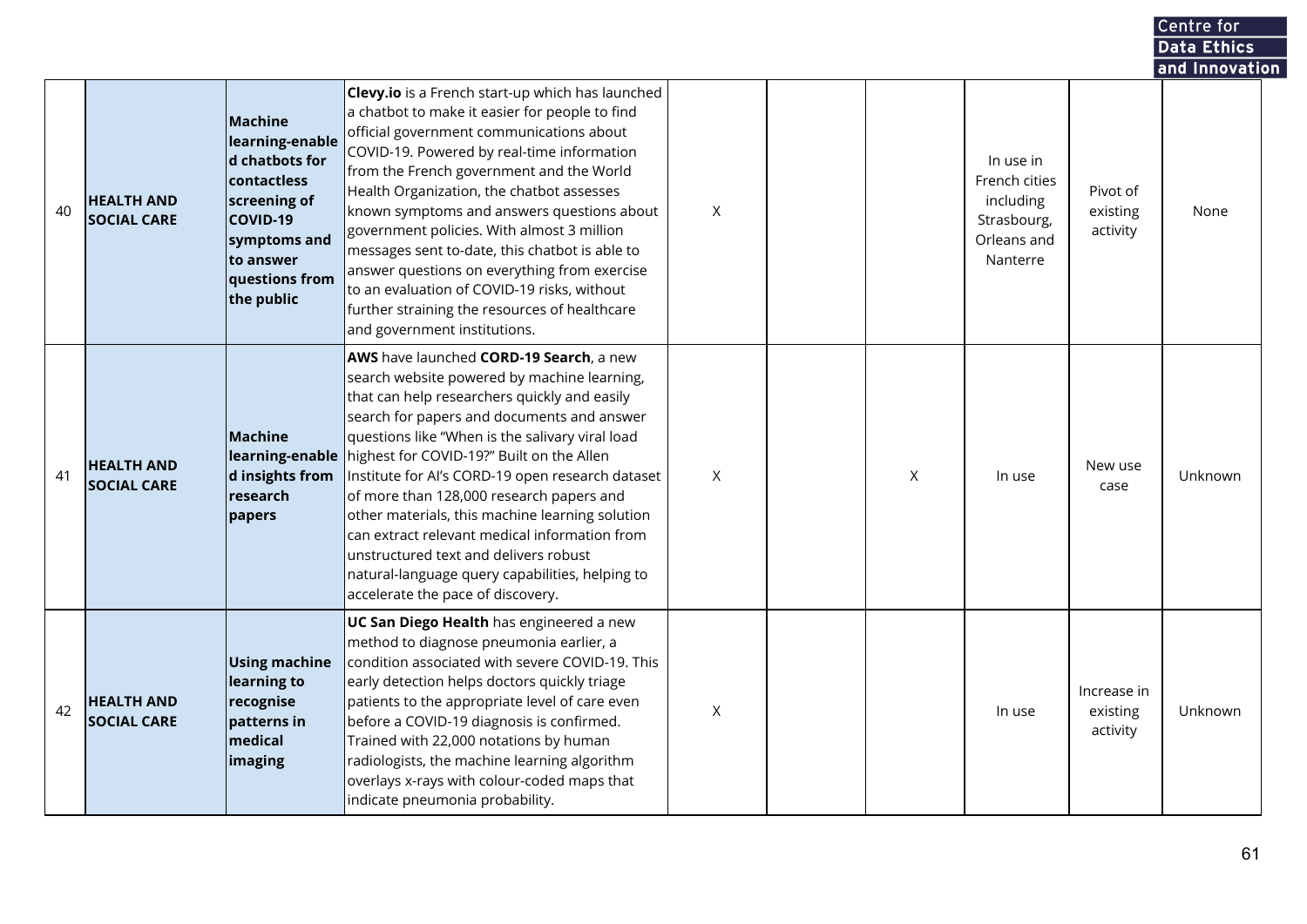| | | | | | | | | | |
|---|---|---|---|---|---|---|---|---|---|
| 40 | **HEALTH AND SOCIAL CARE** | **Machine learning-enabled chatbots for contactless screening of COVID-19 symptoms and to answer questions from the public** | **Clevy.io** is a French start-up which has launched a chatbot to make it easier for people to find official government communications about COVID-19. Powered by real-time information from the French government and the World Health Organization, the chatbot assesses known symptoms and answers questions about government policies. With almost 3 million messages sent to-date, this chatbot is able to answer questions on everything from exercise to an evaluation of COVID-19 risks, without further straining the resources of healthcare and government institutions. | X | | | In use in French cities including Strasbourg, Orleans and Nanterre | Pivot of existing activity | None |
| 41 | **HEALTH AND SOCIAL CARE** | **Machine learning-enabled insights from research papers** | **AWS** have launched **CORD-19 Search**, a new search website powered by machine learning, that can help researchers quickly and easily search for papers and documents and answer questions like "When is the salivary viral load highest for COVID-19?" Built on the Allen Institute for AI's CORD-19 open research dataset of more than 128,000 research papers and other materials, this machine learning solution can extract relevant medical information from unstructured text and delivers robust natural-language query capabilities, helping to accelerate the pace of discovery. | X | | X | In use | New use case | Unknown |
| 42 | **HEALTH AND SOCIAL CARE** | **Using machine learning to recognise patterns in medical imaging** | **UC San Diego Health** has engineered a new method to diagnose pneumonia earlier, a condition associated with severe COVID-19. This early detection helps doctors quickly triage patients to the appropriate level of care even before a COVID-19 diagnosis is confirmed. Trained with 22,000 notations by human radiologists, the machine learning algorithm overlays x-rays with colour-coded maps that indicate pneumonia probability. | X | | | In use | Increase in existing activity | Unknown |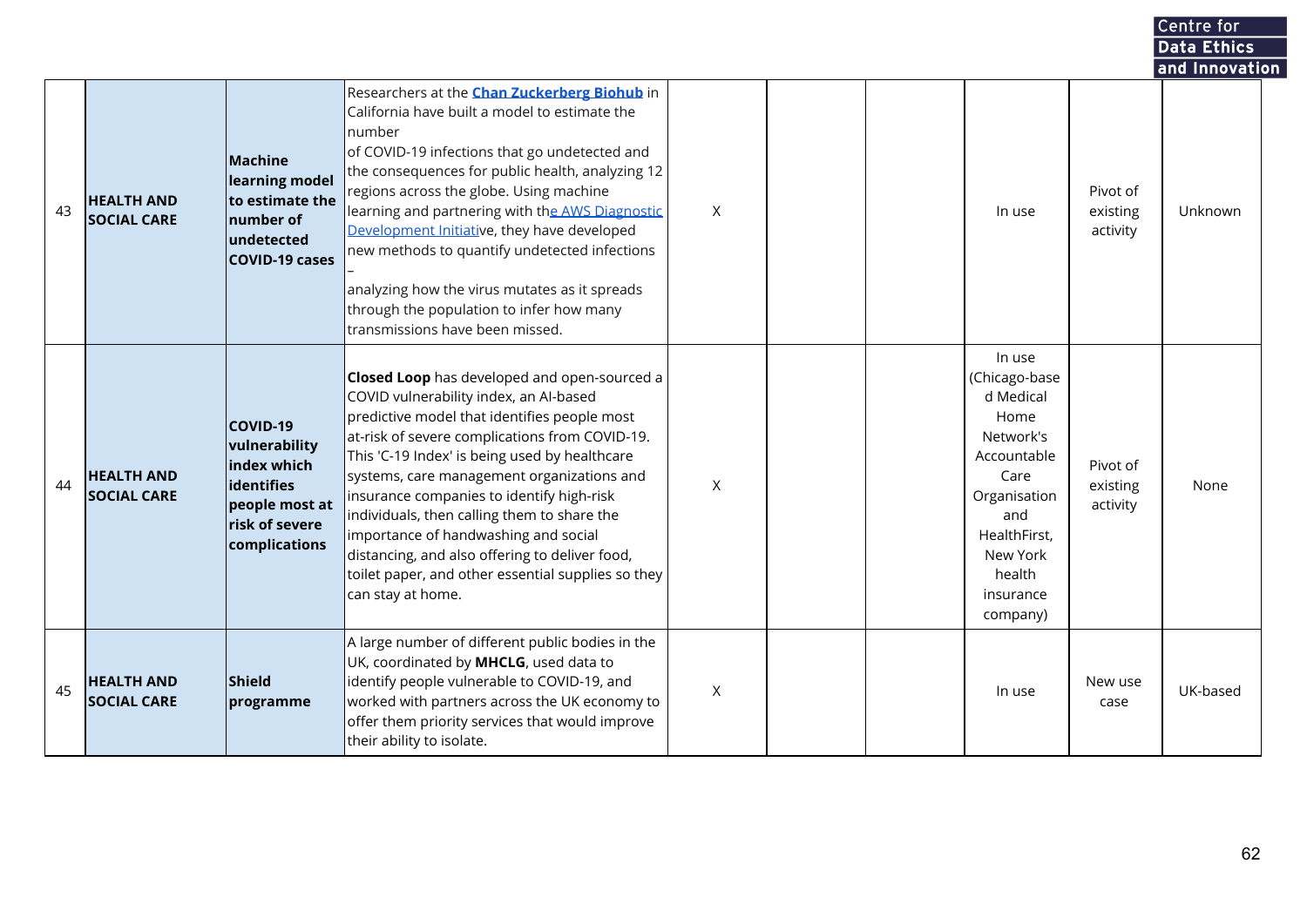| | | | | | | | | | |
|---|---|---|---|---|---|---|---|---|---|
| 43 | **HEALTH AND SOCIAL CARE** | **Machine learning model to estimate the number of undetected COVID-19 cases** | Researchers at the **Chan Zuckerberg Biohub** in California have built a model to estimate the number of COVID-19 infections that go undetected and the consequences for public health, analyzing 12 regions across the globe. Using machine learning and partnering with the AWS Diagnostic Development Initiative, they have developed new methods to quantify undetected infections – analyzing how the virus mutates as it spreads through the population to infer how many transmissions have been missed. | X | | | In use | Pivot of existing activity | Unknown |
| 44 | **HEALTH AND SOCIAL CARE** | **COVID-19 vulnerability index which identifies people most at risk of severe complications** | **Closed Loop** has developed and open-sourced a COVID vulnerability index, an AI-based predictive model that identifies people most at-risk of severe complications from COVID-19. This 'C-19 Index' is being used by healthcare systems, care management organizations and insurance companies to identify high-risk individuals, then calling them to share the importance of handwashing and social distancing, and also offering to deliver food, toilet paper, and other essential supplies so they can stay at home. | X | | | In use (Chicago-based Medical Home Network's Accountable Care Organisation and HealthFirst, New York health insurance company) | Pivot of existing activity | None |
| 45 | **HEALTH AND SOCIAL CARE** | **Shield programme** | A large number of different public bodies in the UK, coordinated by **MHCLG**, used data to identify people vulnerable to COVID-19, and worked with partners across the UK economy to offer them priority services that would improve their ability to isolate. | X | | | In use | New use case | UK-based |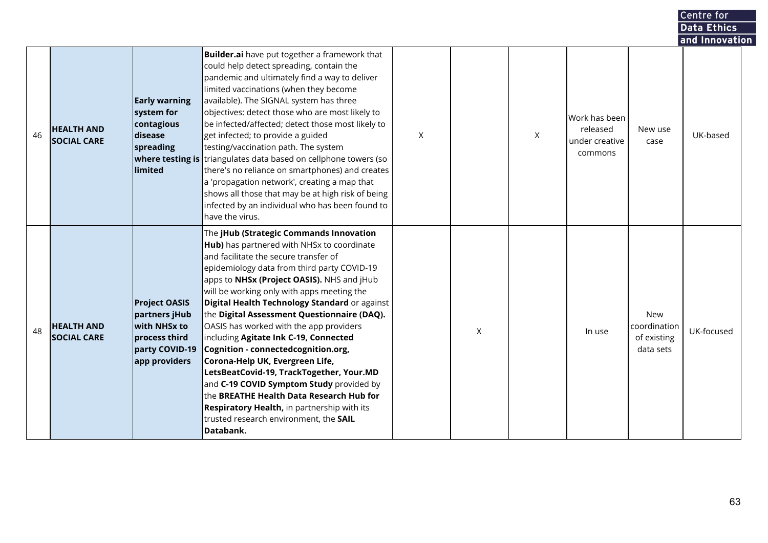| | | | | | | | | | |
|---|---|---|---|---|---|---|---|---|---|
| 46 | **HEALTH AND SOCIAL CARE** | **Early warning system for contagious disease spreading where testing is limited** | **Builder.ai** have put together a framework that could help detect spreading, contain the pandemic and ultimately find a way to deliver limited vaccinations (when they become available). The SIGNAL system has three objectives: detect those who are most likely to be infected/affected; detect those most likely to get infected; to provide a guided testing/vaccination path. The system triangulates data based on cellphone towers (so there's no reliance on smartphones) and creates a 'propagation network', creating a map that shows all those that may be at high risk of being infected by an individual who has been found to have the virus. | X | | X | Work has been released under creative commons | New use case | UK-based |
| 48 | **HEALTH AND SOCIAL CARE** | **Project OASIS partners jHub with NHSx to process third party COVID-19 app providers** | The **jHub (Strategic Commands Innovation Hub)** has partnered with NHSx to coordinate and facilitate the secure transfer of epidemiology data from third party COVID-19 apps to **NHSx (Project OASIS).** NHS and jHub will be working only with apps meeting the **Digital Health Technology Standard** or against the **Digital Assessment Questionnaire (DAQ).** OASIS has worked with the app providers including **Agitate Ink C-19, Connected Cognition - connectedcognition.org, Corona-Help UK, Evergreen Life, LetsBeatCovid-19, TrackTogether, Your.MD** and **C-19 COVID Symptom Study** provided by the **BREATHE Health Data Research Hub for Respiratory Health,** in partnership with its trusted research environment, the **SAIL Databank.** | | X | | In use | New coordination of existing data sets | UK-focused |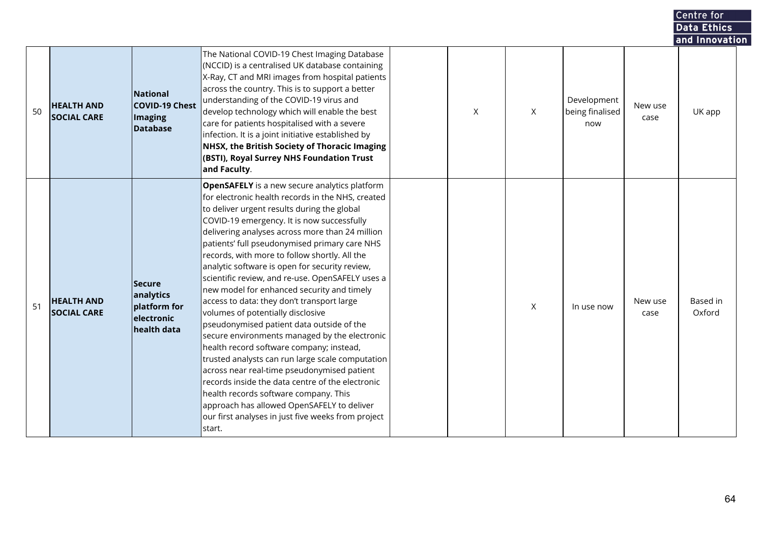| | | | | | | | | | |
|---|---|---|---|---|---|---|---|---|---|
| 50 | **HEALTH AND SOCIAL CARE** | **National COVID-19 Chest Imaging Database** | The National COVID-19 Chest Imaging Database (NCCID) is a centralised UK database containing X-Ray, CT and MRI images from hospital patients across the country. This is to support a better understanding of the COVID-19 virus and develop technology which will enable the best care for patients hospitalised with a severe infection. It is a joint initiative established by **NHSX, the British Society of Thoracic Imaging (BSTI), Royal Surrey NHS Foundation Trust and Faculty**. | | X | X | Development being finalised now | New use case | UK app |
| 51 | **HEALTH AND SOCIAL CARE** | **Secure analytics platform for electronic health data** | **OpenSAFELY** is a new secure analytics platform for electronic health records in the NHS, created to deliver urgent results during the global COVID-19 emergency. It is now successfully delivering analyses across more than 24 million patients' full pseudonymised primary care NHS records, with more to follow shortly. All the analytic software is open for security review, scientific review, and re-use. OpenSAFELY uses a new model for enhanced security and timely access to data: they don't transport large volumes of potentially disclosive pseudonymised patient data outside of the secure environments managed by the electronic health record software company; instead, trusted analysts can run large scale computation across near real-time pseudonymised patient records inside the data centre of the electronic health records software company. This approach has allowed OpenSAFELY to deliver our first analyses in just five weeks from project start. | | | X | In use now | New use case | Based in Oxford |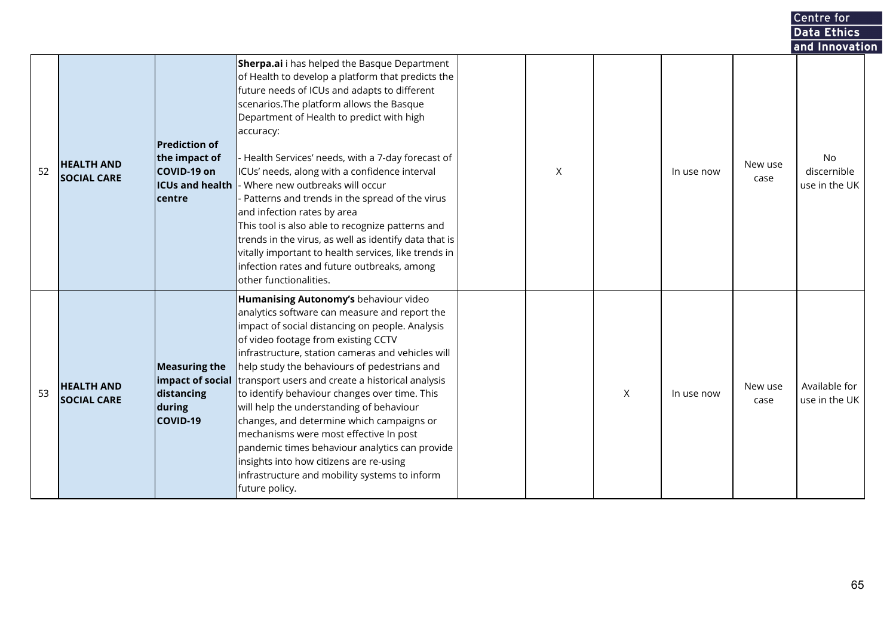| | | | | | | | | | |
|---|---|---|---|---|---|---|---|---|---|
| 52 | **HEALTH AND SOCIAL CARE** | **Prediction of the impact of COVID-19 on ICUs and health centre** | **Sherpa.ai** i has helped the Basque Department of Health to develop a platform that predicts the future needs of ICUs and adapts to different scenarios.The platform allows the Basque Department of Health to predict with high accuracy:<br><br>- Health Services' needs, with a 7-day forecast of ICUs' needs, along with a confidence interval<br>- Where new outbreaks will occur<br>- Patterns and trends in the spread of the virus and infection rates by area<br>This tool is also able to recognize patterns and trends in the virus, as well as identify data that is vitally important to health services, like trends in infection rates and future outbreaks, among other functionalities. | | X | | In use now | New use case | No discernible use in the UK |
| 53 | **HEALTH AND SOCIAL CARE** | **Measuring the impact of social distancing during COVID-19** | **Humanising Autonomy's** behaviour video analytics software can measure and report the impact of social distancing on people. Analysis of video footage from existing CCTV infrastructure, station cameras and vehicles will help study the behaviours of pedestrians and transport users and create a historical analysis to identify behaviour changes over time. This will help the understanding of behaviour changes, and determine which campaigns or mechanisms were most effective In post pandemic times behaviour analytics can provide insights into how citizens are re-using infrastructure and mobility systems to inform future policy. | | | X | In use now | New use case | Available for use in the UK |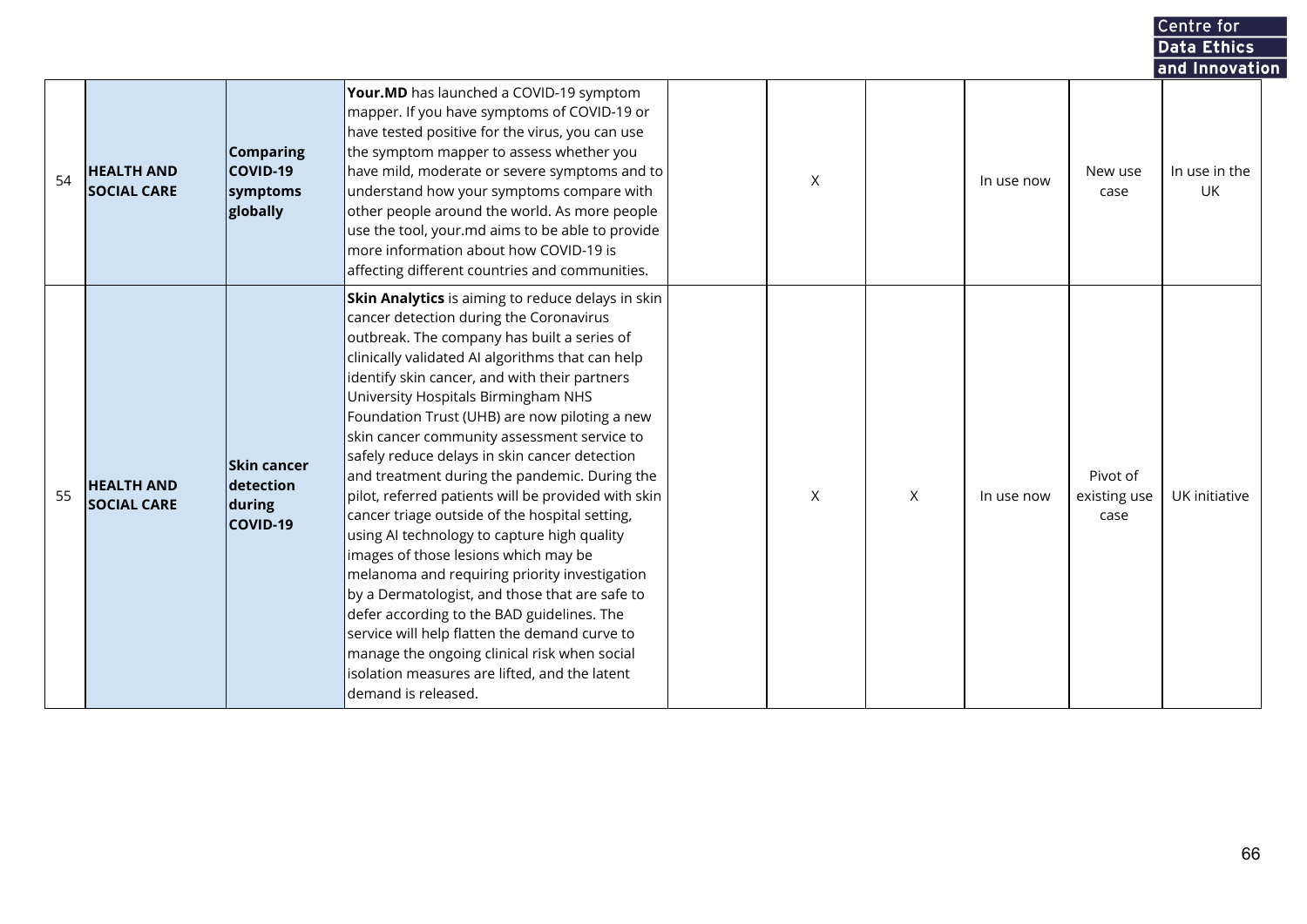| | | | | | | | | | |
|---|---|---|---|---|---|---|---|---|---|
| 54 | **HEALTH AND SOCIAL CARE** | **Comparing COVID-19 symptoms globally** | **Your.MD** has launched a COVID-19 symptom mapper. If you have symptoms of COVID-19 or have tested positive for the virus, you can use the symptom mapper to assess whether you have mild, moderate or severe symptoms and to understand how your symptoms compare with other people around the world. As more people use the tool, your.md aims to be able to provide more information about how COVID-19 is affecting different countries and communities. | | X | | In use now | New use case | In use in the UK |
| 55 | **HEALTH AND SOCIAL CARE** | **Skin cancer detection during COVID-19** | **Skin Analytics** is aiming to reduce delays in skin cancer detection during the Coronavirus outbreak. The company has built a series of clinically validated AI algorithms that can help identify skin cancer, and with their partners University Hospitals Birmingham NHS Foundation Trust (UHB) are now piloting a new skin cancer community assessment service to safely reduce delays in skin cancer detection and treatment during the pandemic. During the pilot, referred patients will be provided with skin cancer triage outside of the hospital setting, using AI technology to capture high quality images of those lesions which may be melanoma and requiring priority investigation by a Dermatologist, and those that are safe to defer according to the BAD guidelines. The service will help flatten the demand curve to manage the ongoing clinical risk when social isolation measures are lifted, and the latent demand is released. | | X | X | In use now | Pivot of existing use case | UK initiative |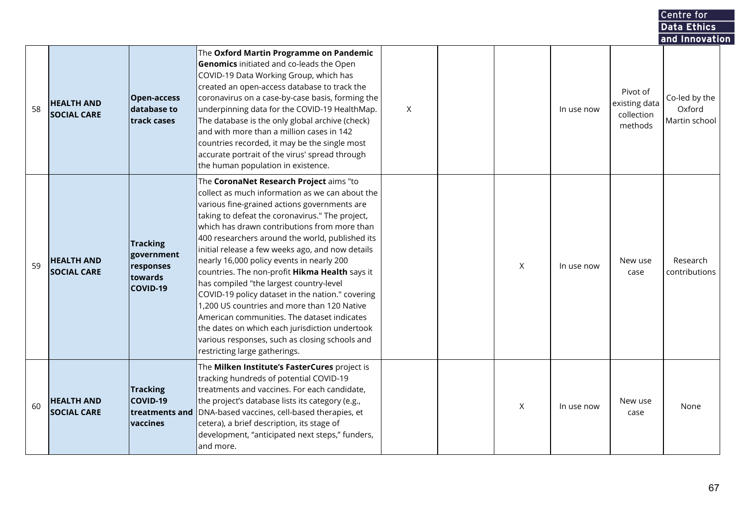| | | | | | | | | | |
|---|---|---|---|---|---|---|---|---|---|
| 58 | **HEALTH AND SOCIAL CARE** | **Open-access database to track cases** | The **Oxford Martin Programme on Pandemic Genomics** initiated and co-leads the Open COVID-19 Data Working Group, which has created an open-access database to track the coronavirus on a case-by-case basis, forming the underpinning data for the COVID-19 HealthMap. The database is the only global archive (check) and with more than a million cases in 142 countries recorded, it may be the single most accurate portrait of the virus' spread through the human population in existence. | X | | | In use now | Pivot of existing data collection methods | Co-led by the Oxford Martin school |
| 59 | **HEALTH AND SOCIAL CARE** | **Tracking government responses towards COVID-19** | The **CoronaNet Research Project** aims "to collect as much information as we can about the various fine-grained actions governments are taking to defeat the coronavirus." The project, which has drawn contributions from more than 400 researchers around the world, published its initial release a few weeks ago, and now details nearly 16,000 policy events in nearly 200 countries. The non-profit **Hikma Health** says it has compiled "the largest country-level COVID-19 policy dataset in the nation." covering 1,200 US countries and more than 120 Native American communities. The dataset indicates the dates on which each jurisdiction undertook various responses, such as closing schools and restricting large gatherings. | | | X | In use now | New use case | Research contributions |
| 60 | **HEALTH AND SOCIAL CARE** | **Tracking COVID-19 treatments and vaccines** | The **Milken Institute's FasterCures** project is tracking hundreds of potential COVID-19 treatments and vaccines. For each candidate, the project's database lists its category (e.g., DNA-based vaccines, cell-based therapies, et cetera), a brief description, its stage of development, "anticipated next steps," funders, and more. | | | X | In use now | New use case | None |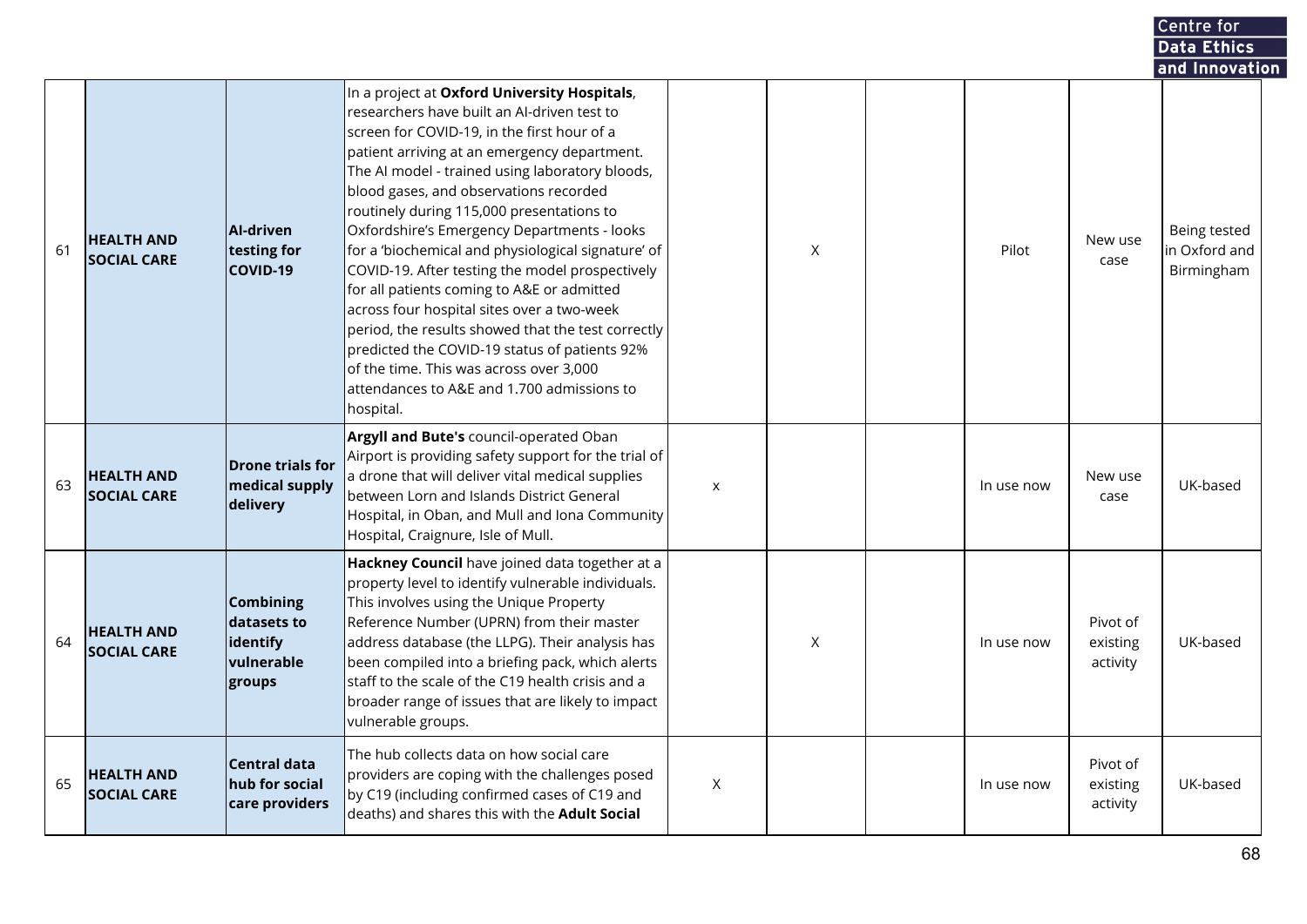| | | | | | | | | | |
|---|---|---|---|---|---|---|---|---|---|
| 61 | **HEALTH AND SOCIAL CARE** | **AI-driven testing for COVID-19** | In a project at **Oxford University Hospitals**, researchers have built an AI-driven test to screen for COVID-19, in the first hour of a patient arriving at an emergency department. The AI model - trained using laboratory bloods, blood gases, and observations recorded routinely during 115,000 presentations to Oxfordshire's Emergency Departments - looks for a 'biochemical and physiological signature' of COVID-19. After testing the model prospectively for all patients coming to A&E or admitted across four hospital sites over a two-week period, the results showed that the test correctly predicted the COVID-19 status of patients 92% of the time. This was across over 3,000 attendances to A&E and 1.700 admissions to hospital. | | X | | Pilot | New use case | Being tested in Oxford and Birmingham |
| 63 | **HEALTH AND SOCIAL CARE** | **Drone trials for medical supply delivery** | **Argyll and Bute's** council-operated Oban Airport is providing safety support for the trial of a drone that will deliver vital medical supplies between Lorn and Islands District General Hospital, in Oban, and Mull and Iona Community Hospital, Craignure, Isle of Mull. | x | | | In use now | New use case | UK-based |
| 64 | **HEALTH AND SOCIAL CARE** | **Combining datasets to identify vulnerable groups** | **Hackney Council** have joined data together at a property level to identify vulnerable individuals. This involves using the Unique Property Reference Number (UPRN) from their master address database (the LLPG). Their analysis has been compiled into a briefing pack, which alerts staff to the scale of the C19 health crisis and a broader range of issues that are likely to impact vulnerable groups. | | X | | In use now | Pivot of existing activity | UK-based |
| 65 | **HEALTH AND SOCIAL CARE** | **Central data hub for social care providers** | The hub collects data on how social care providers are coping with the challenges posed by C19 (including confirmed cases of C19 and deaths) and shares this with the **Adult Social** | X | | | In use now | Pivot of existing activity | UK-based |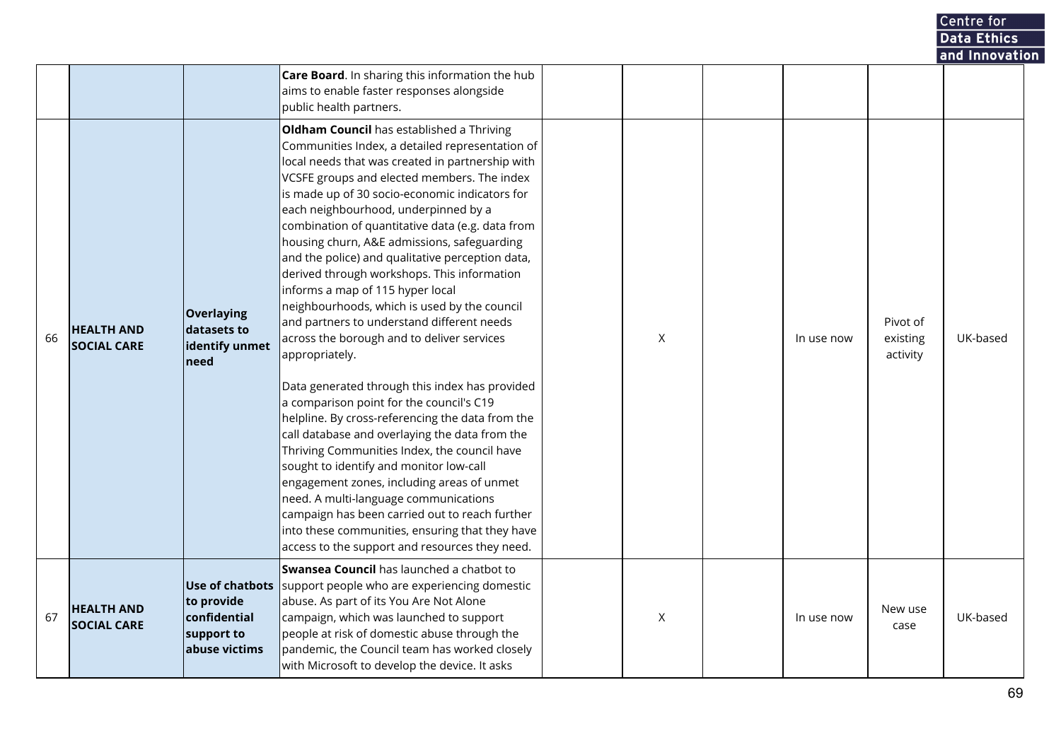| | | | | | | | | | |
|---|---|---|---|---|---|---|---|---|---|
| | | | **Care Board**. In sharing this information the hub aims to enable faster responses alongside public health partners. | | | | | | |
| 66 | **HEALTH AND SOCIAL CARE** | **Overlaying datasets to identify unmet need** | **Oldham Council** has established a Thriving Communities Index, a detailed representation of local needs that was created in partnership with VCSFE groups and elected members. The index is made up of 30 socio-economic indicators for each neighbourhood, underpinned by a combination of quantitative data (e.g. data from housing churn, A&E admissions, safeguarding and the police) and qualitative perception data, derived through workshops. This information informs a map of 115 hyper local neighbourhoods, which is used by the council and partners to understand different needs across the borough and to deliver services appropriately.<br><br>Data generated through this index has provided a comparison point for the council's C19 helpline. By cross-referencing the data from the call database and overlaying the data from the Thriving Communities Index, the council have sought to identify and monitor low-call engagement zones, including areas of unmet need. A multi-language communications campaign has been carried out to reach further into these communities, ensuring that they have access to the support and resources they need. | | X | | In use now | Pivot of existing activity | UK-based |
| 67 | **HEALTH AND SOCIAL CARE** | **Use of chatbots to provide confidential support to abuse victims** | **Swansea Council** has launched a chatbot to support people who are experiencing domestic abuse. As part of its You Are Not Alone campaign, which was launched to support people at risk of domestic abuse through the pandemic, the Council team has worked closely with Microsoft to develop the device. It asks | | X | | In use now | New use case | UK-based |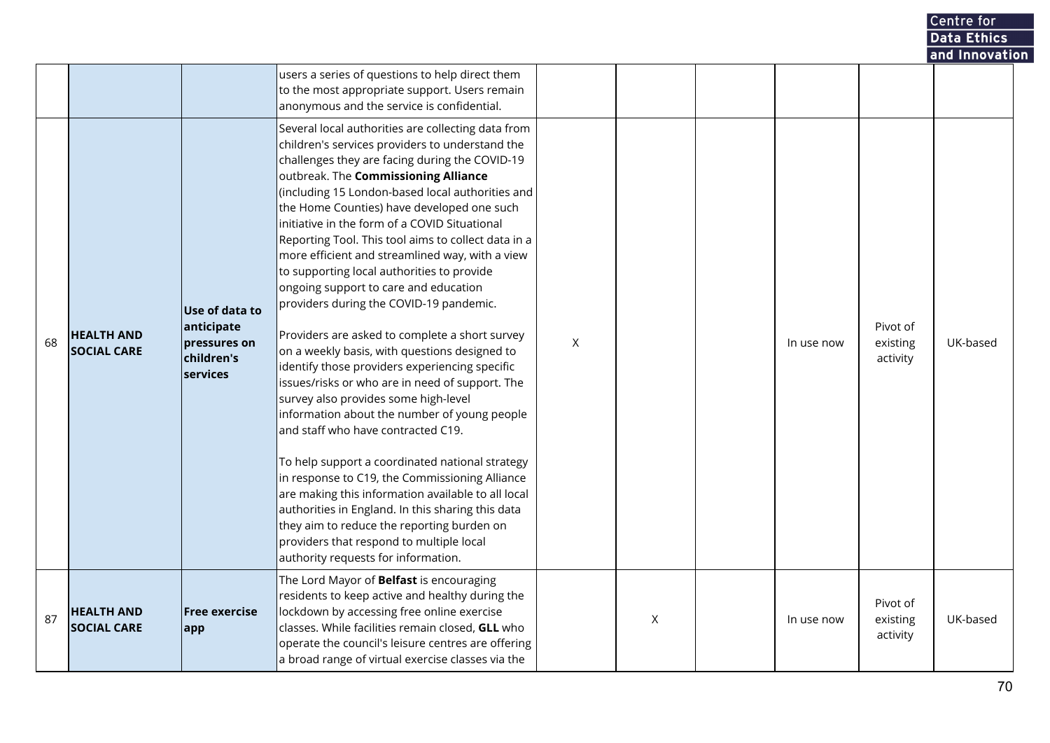| | | | | | | | | | |
|---|---|---|---|---|---|---|---|---|---|
| | | | users a series of questions to help direct them to the most appropriate support. Users remain anonymous and the service is confidential. | | | | | | |
| 68 | **HEALTH AND SOCIAL CARE** | **Use of data to anticipate pressures on children's services** | Several local authorities are collecting data from children's services providers to understand the challenges they are facing during the COVID-19 outbreak. The **Commissioning Alliance** (including 15 London-based local authorities and the Home Counties) have developed one such initiative in the form of a COVID Situational Reporting Tool. This tool aims to collect data in a more efficient and streamlined way, with a view to supporting local authorities to provide ongoing support to care and education providers during the COVID-19 pandemic.<br><br>Providers are asked to complete a short survey on a weekly basis, with questions designed to identify those providers experiencing specific issues/risks or who are in need of support. The survey also provides some high-level information about the number of young people and staff who have contracted C19.<br><br>To help support a coordinated national strategy in response to C19, the Commissioning Alliance are making this information available to all local authorities in England. In this sharing this data they aim to reduce the reporting burden on providers that respond to multiple local authority requests for information. | X | | | In use now | Pivot of existing activity | UK-based |
| 87 | **HEALTH AND SOCIAL CARE** | **Free exercise app** | The Lord Mayor of **Belfast** is encouraging residents to keep active and healthy during the lockdown by accessing free online exercise classes. While facilities remain closed, **GLL** who operate the council's leisure centres are offering a broad range of virtual exercise classes via the | | X | | In use now | Pivot of existing activity | UK-based |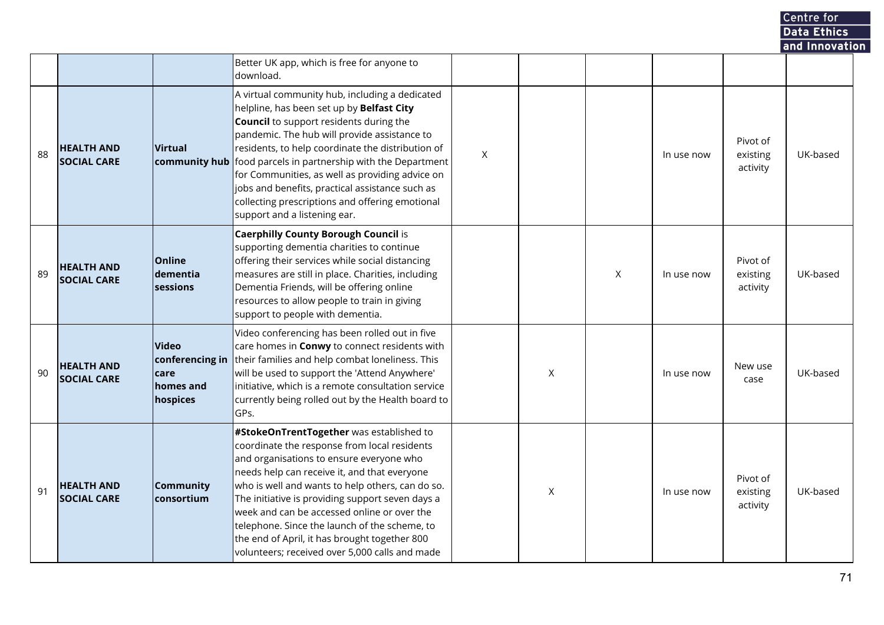| | | | | | | | | | |
|---|---|---|---|---|---|---|---|---|---|
| | | | Better UK app, which is free for anyone to download. | | | | | | |
| 88 | **HEALTH AND SOCIAL CARE** | **Virtual community hub** | A virtual community hub, including a dedicated helpline, has been set up by **Belfast City Council** to support residents during the pandemic. The hub will provide assistance to residents, to help coordinate the distribution of food parcels in partnership with the Department for Communities, as well as providing advice on jobs and benefits, practical assistance such as collecting prescriptions and offering emotional support and a listening ear. | X | | | In use now | Pivot of existing activity | UK-based |
| 89 | **HEALTH AND SOCIAL CARE** | **Online dementia sessions** | **Caerphilly County Borough Council** is supporting dementia charities to continue offering their services while social distancing measures are still in place. Charities, including Dementia Friends, will be offering online resources to allow people to train in giving support to people with dementia. | | | X | In use now | Pivot of existing activity | UK-based |
| 90 | **HEALTH AND SOCIAL CARE** | **Video conferencing in care homes and hospices** | Video conferencing has been rolled out in five care homes in **Conwy** to connect residents with their families and help combat loneliness. This will be used to support the 'Attend Anywhere' initiative, which is a remote consultation service currently being rolled out by the Health board to GPs. | | X | | In use now | New use case | UK-based |
| 91 | **HEALTH AND SOCIAL CARE** | **Community consortium** | **#StokeOnTrentTogether** was established to coordinate the response from local residents and organisations to ensure everyone who needs help can receive it, and that everyone who is well and wants to help others, can do so. The initiative is providing support seven days a week and can be accessed online or over the telephone. Since the launch of the scheme, to the end of April, it has brought together 800 volunteers; received over 5,000 calls and made | | X | | In use now | Pivot of existing activity | UK-based |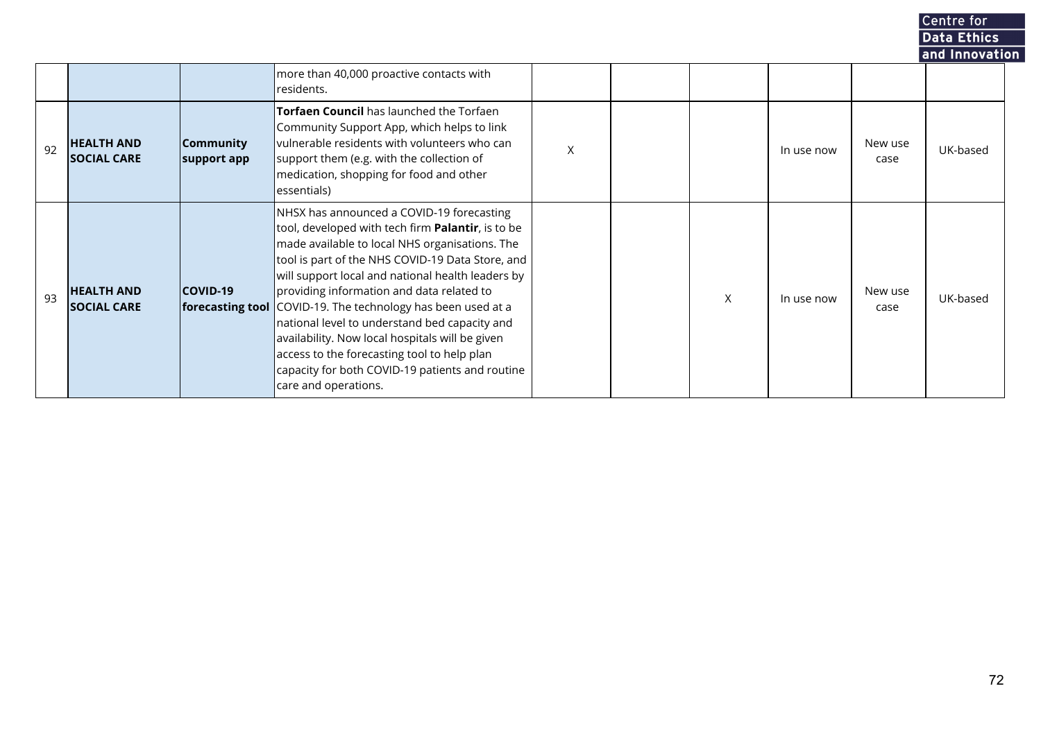| | | | | | | | | | |
|---|---|---|---|---|---|---|---|---|---|
| | | | more than 40,000 proactive contacts with residents. | | | | | | |
| 92 | **HEALTH AND SOCIAL CARE** | **Community support app** | **Torfaen Council** has launched the Torfaen Community Support App, which helps to link vulnerable residents with volunteers who can support them (e.g. with the collection of medication, shopping for food and other essentials) | X | | | In use now | New use case | UK-based |
| 93 | **HEALTH AND SOCIAL CARE** | **COVID-19 forecasting tool** | NHSX has announced a COVID-19 forecasting tool, developed with tech firm **Palantir**, is to be made available to local NHS organisations. The tool is part of the NHS COVID-19 Data Store, and will support local and national health leaders by providing information and data related to COVID-19. The technology has been used at a national level to understand bed capacity and availability. Now local hospitals will be given access to the forecasting tool to help plan capacity for both COVID-19 patients and routine care and operations. | | | X | In use now | New use case | UK-based |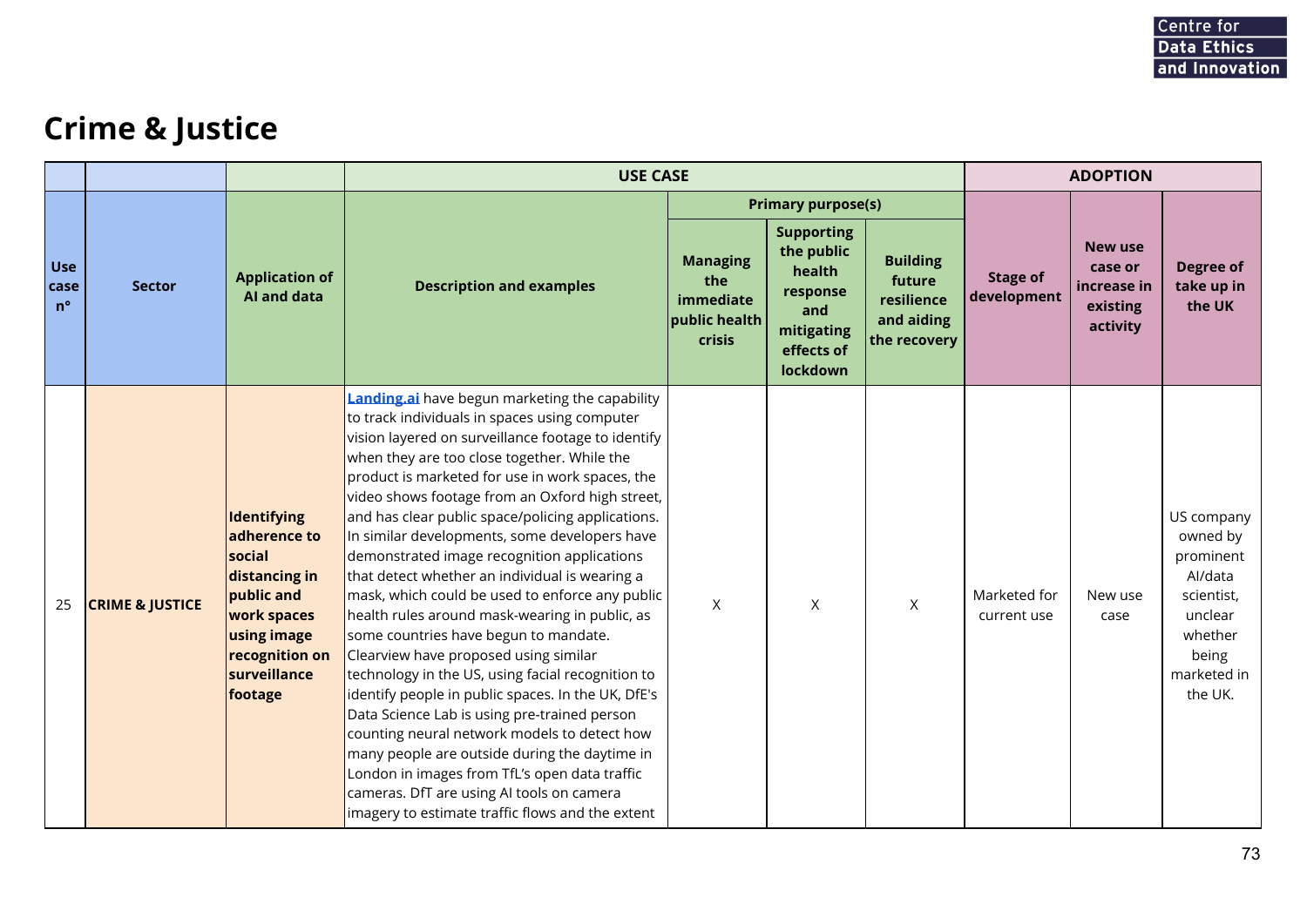# Crime & Justice

| | | | USE CASE | | | | ADOPTION | | |
|---|---|---|---|---|---|---|---|---|---|
| | | | | Primary purpose(s) | | | | | |
| Use case n° | Sector | Application of AI and data | Description and examples | Managing the immediate public health crisis | Supporting the public health response and mitigating effects of lockdown | Building future resilience and aiding the recovery | Stage of development | New use case or increase in existing activity | Degree of take up in the UK |
| 25 | **CRIME & JUSTICE** | **Identifying adherence to social distancing in public and work spaces using image recognition on surveillance footage** | **Landing.ai** have begun marketing the capability to track individuals in spaces using computer vision layered on surveillance footage to identify when they are too close together. While the product is marketed for use in work spaces, the video shows footage from an Oxford high street, and has clear public space/policing applications. In similar developments, some developers have demonstrated image recognition applications that detect whether an individual is wearing a mask, which could be used to enforce any public health rules around mask-wearing in public, as some countries have begun to mandate. Clearview have proposed using similar technology in the US, using facial recognition to identify people in public spaces. In the UK, DfE's Data Science Lab is using pre-trained person counting neural network models to detect how many people are outside during the daytime in London in images from TfL's open data traffic cameras. DfT are using AI tools on camera imagery to estimate traffic flows and the extent | X | X | X | Marketed for current use | New use case | US company owned by prominent AI/data scientist, unclear whether being marketed in the UK. |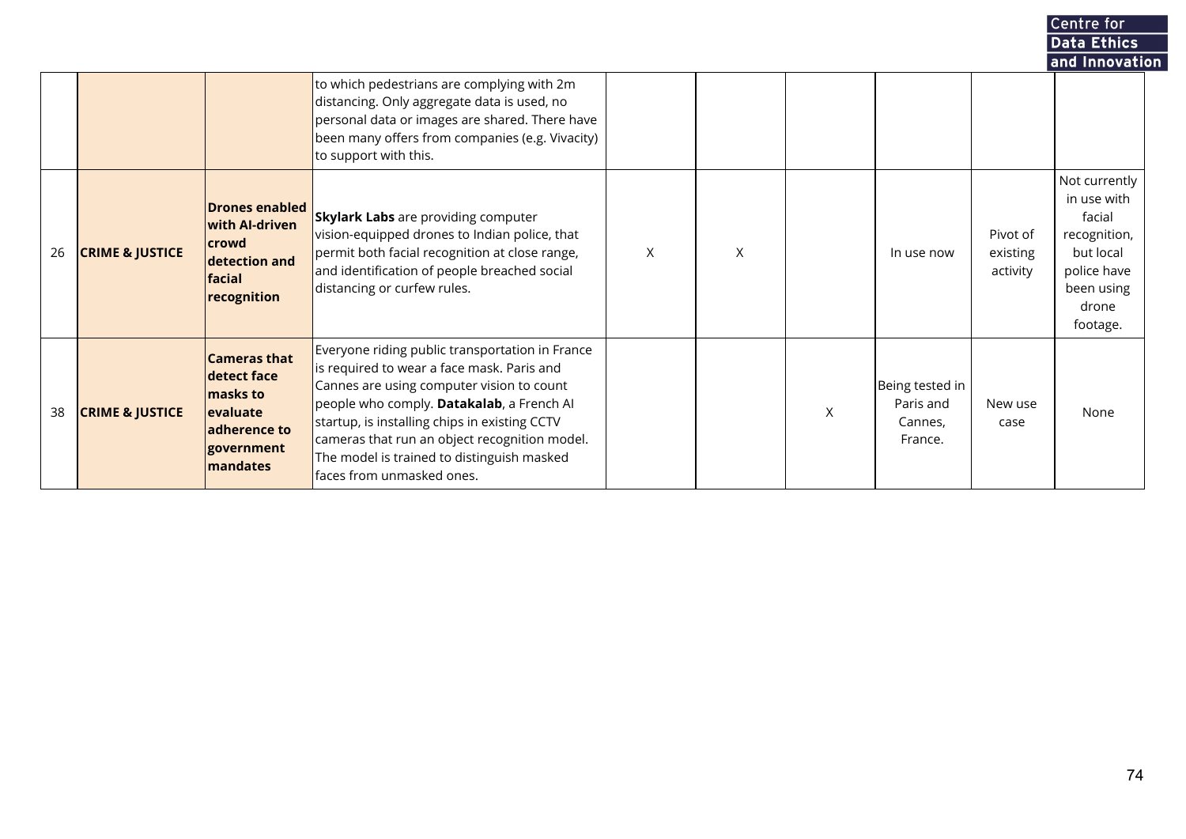| | | | | | | | | | |
|---|---|---|---|---|---|---|---|---|---|
| | | | to which pedestrians are complying with 2m distancing. Only aggregate data is used, no personal data or images are shared. There have been many offers from companies (e.g. Vivacity) to support with this. | | | | | | |
| 26 | **CRIME & JUSTICE** | **Drones enabled with AI-driven crowd detection and facial recognition** | **Skylark Labs** are providing computer vision-equipped drones to Indian police, that permit both facial recognition at close range, and identification of people breached social distancing or curfew rules. | X | X | | In use now | Pivot of existing activity | Not currently in use with facial recognition, but local police have been using drone footage. |
| 38 | **CRIME & JUSTICE** | **Cameras that detect face masks to evaluate adherence to government mandates** | Everyone riding public transportation in France is required to wear a face mask. Paris and Cannes are using computer vision to count people who comply. **Datakalab**, a French AI startup, is installing chips in existing CCTV cameras that run an object recognition model. The model is trained to distinguish masked faces from unmasked ones. | | | X | Being tested in Paris and Cannes, France. | New use case | None |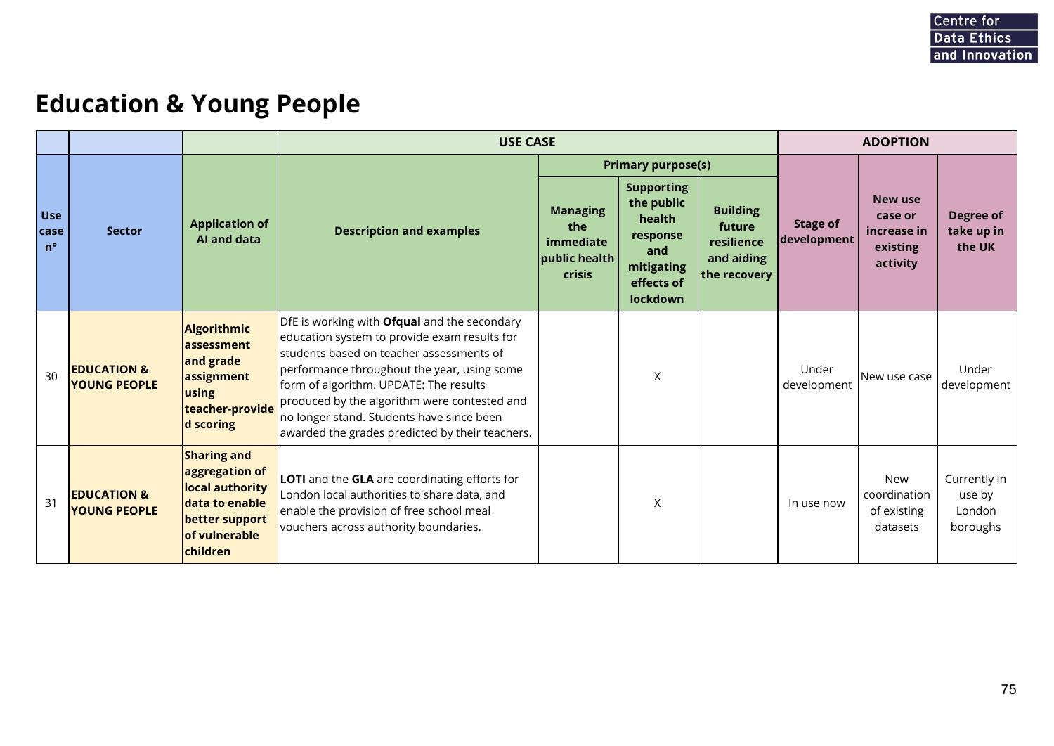# Education & Young People

| | | | USE CASE | | | | ADOPTION | | |
|---|---|---|---|---|---|---|---|---|---|
| | | | | Primary purpose(s) | | | | | |
| Use case n° | Sector | Application of AI and data | Description and examples | Managing the immediate public health crisis | Supporting the public health response and mitigating effects of lockdown | Building future resilience and aiding the recovery | Stage of development | New use case or increase in existing activity | Degree of take up in the UK |
| 30 | EDUCATION & YOUNG PEOPLE | Algorithmic assessment and grade assignment using teacher-provided scoring | DfE is working with **Ofqual** and the secondary education system to provide exam results for students based on teacher assessments of performance throughout the year, using some form of algorithm. UPDATE: The results produced by the algorithm were contested and no longer stand. Students have since been awarded the grades predicted by their teachers. | | X | | Under development | New use case | Under development |
| 31 | EDUCATION & YOUNG PEOPLE | Sharing and aggregation of local authority data to enable better support of vulnerable children | **LOTI** and the **GLA** are coordinating efforts for London local authorities to share data, and enable the provision of free school meal vouchers across authority boundaries. | | X | | In use now | New coordination of existing datasets | Currently in use by London boroughs |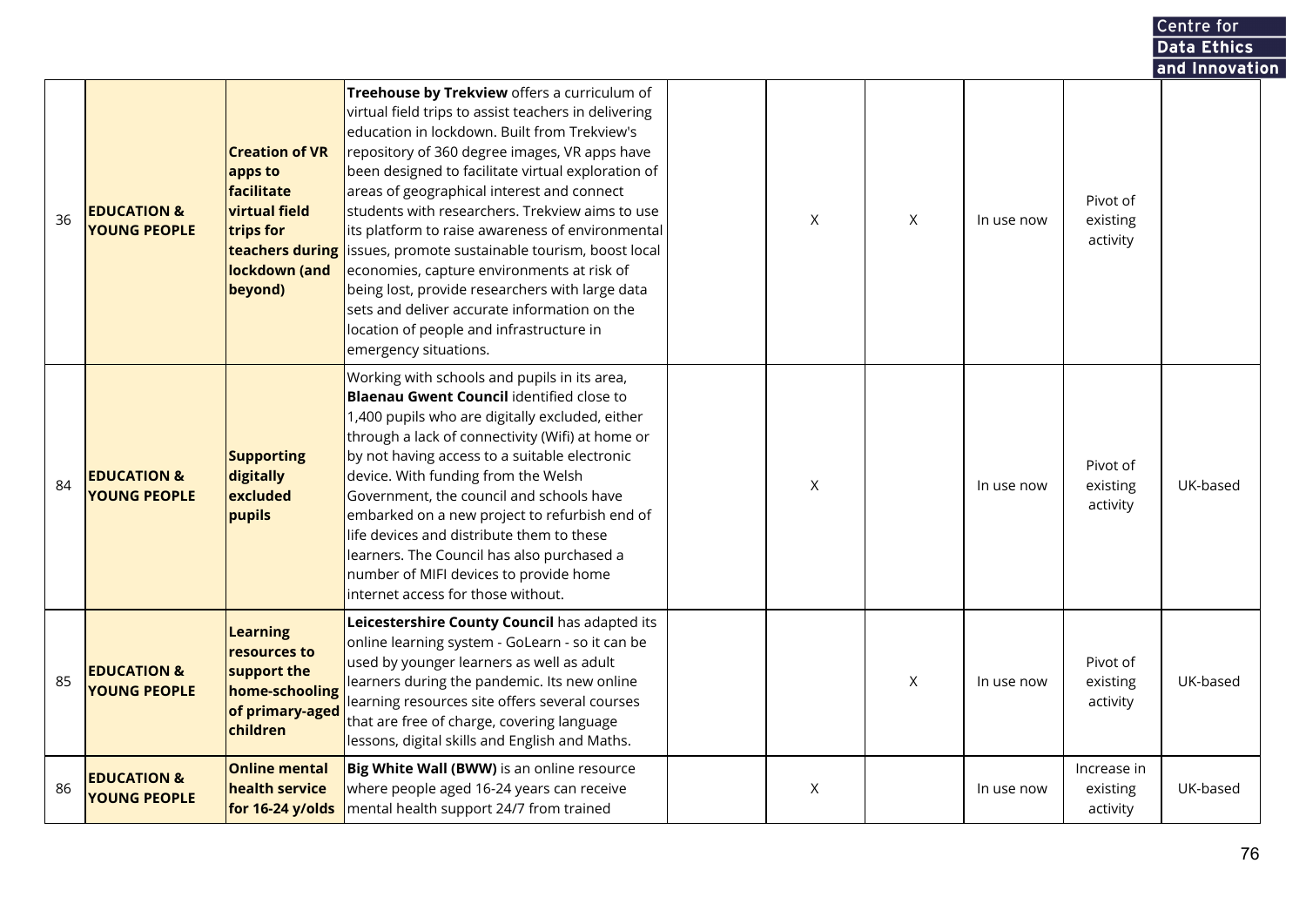| | | | | | | | | | |
|---|---|---|---|---|---|---|---|---|---|
| 36 | **EDUCATION & YOUNG PEOPLE** | **Creation of VR apps to facilitate virtual field trips for teachers during lockdown (and beyond)** | **Treehouse by Trekview** offers a curriculum of virtual field trips to assist teachers in delivering education in lockdown. Built from Trekview's repository of 360 degree images, VR apps have been designed to facilitate virtual exploration of areas of geographical interest and connect students with researchers. Trekview aims to use its platform to raise awareness of environmental issues, promote sustainable tourism, boost local economies, capture environments at risk of being lost, provide researchers with large data sets and deliver accurate information on the location of people and infrastructure in emergency situations. | | X | X | In use now | Pivot of existing activity | |
| 84 | **EDUCATION & YOUNG PEOPLE** | **Supporting digitally excluded pupils** | Working with schools and pupils in its area, **Blaenau Gwent Council** identified close to 1,400 pupils who are digitally excluded, either through a lack of connectivity (Wifi) at home or by not having access to a suitable electronic device. With funding from the Welsh Government, the council and schools have embarked on a new project to refurbish end of life devices and distribute them to these learners. The Council has also purchased a number of MIFI devices to provide home internet access for those without. | | X | | In use now | Pivot of existing activity | UK-based |
| 85 | **EDUCATION & YOUNG PEOPLE** | **Learning resources to support the home-schooling of primary-aged children** | **Leicestershire County Council** has adapted its online learning system - GoLearn - so it can be used by younger learners as well as adult learners during the pandemic. Its new online learning resources site offers several courses that are free of charge, covering language lessons, digital skills and English and Maths. | | | X | In use now | Pivot of existing activity | UK-based |
| 86 | **EDUCATION & YOUNG PEOPLE** | **Online mental health service for 16-24 y/olds** | **Big White Wall (BWW)** is an online resource where people aged 16-24 years can receive mental health support 24/7 from trained | | X | | In use now | Increase in existing activity | UK-based |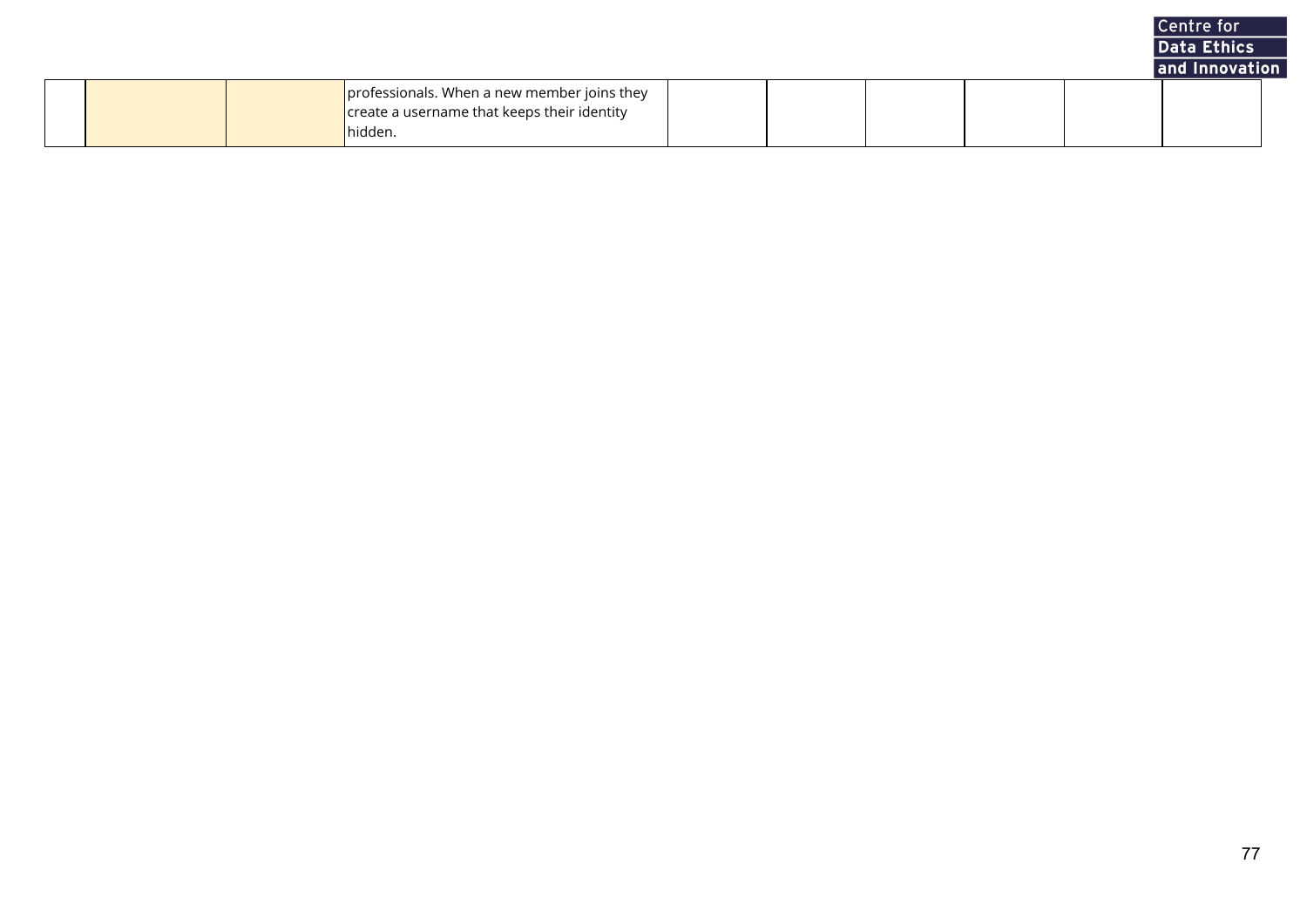| | | | | | | | | | |
|---|---|---|---|---|---|---|---|---|---|
| | | | professionals. When a new member joins they create a username that keeps their identity hidden. | | | | | | |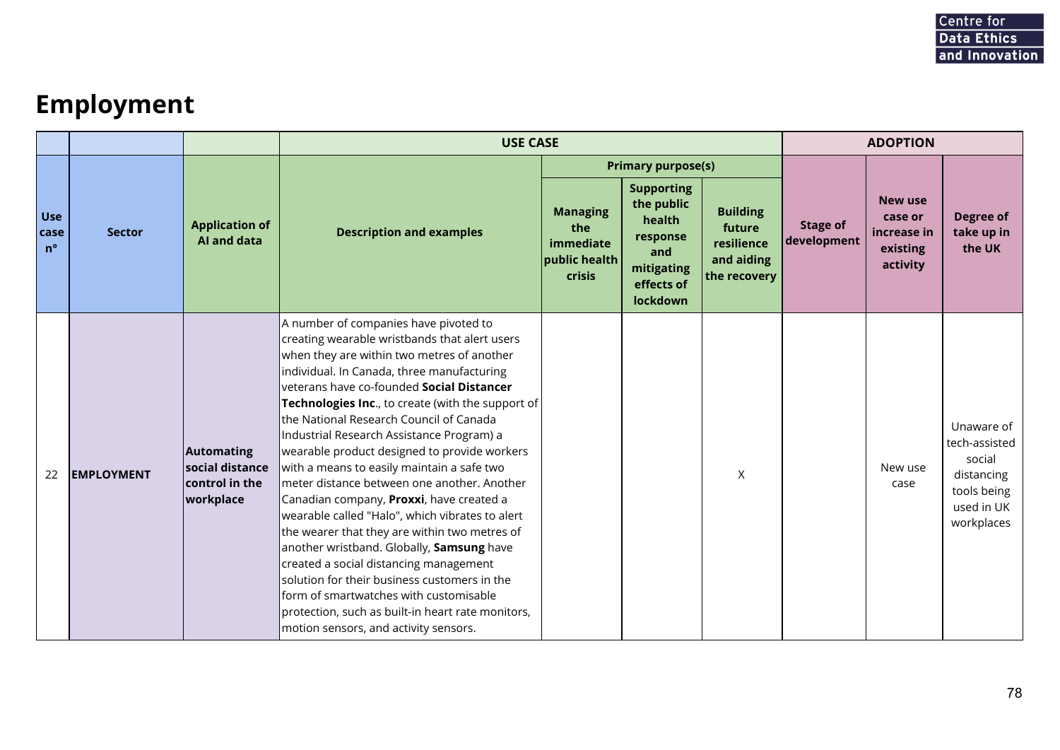# Employment

| | | | USE CASE | | | | ADOPTION | | |
|---|---|---|---|---|---|---|---|---|---|
| | | | | Primary purpose(s) | | | | | |
| Use case n° | Sector | Application of AI and data | Description and examples | Managing the immediate public health crisis | Supporting the public health response and mitigating effects of lockdown | Building future resilience and aiding the recovery | Stage of development | New use case or increase in existing activity | Degree of take up in the UK |
| 22 | **EMPLOYMENT** | **Automating social distance control in the workplace** | A number of companies have pivoted to creating wearable wristbands that alert users when they are within two metres of another individual. In Canada, three manufacturing veterans have co-founded **Social Distancer Technologies Inc.**, to create (with the support of the National Research Council of Canada Industrial Research Assistance Program) a wearable product designed to provide workers with a means to easily maintain a safe two meter distance between one another. Another Canadian company, **Proxxi**, have created a wearable called "Halo", which vibrates to alert the wearer that they are within two metres of another wristband. Globally, **Samsung** have created a social distancing management solution for their business customers in the form of smartwatches with customisable protection, such as built-in heart rate monitors, motion sensors, and activity sensors. | | | X | | New use case | Unaware of tech-assisted social distancing tools being used in UK workplaces |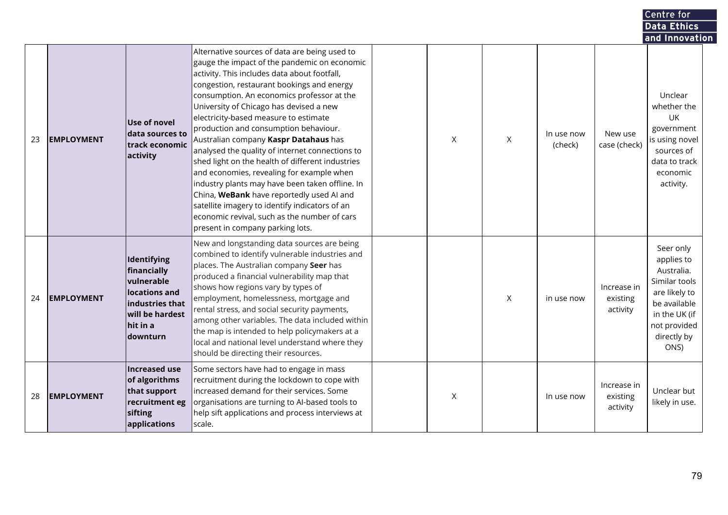| | | | | | | | | | |
|---|---|---|---|---|---|---|---|---|---|
| 23 | **EMPLOYMENT** | **Use of novel data sources to track economic activity** | Alternative sources of data are being used to gauge the impact of the pandemic on economic activity. This includes data about footfall, congestion, restaurant bookings and energy consumption. An economics professor at the University of Chicago has devised a new electricity-based measure to estimate production and consumption behaviour. Australian company **Kaspr Datahaus** has analysed the quality of internet connections to shed light on the health of different industries and economies, revealing for example when industry plants may have been taken offline. In China, **WeBank** have reportedly used AI and satellite imagery to identify indicators of an economic revival, such as the number of cars present in company parking lots. | | X | X | In use now (check) | New use case (check) | Unclear whether the UK government is using novel sources of data to track economic activity. |
| 24 | **EMPLOYMENT** | **Identifying financially vulnerable locations and industries that will be hardest hit in a downturn** | New and longstanding data sources are being combined to identify vulnerable industries and places. The Australian company **Seer** has produced a financial vulnerability map that shows how regions vary by types of employment, homelessness, mortgage and rental stress, and social security payments, among other variables. The data included within the map is intended to help policymakers at a local and national level understand where they should be directing their resources. | | | X | in use now | Increase in existing activity | Seer only applies to Australia. Similar tools are likely to be available in the UK (if not provided directly by ONS) |
| 28 | **EMPLOYMENT** | **Increased use of algorithms that support recruitment eg sifting applications** | Some sectors have had to engage in mass recruitment during the lockdown to cope with increased demand for their services. Some organisations are turning to AI-based tools to help sift applications and process interviews at scale. | | X | | In use now | Increase in existing activity | Unclear but likely in use. |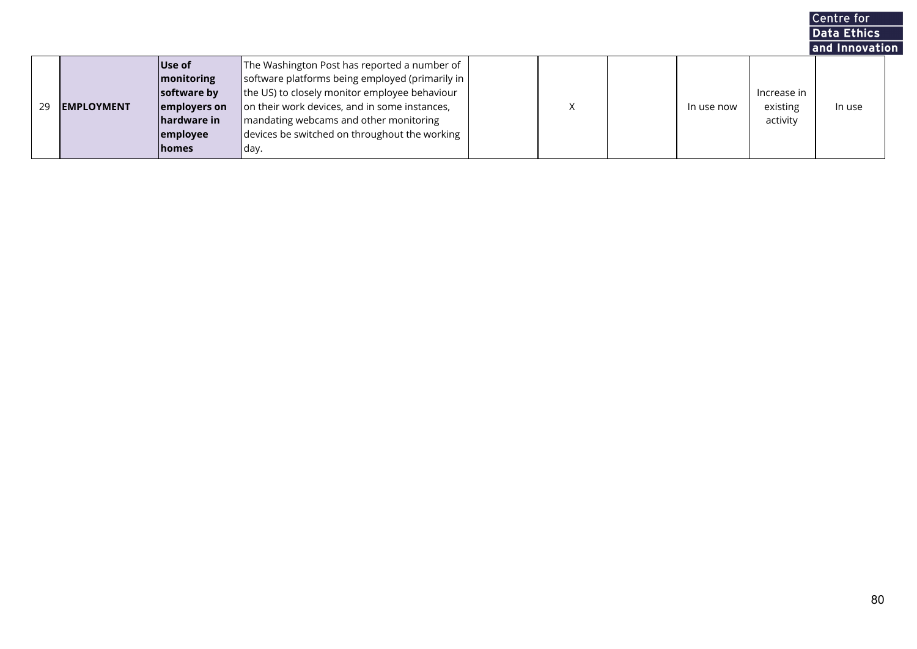| | | | | | | | | | |
|---|---|---|---|---|---|---|---|---|---|
| 29 | **EMPLOYMENT** | **Use of monitoring software by employers on hardware in employee homes** | The Washington Post has reported a number of software platforms being employed (primarily in the US) to closely monitor employee behaviour on their work devices, and in some instances, mandating webcams and other monitoring devices be switched on throughout the working day. | | X | | In use now | Increase in existing activity | In use |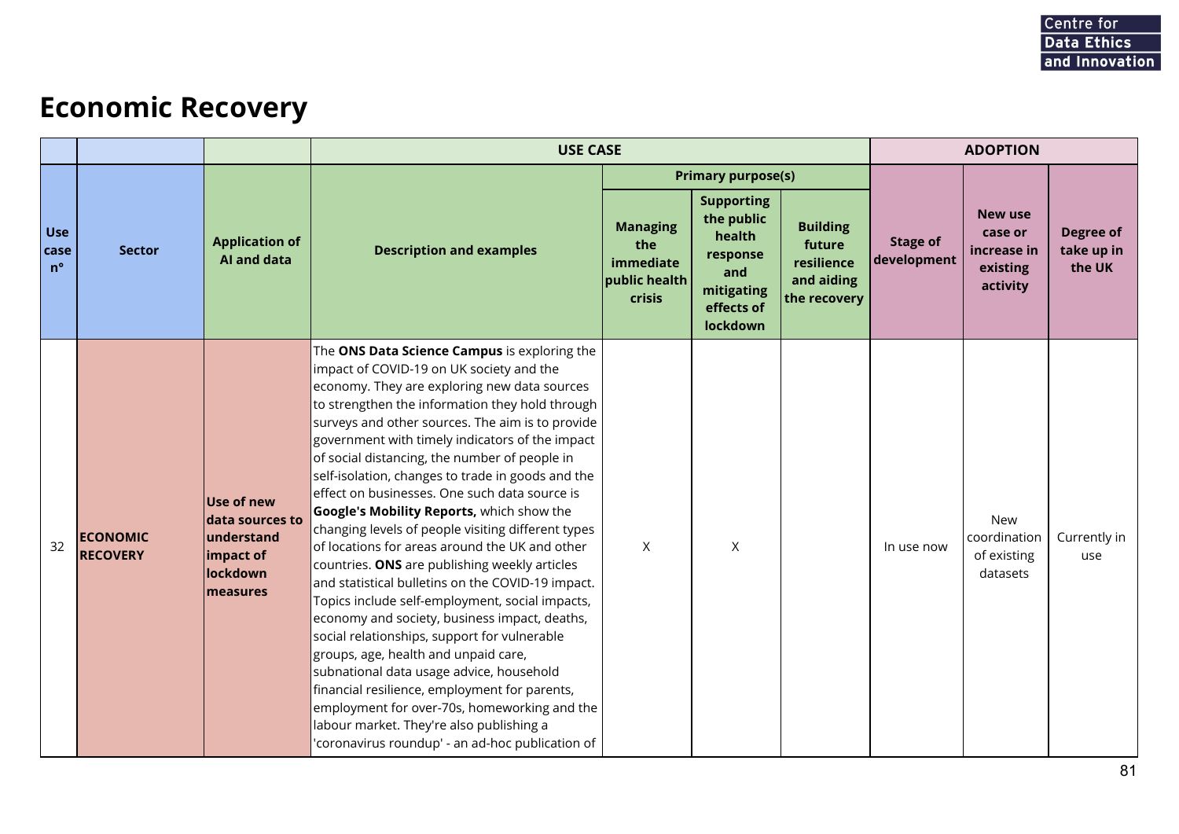# Economic Recovery

| | | | USE CASE | | | | ADOPTION | | |
|---|---|---|---|---|---|---|---|---|---|
| | | | | Primary purpose(s) | | | | | |
| Use case n° | Sector | Application of AI and data | Description and examples | Managing the immediate public health crisis | Supporting the public health response and mitigating effects of lockdown | Building future resilience and aiding the recovery | Stage of development | New use case or increase in existing activity | Degree of take up in the UK |
| 32 | **ECONOMIC RECOVERY** | **Use of new data sources to understand impact of lockdown measures** | The **ONS Data Science Campus** is exploring the impact of COVID-19 on UK society and the economy. They are exploring new data sources to strengthen the information they hold through surveys and other sources. The aim is to provide government with timely indicators of the impact of social distancing, the number of people in self-isolation, changes to trade in goods and the effect on businesses. One such data source is **Google's Mobility Reports,** which show the changing levels of people visiting different types of locations for areas around the UK and other countries. **ONS** are publishing weekly articles and statistical bulletins on the COVID-19 impact. Topics include self-employment, social impacts, economy and society, business impact, deaths, social relationships, support for vulnerable groups, age, health and unpaid care, subnational data usage advice, household financial resilience, employment for parents, employment for over-70s, homeworking and the labour market. They're also publishing a 'coronavirus roundup' - an ad-hoc publication of | X | X | | In use now | New coordination of existing datasets | Currently in use |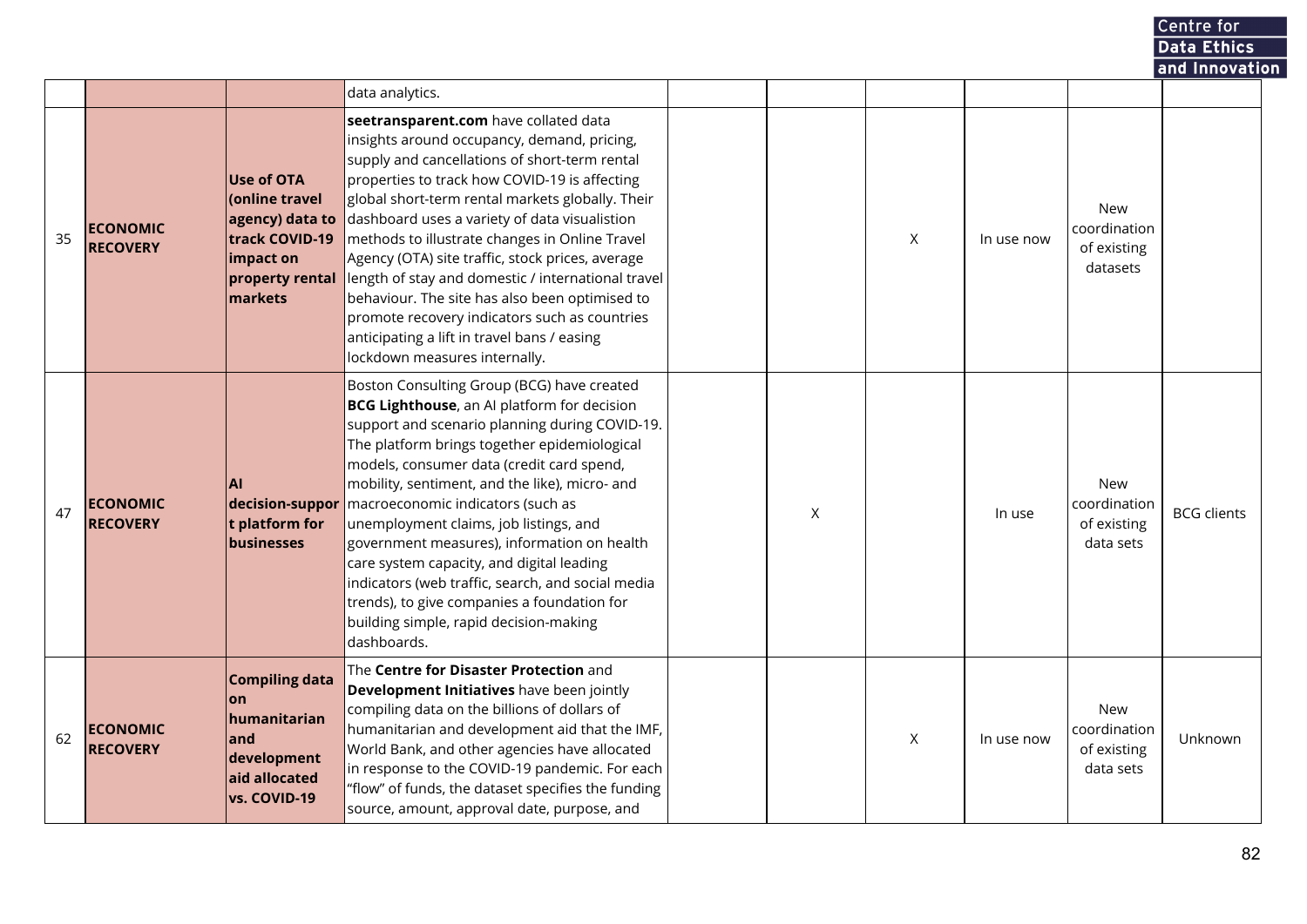| | | | | | | | | | |
|---|---|---|---|---|---|---|---|---|---|
| | | | data analytics. | | | | | | |
| 35 | **ECONOMIC RECOVERY** | **Use of OTA (online travel agency) data to track COVID-19 impact on property rental markets** | **seetransparent.com** have collated data insights around occupancy, demand, pricing, supply and cancellations of short-term rental properties to track how COVID-19 is affecting global short-term rental markets globally. Their dashboard uses a variety of data visualistion methods to illustrate changes in Online Travel Agency (OTA) site traffic, stock prices, average length of stay and domestic / international travel behaviour. The site has also been optimised to promote recovery indicators such as countries anticipating a lift in travel bans / easing lockdown measures internally. | | | X | In use now | New coordination of existing datasets | |
| 47 | **ECONOMIC RECOVERY** | **AI decision-support platform for businesses** | Boston Consulting Group (BCG) have created **BCG Lighthouse**, an AI platform for decision support and scenario planning during COVID-19. The platform brings together epidemiological models, consumer data (credit card spend, mobility, sentiment, and the like), micro- and macroeconomic indicators (such as unemployment claims, job listings, and government measures), information on health care system capacity, and digital leading indicators (web traffic, search, and social media trends), to give companies a foundation for building simple, rapid decision-making dashboards. | | X | | In use | New coordination of existing data sets | BCG clients |
| 62 | **ECONOMIC RECOVERY** | **Compiling data on humanitarian and development aid allocated vs. COVID-19** | The **Centre for Disaster Protection** and **Development Initiatives** have been jointly compiling data on the billions of dollars of humanitarian and development aid that the IMF, World Bank, and other agencies have allocated in response to the COVID-19 pandemic. For each "flow" of funds, the dataset specifies the funding source, amount, approval date, purpose, and | | | X | In use now | New coordination of existing data sets | Unknown |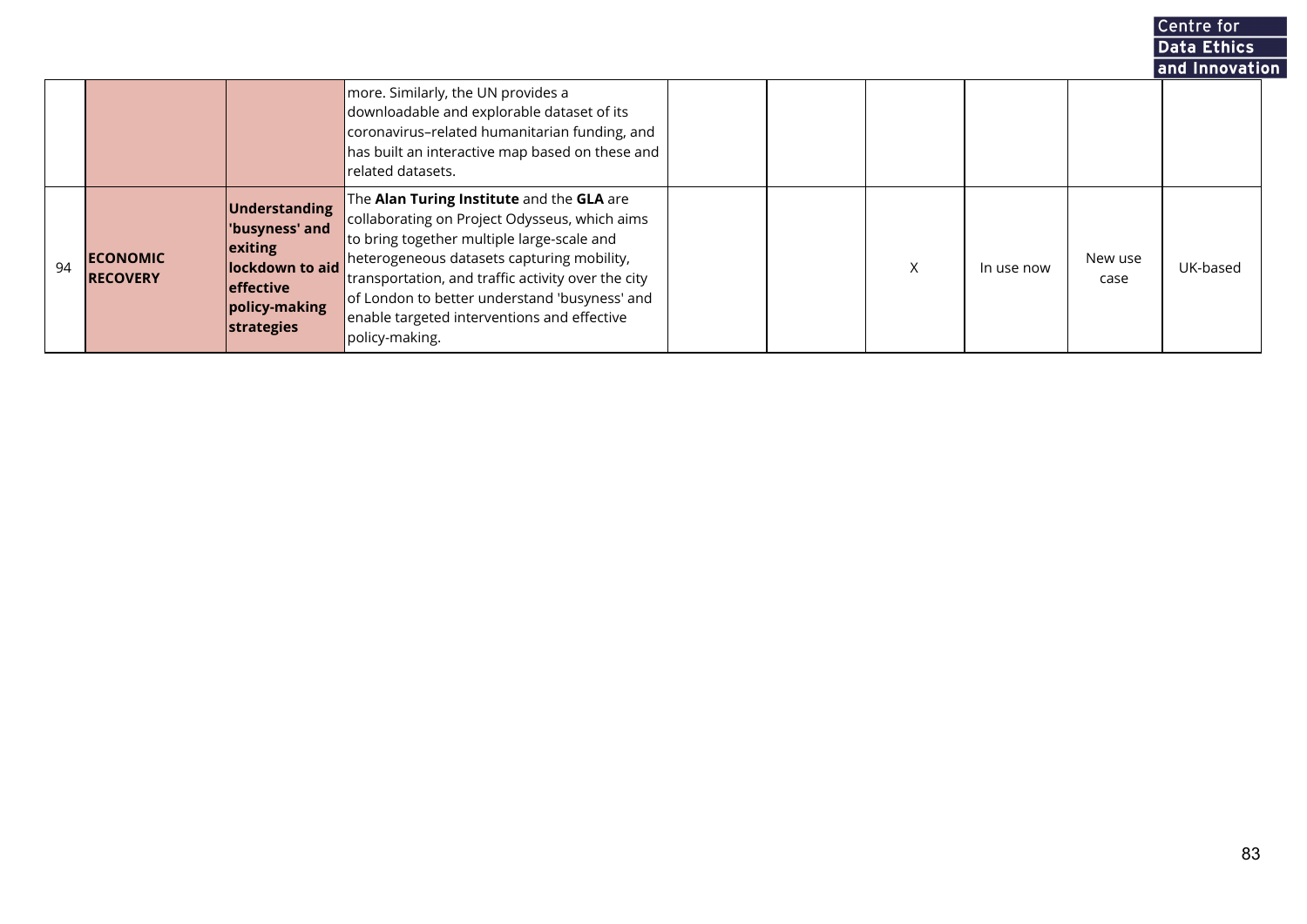| | | | | | | | | | |
|---|---|---|---|---|---|---|---|---|---|
| | | | more. Similarly, the UN provides a downloadable and explorable dataset of its coronavirus–related humanitarian funding, and has built an interactive map based on these and related datasets. | | | | | | |
| 94 | **ECONOMIC RECOVERY** | **Understanding 'busyness' and exiting lockdown to aid effective policy-making strategies** | The **Alan Turing Institute** and the **GLA** are collaborating on Project Odysseus, which aims to bring together multiple large-scale and heterogeneous datasets capturing mobility, transportation, and traffic activity over the city of London to better understand 'busyness' and enable targeted interventions and effective policy-making. | | | X | In use now | New use case | UK-based |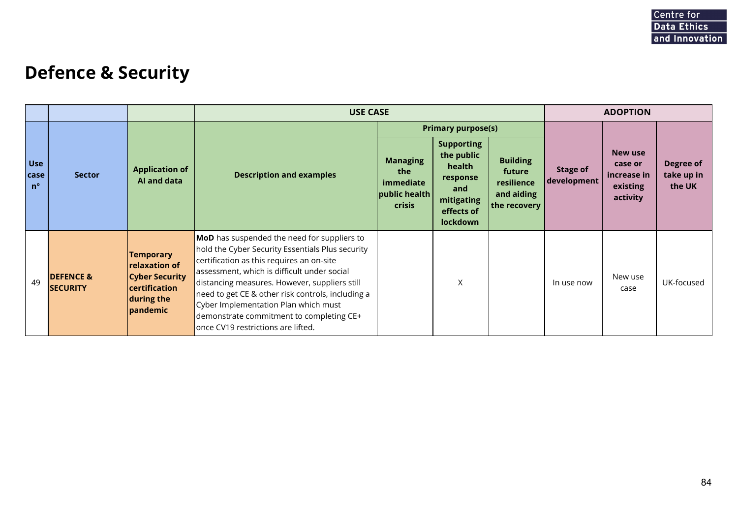# Defence & Security

| | | | USE CASE | | | | ADOPTION | | |
|---|---|---|---|---|---|---|---|---|---|
| | | | | Primary purpose(s) | | | | | |
| **Use case n°** | **Sector** | **Application of AI and data** | **Description and examples** | **Managing the immediate public health crisis** | **Supporting the public health response and mitigating effects of lockdown** | **Building future resilience and aiding the recovery** | **Stage of development** | **New use case or increase in existing activity** | **Degree of take up in the UK** |
| 49 | **DEFENCE & SECURITY** | **Temporary relaxation of Cyber Security certification during the pandemic** | **MoD** has suspended the need for suppliers to hold the Cyber Security Essentials Plus security certification as this requires an on-site assessment, which is difficult under social distancing measures. However, suppliers still need to get CE & other risk controls, including a Cyber Implementation Plan which must demonstrate commitment to completing CE+ once CV19 restrictions are lifted. | | X | | In use now | New use case | UK-focused |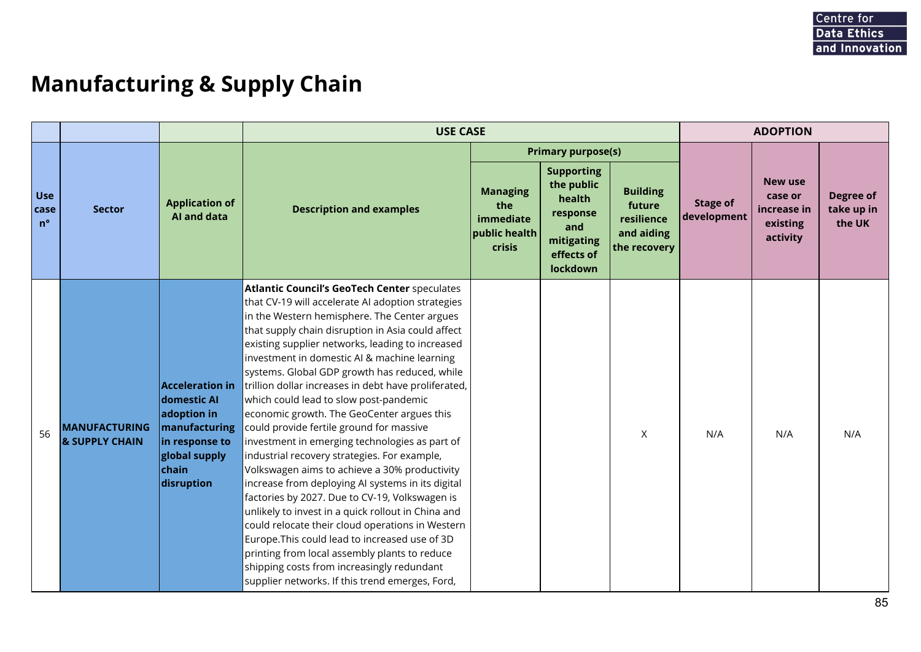# Manufacturing & Supply Chain

| | | | USE CASE | | | | ADOPTION | | |
|---|---|---|---|---|---|---|---|---|---|
| | | | | Primary purpose(s) | | | | | |
| Use case n° | Sector | Application of AI and data | Description and examples | Managing the immediate public health crisis | Supporting the public health response and mitigating effects of lockdown | Building future resilience and aiding the recovery | Stage of development | New use case or increase in existing activity | Degree of take up in the UK |
| 56 | **MANUFACTURING & SUPPLY CHAIN** | **Acceleration in domestic AI adoption in manufacturing in response to global supply chain disruption** | **Atlantic Council's GeoTech Center** speculates that CV-19 will accelerate AI adoption strategies in the Western hemisphere. The Center argues that supply chain disruption in Asia could affect existing supplier networks, leading to increased investment in domestic AI & machine learning systems. Global GDP growth has reduced, while trillion dollar increases in debt have proliferated, which could lead to slow post-pandemic economic growth. The GeoCenter argues this could provide fertile ground for massive investment in emerging technologies as part of industrial recovery strategies. For example, Volkswagen aims to achieve a 30% productivity increase from deploying AI systems in its digital factories by 2027. Due to CV-19, Volkswagen is unlikely to invest in a quick rollout in China and could relocate their cloud operations in Western Europe.This could lead to increased use of 3D printing from local assembly plants to reduce shipping costs from increasingly redundant supplier networks. If this trend emerges, Ford, | | | X | N/A | N/A | N/A |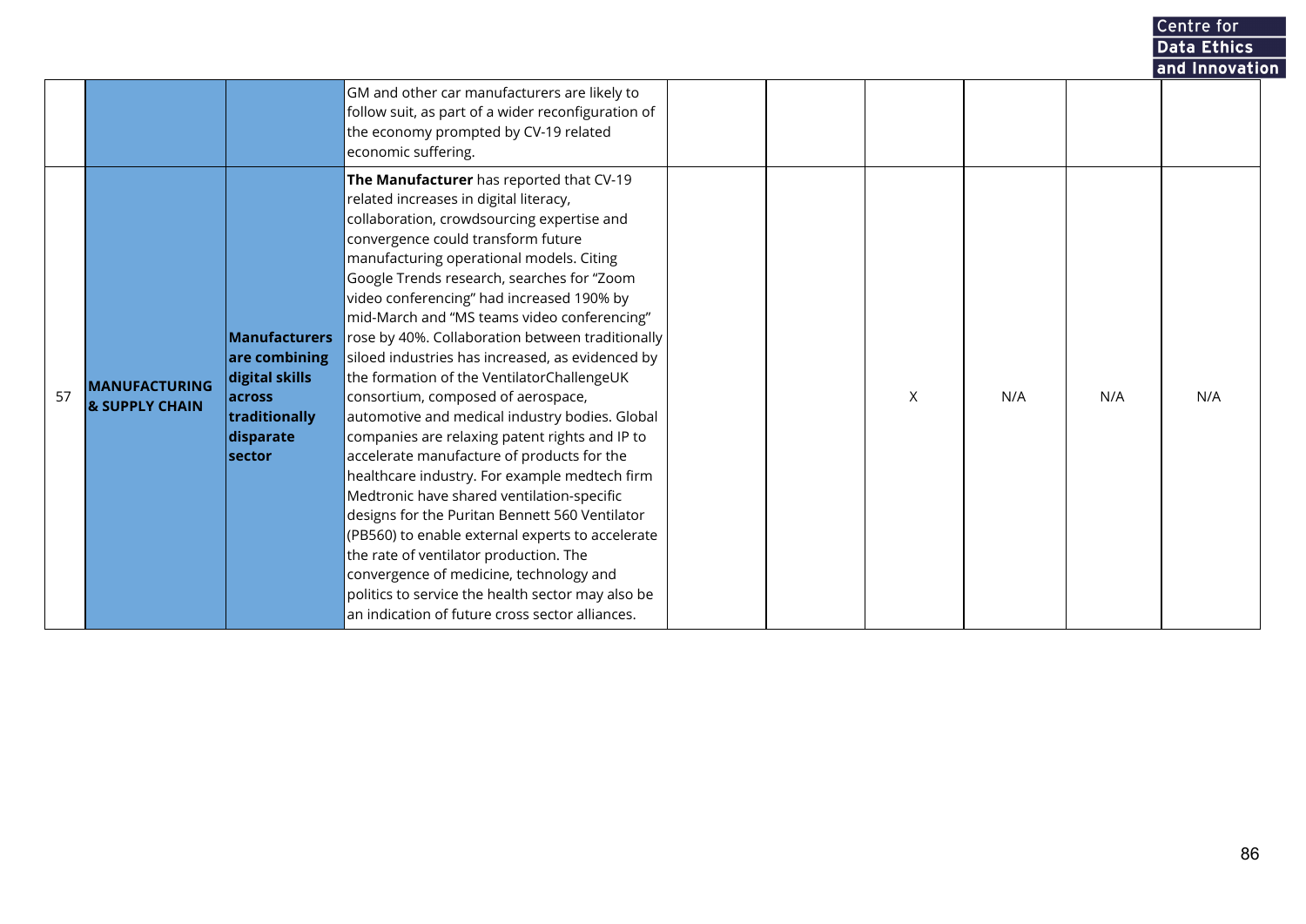| | | | | | | | | | |
|---|---|---|---|---|---|---|---|---|---|
| | | | GM and other car manufacturers are likely to follow suit, as part of a wider reconfiguration of the economy prompted by CV-19 related economic suffering. | | | | | | |
| 57 | **MANUFACTURING & SUPPLY CHAIN** | **Manufacturers are combining digital skills across traditionally disparate sector** | **The Manufacturer** has reported that CV-19 related increases in digital literacy, collaboration, crowdsourcing expertise and convergence could transform future manufacturing operational models. Citing Google Trends research, searches for "Zoom video conferencing" had increased 190% by mid-March and "MS teams video conferencing" rose by 40%. Collaboration between traditionally siloed industries has increased, as evidenced by the formation of the VentilatorChallengeUK consortium, composed of aerospace, automotive and medical industry bodies. Global companies are relaxing patent rights and IP to accelerate manufacture of products for the healthcare industry. For example medtech firm Medtronic have shared ventilation-specific designs for the Puritan Bennett 560 Ventilator (PB560) to enable external experts to accelerate the rate of ventilator production. The convergence of medicine, technology and politics to service the health sector may also be an indication of future cross sector alliances. | | | X | N/A | N/A | N/A |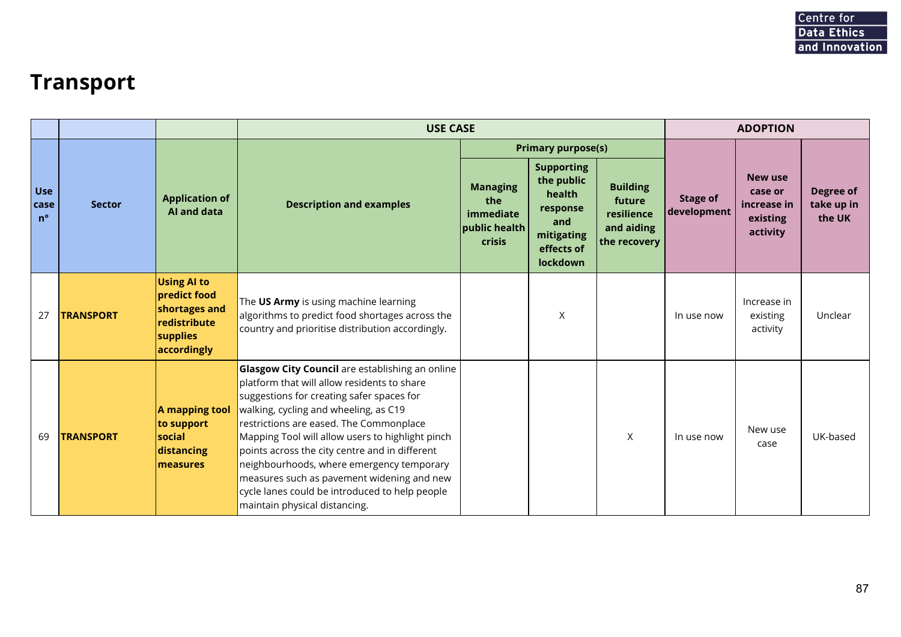# Transport

| | | | USE CASE | | | | ADOPTION | | |
|---|---|---|---|---|---|---|---|---|---|
| | | | | Primary purpose(s) | | | | | |
| Use case n° | Sector | Application of AI and data | Description and examples | Managing the immediate public health crisis | Supporting the public health response and mitigating effects of lockdown | Building future resilience and aiding the recovery | Stage of development | New use case or increase in existing activity | Degree of take up in the UK |
| 27 | **TRANSPORT** | **Using AI to predict food shortages and redistribute supplies accordingly** | The **US Army** is using machine learning algorithms to predict food shortages across the country and prioritise distribution accordingly. | | X | | In use now | Increase in existing activity | Unclear |
| 69 | **TRANSPORT** | **A mapping tool to support social distancing measures** | **Glasgow City Council** are establishing an online platform that will allow residents to share suggestions for creating safer spaces for walking, cycling and wheeling, as C19 restrictions are eased. The Commonplace Mapping Tool will allow users to highlight pinch points across the city centre and in different neighbourhoods, where emergency temporary measures such as pavement widening and new cycle lanes could be introduced to help people maintain physical distancing. | | | X | In use now | New use case | UK-based |